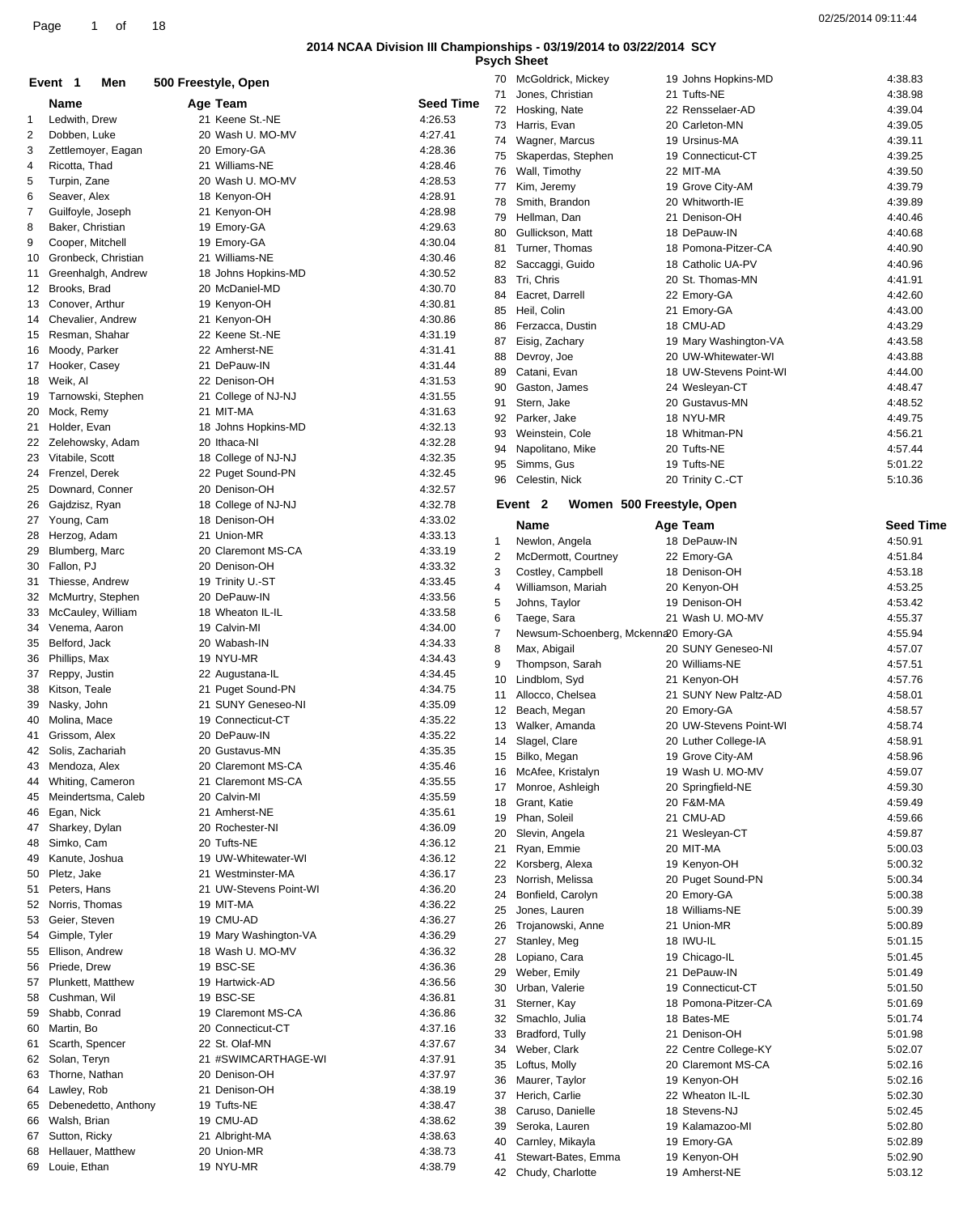# 2014 NCAA Division III Championships - 03/19/2014 to 03/22/2014 SCY

## Psych Sheet

### Event 1 Men 500 Freestyle, Open

| | Name | Age | Team | Seed Time |
|---|---|---|---|---|
| 1 | Ledwith, Drew | 21 | Keene St.-NE | 4:26.53 |
| 2 | Dobben, Luke | 20 | Wash U. MO-MV | 4:27.41 |
| 3 | Zettlemoyer, Eagan | 20 | Emory-GA | 4:28.36 |
| 4 | Ricotta, Thad | 21 | Williams-NE | 4:28.46 |
| 5 | Turpin, Zane | 20 | Wash U. MO-MV | 4:28.53 |
| 6 | Seaver, Alex | 18 | Kenyon-OH | 4:28.91 |
| 7 | Guilfoyle, Joseph | 21 | Kenyon-OH | 4:28.98 |
| 8 | Baker, Christian | 19 | Emory-GA | 4:29.63 |
| 9 | Cooper, Mitchell | 19 | Emory-GA | 4:30.04 |
| 10 | Gronbeck, Christian | 21 | Williams-NE | 4:30.46 |
| 11 | Greenhalgh, Andrew | 18 | Johns Hopkins-MD | 4:30.52 |
| 12 | Brooks, Brad | 20 | McDaniel-MD | 4:30.70 |
| 13 | Conover, Arthur | 19 | Kenyon-OH | 4:30.81 |
| 14 | Chevalier, Andrew | 21 | Kenyon-OH | 4:30.86 |
| 15 | Resman, Shahar | 22 | Keene St.-NE | 4:31.19 |
| 16 | Moody, Parker | 22 | Amherst-NE | 4:31.41 |
| 17 | Hooker, Casey | 21 | DePauw-IN | 4:31.44 |
| 18 | Weik, Al | 22 | Denison-OH | 4:31.53 |
| 19 | Tarnowski, Stephen | 21 | College of NJ-NJ | 4:31.55 |
| 20 | Mock, Remy | 21 | MIT-MA | 4:31.63 |
| 21 | Holder, Evan | 18 | Johns Hopkins-MD | 4:32.13 |
| 22 | Zelehowsky, Adam | 20 | Ithaca-NI | 4:32.28 |
| 23 | Vitabile, Scott | 18 | College of NJ-NJ | 4:32.35 |
| 24 | Frenzel, Derek | 22 | Puget Sound-PN | 4:32.45 |
| 25 | Downard, Conner | 20 | Denison-OH | 4:32.57 |
| 26 | Gajdzisz, Ryan | 18 | College of NJ-NJ | 4:32.78 |
| 27 | Young, Cam | 18 | Denison-OH | 4:33.02 |
| 28 | Herzog, Adam | 21 | Union-MR | 4:33.13 |
| 29 | Blumberg, Marc | 20 | Claremont MS-CA | 4:33.19 |
| 30 | Fallon, PJ | 20 | Denison-OH | 4:33.32 |
| 31 | Thiesse, Andrew | 19 | Trinity U.-ST | 4:33.45 |
| 32 | McMurtry, Stephen | 20 | DePauw-IN | 4:33.56 |
| 33 | McCauley, William | 18 | Wheaton IL-IL | 4:33.58 |
| 34 | Venema, Aaron | 19 | Calvin-MI | 4:34.00 |
| 35 | Belford, Jack | 20 | Wabash-IN | 4:34.33 |
| 36 | Phillips, Max | 19 | NYU-MR | 4:34.43 |
| 37 | Reppy, Justin | 22 | Augustana-IL | 4:34.45 |
| 38 | Kitson, Teale | 21 | Puget Sound-PN | 4:34.75 |
| 39 | Nasky, John | 21 | SUNY Geneseo-NI | 4:35.09 |
| 40 | Molina, Mace | 19 | Connecticut-CT | 4:35.22 |
| 41 | Grissom, Alex | 20 | DePauw-IN | 4:35.22 |
| 42 | Solis, Zachariah | 20 | Gustavus-MN | 4:35.35 |
| 43 | Mendoza, Alex | 20 | Claremont MS-CA | 4:35.46 |
| 44 | Whiting, Cameron | 21 | Claremont MS-CA | 4:35.55 |
| 45 | Meindertsma, Caleb | 20 | Calvin-MI | 4:35.59 |
| 46 | Egan, Nick | 21 | Amherst-NE | 4:35.61 |
| 47 | Sharkey, Dylan | 20 | Rochester-NI | 4:36.09 |
| 48 | Simko, Cam | 20 | Tufts-NE | 4:36.12 |
| 49 | Kanute, Joshua | 19 | UW-Whitewater-WI | 4:36.12 |
| 50 | Pletz, Jake | 21 | Westminster-MA | 4:36.17 |
| 51 | Peters, Hans | 21 | UW-Stevens Point-WI | 4:36.20 |
| 52 | Norris, Thomas | 19 | MIT-MA | 4:36.22 |
| 53 | Geier, Steven | 19 | CMU-AD | 4:36.27 |
| 54 | Gimple, Tyler | 19 | Mary Washington-VA | 4:36.29 |
| 55 | Ellison, Andrew | 18 | Wash U. MO-MV | 4:36.32 |
| 56 | Priede, Drew | 19 | BSC-SE | 4:36.36 |
| 57 | Plunkett, Matthew | 19 | Hartwick-AD | 4:36.56 |
| 58 | Cushman, Wil | 19 | BSC-SE | 4:36.81 |
| 59 | Shabb, Conrad | 19 | Claremont MS-CA | 4:36.86 |
| 60 | Martin, Bo | 20 | Connecticut-CT | 4:37.16 |
| 61 | Scarth, Spencer | 22 | St. Olaf-MN | 4:37.67 |
| 62 | Solan, Teryn | 21 | #SWIMCARTHAGE-WI | 4:37.91 |
| 63 | Thorne, Nathan | 20 | Denison-OH | 4:37.97 |
| 64 | Lawley, Rob | 21 | Denison-OH | 4:38.19 |
| 65 | Debenedetto, Anthony | 19 | Tufts-NE | 4:38.47 |
| 66 | Walsh, Brian | 19 | CMU-AD | 4:38.62 |
| 67 | Sutton, Ricky | 21 | Albright-MA | 4:38.63 |
| 68 | Hellauer, Matthew | 20 | Union-MR | 4:38.73 |
| 69 | Louie, Ethan | 19 | NYU-MR | 4:38.79 |
| 70 | McGoldrick, Mickey | 19 | Johns Hopkins-MD | 4:38.83 |
| 71 | Jones, Christian | 21 | Tufts-NE | 4:38.98 |
| 72 | Hosking, Nate | 22 | Rensselaer-AD | 4:39.04 |
| 73 | Harris, Evan | 20 | Carleton-MN | 4:39.05 |
| 74 | Wagner, Marcus | 19 | Ursinus-MA | 4:39.11 |
| 75 | Skaperdas, Stephen | 19 | Connecticut-CT | 4:39.25 |
| 76 | Wall, Timothy | 22 | MIT-MA | 4:39.50 |
| 77 | Kim, Jeremy | 19 | Grove City-AM | 4:39.79 |
| 78 | Smith, Brandon | 20 | Whitworth-IE | 4:39.89 |
| 79 | Hellman, Dan | 21 | Denison-OH | 4:40.46 |
| 80 | Gullickson, Matt | 18 | DePauw-IN | 4:40.68 |
| 81 | Turner, Thomas | 18 | Pomona-Pitzer-CA | 4:40.90 |
| 82 | Saccaggi, Guido | 18 | Catholic UA-PV | 4:40.96 |
| 83 | Tri, Chris | 20 | St. Thomas-MN | 4:41.91 |
| 84 | Eacret, Darrell | 22 | Emory-GA | 4:42.60 |
| 85 | Heil, Colin | 21 | Emory-GA | 4:43.00 |
| 86 | Ferzacca, Dustin | 18 | CMU-AD | 4:43.29 |
| 87 | Eisig, Zachary | 19 | Mary Washington-VA | 4:43.58 |
| 88 | Devroy, Joe | 20 | UW-Whitewater-WI | 4:43.88 |
| 89 | Catani, Evan | 18 | UW-Stevens Point-WI | 4:44.00 |
| 90 | Gaston, James | 24 | Wesleyan-CT | 4:48.47 |
| 91 | Stern, Jake | 20 | Gustavus-MN | 4:48.52 |
| 92 | Parker, Jake | 18 | NYU-MR | 4:49.75 |
| 93 | Weinstein, Cole | 18 | Whitman-PN | 4:56.21 |
| 94 | Napolitano, Mike | 20 | Tufts-NE | 4:57.44 |
| 95 | Simms, Gus | 19 | Tufts-NE | 5:01.22 |
| 96 | Celestin, Nick | 20 | Trinity C.-CT | 5:10.36 |

### Event 2 Women 500 Freestyle, Open

| | Name | Age | Team | Seed Time |
|---|---|---|---|---|
| 1 | Newlon, Angela | 18 | DePauw-IN | 4:50.91 |
| 2 | McDermott, Courtney | 22 | Emory-GA | 4:51.84 |
| 3 | Costley, Campbell | 18 | Denison-OH | 4:53.18 |
| 4 | Williamson, Mariah | 20 | Kenyon-OH | 4:53.25 |
| 5 | Johns, Taylor | 19 | Denison-OH | 4:53.42 |
| 6 | Taege, Sara | 21 | Wash U. MO-MV | 4:55.37 |
| 7 | Newsum-Schoenberg, Mckenna | 20 | Emory-GA | 4:55.94 |
| 8 | Max, Abigail | 20 | SUNY Geneseo-NI | 4:57.07 |
| 9 | Thompson, Sarah | 20 | Williams-NE | 4:57.51 |
| 10 | Lindblom, Syd | 21 | Kenyon-OH | 4:57.76 |
| 11 | Allocco, Chelsea | 21 | SUNY New Paltz-AD | 4:58.01 |
| 12 | Beach, Megan | 20 | Emory-GA | 4:58.57 |
| 13 | Walker, Amanda | 20 | UW-Stevens Point-WI | 4:58.74 |
| 14 | Slagel, Clare | 20 | Luther College-IA | 4:58.91 |
| 15 | Bilko, Megan | 19 | Grove City-AM | 4:58.96 |
| 16 | McAfee, Kristalyn | 19 | Wash U. MO-MV | 4:59.07 |
| 17 | Monroe, Ashleigh | 20 | Springfield-NE | 4:59.30 |
| 18 | Grant, Katie | 20 | F&M-MA | 4:59.49 |
| 19 | Phan, Soleil | 21 | CMU-AD | 4:59.66 |
| 20 | Slevin, Angela | 21 | Wesleyan-CT | 4:59.87 |
| 21 | Ryan, Emmie | 20 | MIT-MA | 5:00.03 |
| 22 | Korsberg, Alexa | 19 | Kenyon-OH | 5:00.32 |
| 23 | Norrish, Melissa | 20 | Puget Sound-PN | 5:00.34 |
| 24 | Bonfield, Carolyn | 20 | Emory-GA | 5:00.38 |
| 25 | Jones, Lauren | 18 | Williams-NE | 5:00.39 |
| 26 | Trojanowski, Anne | 21 | Union-MR | 5:00.89 |
| 27 | Stanley, Meg | 18 | IWU-IL | 5:01.15 |
| 28 | Lopiano, Cara | 19 | Chicago-IL | 5:01.45 |
| 29 | Weber, Emily | 21 | DePauw-IN | 5:01.49 |
| 30 | Urban, Valerie | 19 | Connecticut-CT | 5:01.50 |
| 31 | Sterner, Kay | 18 | Pomona-Pitzer-CA | 5:01.69 |
| 32 | Smachlo, Julia | 18 | Bates-ME | 5:01.74 |
| 33 | Bradford, Tully | 21 | Denison-OH | 5:01.98 |
| 34 | Weber, Clark | 22 | Centre College-KY | 5:02.07 |
| 35 | Loftus, Molly | 20 | Claremont MS-CA | 5:02.16 |
| 36 | Maurer, Taylor | 19 | Kenyon-OH | 5:02.16 |
| 37 | Herich, Carlie | 22 | Wheaton IL-IL | 5:02.30 |
| 38 | Caruso, Danielle | 18 | Stevens-NJ | 5:02.45 |
| 39 | Seroka, Lauren | 19 | Kalamazoo-MI | 5:02.80 |
| 40 | Carnley, Mikayla | 19 | Emory-GA | 5:02.89 |
| 41 | Stewart-Bates, Emma | 19 | Kenyon-OH | 5:02.90 |
| 42 | Chudy, Charlotte | 19 | Amherst-NE | 5:03.12 |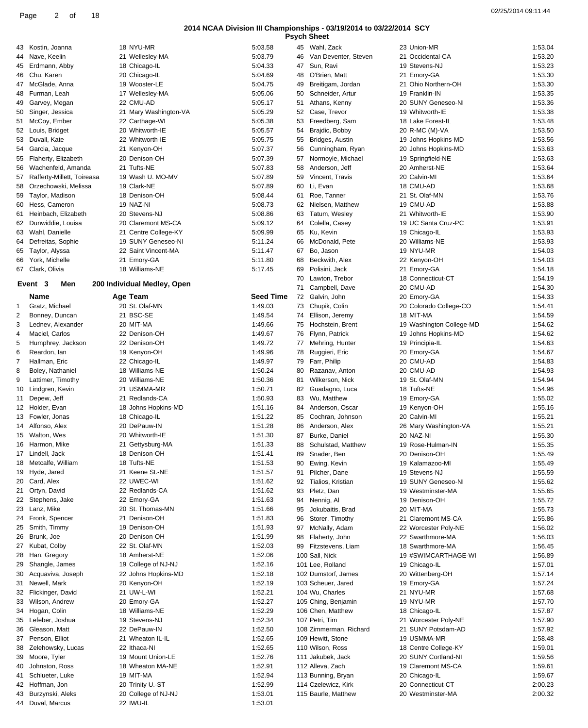## 2014 NCAA Division III Championships - 03/19/2014 to 03/22/2014 SCY

### Psych Sheet

| # | Name | Age | Team | Seed Time |
|---|---|---|---|---|
| 43 | Kostin, Joanna | 18 | NYU-MR | 5:03.58 |
| 44 | Nave, Keelin | 21 | Wellesley-MA | 5:03.79 |
| 45 | Erdmann, Abby | 18 | Chicago-IL | 5:04.33 |
| 46 | Chu, Karen | 20 | Chicago-IL | 5:04.69 |
| 47 | McGlade, Anna | 19 | Wooster-LE | 5:04.75 |
| 48 | Furman, Leah | 17 | Wellesley-MA | 5:05.06 |
| 49 | Garvey, Megan | 22 | CMU-AD | 5:05.17 |
| 50 | Singer, Jessica | 21 | Mary Washington-VA | 5:05.29 |
| 51 | McCoy, Ember | 22 | Carthage-WI | 5:05.38 |
| 52 | Louis, Bridget | 20 | Whitworth-IE | 5:05.57 |
| 53 | Duvall, Kate | 22 | Whitworth-IE | 5:05.75 |
| 54 | Garcia, Jacque | 21 | Kenyon-OH | 5:07.37 |
| 55 | Flaherty, Elizabeth | 20 | Denison-OH | 5:07.39 |
| 56 | Wachenfeld, Amanda | 21 | Tufts-NE | 5:07.83 |
| 57 | Rafferty-Millett, Toireasa | 19 | Wash U. MO-MV | 5:07.89 |
| 58 | Orzechowski, Melissa | 19 | Clark-NE | 5:07.89 |
| 59 | Taylor, Madison | 18 | Denison-OH | 5:08.44 |
| 60 | Hess, Cameron | 19 | NAZ-NI | 5:08.73 |
| 61 | Heinbach, Elizabeth | 20 | Stevens-NJ | 5:08.86 |
| 62 | Dunwiddie, Louisa | 20 | Claremont MS-CA | 5:09.12 |
| 63 | Wahl, Danielle | 21 | Centre College-KY | 5:09.99 |
| 64 | Defreitas, Sophie | 19 | SUNY Geneseo-NI | 5:11.24 |
| 65 | Taylor, Alyssa | 22 | Saint Vincent-MA | 5:11.47 |
| 66 | York, Michelle | 21 | Emory-GA | 5:11.80 |
| 67 | Clark, Olivia | 18 | Williams-NE | 5:17.45 |

### Event 3 Men 200 Individual Medley, Open

| # | Name | Age | Team | Seed Time |
|---|---|---|---|---|
| 1 | Gratz, Michael | 20 | St. Olaf-MN | 1:49.03 |
| 2 | Bonney, Duncan | 21 | BSC-SE | 1:49.54 |
| 3 | Lednev, Alexander | 20 | MIT-MA | 1:49.66 |
| 4 | Maciel, Carlos | 22 | Denison-OH | 1:49.67 |
| 5 | Humphrey, Jackson | 22 | Denison-OH | 1:49.72 |
| 6 | Reardon, Ian | 19 | Kenyon-OH | 1:49.96 |
| 7 | Hallman, Eric | 22 | Chicago-IL | 1:49.97 |
| 8 | Boley, Nathaniel | 18 | Williams-NE | 1:50.24 |
| 9 | Lattimer, Timothy | 20 | Williams-NE | 1:50.36 |
| 10 | Lindgren, Kevin | 21 | USMMA-MR | 1:50.71 |
| 11 | Depew, Jeff | 21 | Redlands-CA | 1:50.93 |
| 12 | Holder, Evan | 18 | Johns Hopkins-MD | 1:51.16 |
| 13 | Fowler, Jonas | 18 | Chicago-IL | 1:51.22 |
| 14 | Alfonso, Alex | 20 | DePauw-IN | 1:51.28 |
| 15 | Walton, Wes | 20 | Whitworth-IE | 1:51.30 |
| 16 | Harmon, Mike | 21 | Gettysburg-MA | 1:51.33 |
| 17 | Lindell, Jack | 18 | Denison-OH | 1:51.41 |
| 18 | Metcalfe, William | 18 | Tufts-NE | 1:51.53 |
| 19 | Hyde, Jared | 21 | Keene St.-NE | 1:51.57 |
| 20 | Card, Alex | 22 | UWEC-WI | 1:51.62 |
| 21 | Ortyn, David | 22 | Redlands-CA | 1:51.62 |
| 22 | Stephens, Jake | 22 | Emory-GA | 1:51.63 |
| 23 | Lanz, Mike | 20 | St. Thomas-MN | 1:51.66 |
| 24 | Fronk, Spencer | 21 | Denison-OH | 1:51.83 |
| 25 | Smith, Timmy | 19 | Denison-OH | 1:51.93 |
| 26 | Brunk, Joe | 20 | Denison-OH | 1:51.99 |
| 27 | Kubat, Colby | 22 | St. Olaf-MN | 1:52.03 |
| 28 | Han, Gregory | 18 | Amherst-NE | 1:52.06 |
| 29 | Shangle, James | 19 | College of NJ-NJ | 1:52.16 |
| 30 | Acquaviva, Joseph | 22 | Johns Hopkins-MD | 1:52.18 |
| 31 | Newell, Mark | 20 | Kenyon-OH | 1:52.19 |
| 32 | Flickinger, David | 21 | UW-L-WI | 1:52.21 |
| 33 | Wilson, Andrew | 20 | Emory-GA | 1:52.27 |
| 34 | Hogan, Colin | 18 | Williams-NE | 1:52.29 |
| 35 | Lefeber, Joshua | 19 | Stevens-NJ | 1:52.34 |
| 36 | Gleason, Matt | 22 | DePauw-IN | 1:52.50 |
| 37 | Penson, Elliot | 21 | Wheaton IL-IL | 1:52.65 |
| 38 | Zelehowsky, Lucas | 22 | Ithaca-NI | 1:52.65 |
| 39 | Moore, Tyler | 19 | Mount Union-LE | 1:52.76 |
| 40 | Johnston, Ross | 18 | Wheaton MA-NE | 1:52.91 |
| 41 | Schlueter, Luke | 19 | MIT-MA | 1:52.94 |
| 42 | Hoffman, Jon | 20 | Trinity U.-ST | 1:52.99 |
| 43 | Burzynski, Aleks | 20 | College of NJ-NJ | 1:53.01 |
| 44 | Duval, Marcus | 22 | IWU-IL | 1:53.01 |
| 45 | Wahl, Zack | 23 | Union-MR | 1:53.04 |
| 46 | Van Deventer, Steven | 21 | Occidental-CA | 1:53.20 |
| 47 | Sun, Ravi | 19 | Stevens-NJ | 1:53.23 |
| 48 | O'Brien, Matt | 21 | Emory-GA | 1:53.30 |
| 49 | Breitigam, Jordan | 21 | Ohio Northern-OH | 1:53.30 |
| 50 | Schneider, Artur | 19 | Franklin-IN | 1:53.35 |
| 51 | Athans, Kenny | 20 | SUNY Geneseo-NI | 1:53.36 |
| 52 | Case, Trevor | 19 | Whitworth-IE | 1:53.38 |
| 53 | Freedberg, Sam | 18 | Lake Forest-IL | 1:53.48 |
| 54 | Brajdic, Bobby | 20 | R-MC (M)-VA | 1:53.50 |
| 55 | Bridges, Austin | 19 | Johns Hopkins-MD | 1:53.56 |
| 56 | Cunningham, Ryan | 20 | Johns Hopkins-MD | 1:53.63 |
| 57 | Normoyle, Michael | 19 | Springfield-NE | 1:53.63 |
| 58 | Anderson, Jeff | 20 | Amherst-NE | 1:53.64 |
| 59 | Vincent, Travis | 20 | Calvin-MI | 1:53.64 |
| 60 | Li, Evan | 18 | CMU-AD | 1:53.68 |
| 61 | Roe, Tanner | 21 | St. Olaf-MN | 1:53.76 |
| 62 | Nielsen, Matthew | 19 | CMU-AD | 1:53.88 |
| 63 | Tatum, Wesley | 21 | Whitworth-IE | 1:53.90 |
| 64 | Colella, Casey | 19 | UC Santa Cruz-PC | 1:53.91 |
| 65 | Ku, Kevin | 19 | Chicago-IL | 1:53.93 |
| 66 | McDonald, Pete | 20 | Williams-NE | 1:53.93 |
| 67 | Bo, Jason | 19 | NYU-MR | 1:54.03 |
| 68 | Beckwith, Alex | 22 | Kenyon-OH | 1:54.03 |
| 69 | Polisini, Jack | 21 | Emory-GA | 1:54.18 |
| 70 | Lawton, Trebor | 18 | Connecticut-CT | 1:54.19 |
| 71 | Campbell, Dave | 20 | CMU-AD | 1:54.30 |
| 72 | Galvin, John | 20 | Emory-GA | 1:54.33 |
| 73 | Chupik, Colin | 20 | Colorado College-CO | 1:54.41 |
| 74 | Ellison, Jeremy | 18 | MIT-MA | 1:54.59 |
| 75 | Hochstein, Brent | 19 | Washington College-MD | 1:54.62 |
| 76 | Flynn, Patrick | 19 | Johns Hopkins-MD | 1:54.62 |
| 77 | Mehring, Hunter | 19 | Principia-IL | 1:54.63 |
| 78 | Ruggieri, Eric | 20 | Emory-GA | 1:54.67 |
| 79 | Farr, Philip | 20 | CMU-AD | 1:54.83 |
| 80 | Razanav, Anton | 20 | CMU-AD | 1:54.93 |
| 81 | Wilkerson, Nick | 19 | St. Olaf-MN | 1:54.94 |
| 82 | Guadagno, Luca | 18 | Tufts-NE | 1:54.96 |
| 83 | Wu, Matthew | 19 | Emory-GA | 1:55.02 |
| 84 | Anderson, Oscar | 19 | Kenyon-OH | 1:55.16 |
| 85 | Cochran, Johnson | 20 | Calvin-MI | 1:55.21 |
| 86 | Anderson, Alex | 26 | Mary Washington-VA | 1:55.21 |
| 87 | Burke, Daniel | 20 | NAZ-NI | 1:55.30 |
| 88 | Schulstad, Matthew | 19 | Rose-Hulman-IN | 1:55.35 |
| 89 | Snader, Ben | 20 | Denison-OH | 1:55.49 |
| 90 | Ewing, Kevin | 19 | Kalamazoo-MI | 1:55.49 |
| 91 | Pilcher, Dane | 19 | Stevens-NJ | 1:55.59 |
| 92 | Tialios, Kristian | 19 | SUNY Geneseo-NI | 1:55.62 |
| 93 | Pletz, Dan | 19 | Westminster-MA | 1:55.65 |
| 94 | Nennig, Al | 19 | Denison-OH | 1:55.72 |
| 95 | Jokubaitis, Brad | 20 | MIT-MA | 1:55.73 |
| 96 | Storer, Timothy | 21 | Claremont MS-CA | 1:55.86 |
| 97 | McNally, Adam | 22 | Worcester Poly-NE | 1:56.02 |
| 98 | Flaherty, John | 22 | Swarthmore-MA | 1:56.03 |
| 99 | Fitzstevens, Liam | 18 | Swarthmore-MA | 1:56.45 |
| 100 | Sall, Nick | 19 | #SWIMCARTHAGE-WI | 1:56.89 |
| 101 | Lee, Rolland | 19 | Chicago-IL | 1:57.01 |
| 102 | Dumstorf, James | 20 | Wittenberg-OH | 1:57.14 |
| 103 | Scheuer, Jared | 19 | Emory-GA | 1:57.24 |
| 104 | Wu, Charles | 21 | NYU-MR | 1:57.68 |
| 105 | Ching, Benjamin | 19 | NYU-MR | 1:57.70 |
| 106 | Chen, Matthew | 18 | Chicago-IL | 1:57.87 |
| 107 | Petri, Tim | 21 | Worcester Poly-NE | 1:57.90 |
| 108 | Zimmerman, Richard | 21 | SUNY Potsdam-AD | 1:57.92 |
| 109 | Hewitt, Stone | 19 | USMMA-MR | 1:58.48 |
| 110 | Wilson, Ross | 18 | Centre College-KY | 1:59.01 |
| 111 | Jakubek, Jack | 20 | SUNY Cortland-NI | 1:59.56 |
| 112 | Alleva, Zach | 19 | Claremont MS-CA | 1:59.61 |
| 113 | Bunning, Bryan | 20 | Chicago-IL | 1:59.67 |
| 114 | Czelewicz, Kirk | 20 | Connecticut-CT | 2:00.23 |
| 115 | Baurle, Matthew | 20 | Westminster-MA | 2:00.32 |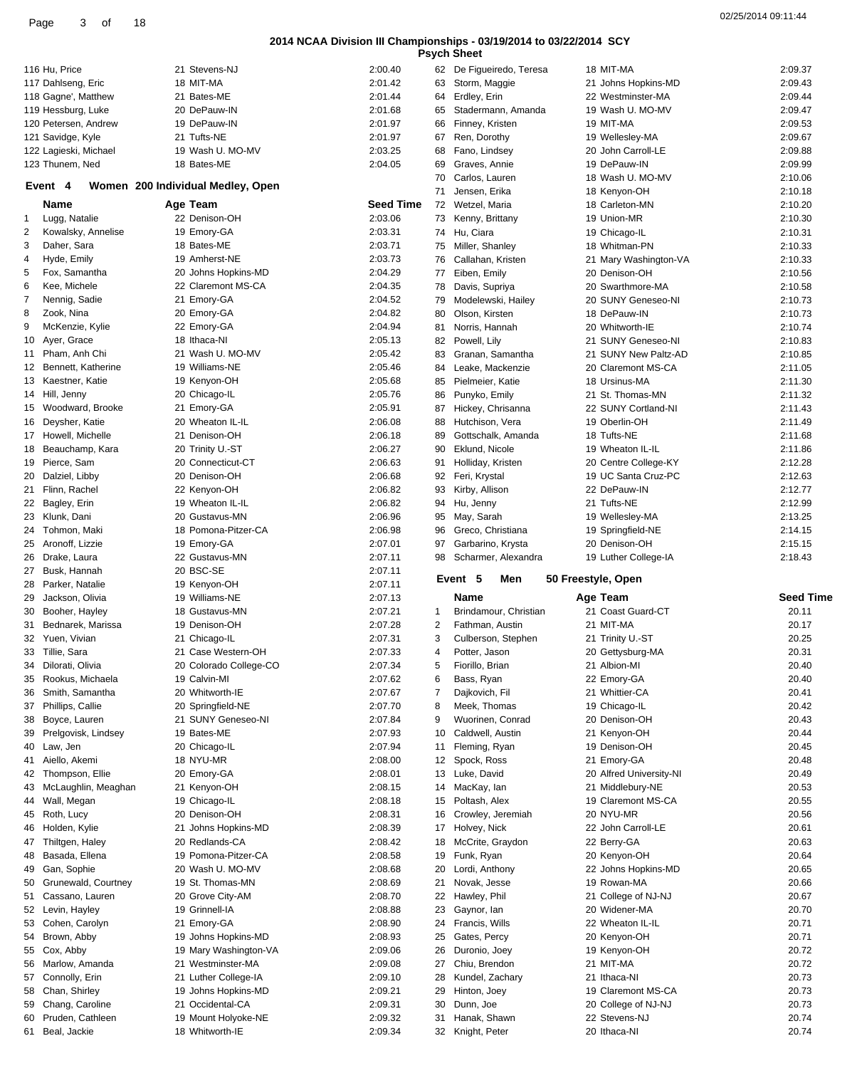## 2014 NCAA Division III Championships - 03/19/2014 to 03/22/2014 SCY

### Psych Sheet

| | Name | Age Team | Seed Time |
|---|---|---|---|
| 116 | Hu, Price | 21 Stevens-NJ | 2:00.40 |
| 117 | Dahlseng, Eric | 18 MIT-MA | 2:01.42 |
| 118 | Gagne', Matthew | 21 Bates-ME | 2:01.44 |
| 119 | Hessburg, Luke | 20 DePauw-IN | 2:01.68 |
| 120 | Petersen, Andrew | 19 DePauw-IN | 2:01.97 |
| 121 | Savidge, Kyle | 21 Tufts-NE | 2:01.97 |
| 122 | Lagieski, Michael | 19 Wash U. MO-MV | 2:03.25 |
| 123 | Thunem, Ned | 18 Bates-ME | 2:04.05 |

### Event 4 Women 200 Individual Medley, Open

| | Name | Age Team | Seed Time |
|---|---|---|---|
| 1 | Lugg, Natalie | 22 Denison-OH | 2:03.06 |
| 2 | Kowalsky, Annelise | 19 Emory-GA | 2:03.31 |
| 3 | Daher, Sara | 18 Bates-ME | 2:03.71 |
| 4 | Hyde, Emily | 19 Amherst-NE | 2:03.73 |
| 5 | Fox, Samantha | 20 Johns Hopkins-MD | 2:04.29 |
| 6 | Kee, Michele | 22 Claremont MS-CA | 2:04.35 |
| 7 | Nennig, Sadie | 21 Emory-GA | 2:04.52 |
| 8 | Zook, Nina | 20 Emory-GA | 2:04.82 |
| 9 | McKenzie, Kylie | 22 Emory-GA | 2:04.94 |
| 10 | Ayer, Grace | 18 Ithaca-NI | 2:05.13 |
| 11 | Pham, Anh Chi | 21 Wash U. MO-MV | 2:05.42 |
| 12 | Bennett, Katherine | 19 Williams-NE | 2:05.46 |
| 13 | Kaestner, Katie | 19 Kenyon-OH | 2:05.68 |
| 14 | Hill, Jenny | 20 Chicago-IL | 2:05.76 |
| 15 | Woodward, Brooke | 21 Emory-GA | 2:05.91 |
| 16 | Deysher, Katie | 20 Wheaton IL-IL | 2:06.08 |
| 17 | Howell, Michelle | 21 Denison-OH | 2:06.18 |
| 18 | Beauchamp, Kara | 20 Trinity U.-ST | 2:06.27 |
| 19 | Pierce, Sam | 20 Connecticut-CT | 2:06.63 |
| 20 | Dalziel, Libby | 20 Denison-OH | 2:06.68 |
| 21 | Flinn, Rachel | 22 Kenyon-OH | 2:06.82 |
| 22 | Bagley, Erin | 19 Wheaton IL-IL | 2:06.82 |
| 23 | Klunk, Dani | 20 Gustavus-MN | 2:06.96 |
| 24 | Tohmon, Maki | 18 Pomona-Pitzer-CA | 2:06.98 |
| 25 | Aronoff, Lizzie | 19 Emory-GA | 2:07.01 |
| 26 | Drake, Laura | 22 Gustavus-MN | 2:07.11 |
| 27 | Busk, Hannah | 20 BSC-SE | 2:07.11 |
| 28 | Parker, Natalie | 19 Kenyon-OH | 2:07.11 |
| 29 | Jackson, Olivia | 19 Williams-NE | 2:07.13 |
| 30 | Booher, Hayley | 18 Gustavus-MN | 2:07.21 |
| 31 | Bednarek, Marissa | 19 Denison-OH | 2:07.28 |
| 32 | Yuen, Vivian | 21 Chicago-IL | 2:07.31 |
| 33 | Tillie, Sara | 21 Case Western-OH | 2:07.33 |
| 34 | Dilorati, Olivia | 20 Colorado College-CO | 2:07.34 |
| 35 | Rookus, Michaela | 19 Calvin-MI | 2:07.62 |
| 36 | Smith, Samantha | 20 Whitworth-IE | 2:07.67 |
| 37 | Phillips, Callie | 20 Springfield-NE | 2:07.70 |
| 38 | Boyce, Lauren | 21 SUNY Geneseo-NI | 2:07.84 |
| 39 | Prelgovisk, Lindsey | 19 Bates-ME | 2:07.93 |
| 40 | Law, Jen | 20 Chicago-IL | 2:07.94 |
| 41 | Aiello, Akemi | 18 NYU-MR | 2:08.00 |
| 42 | Thompson, Ellie | 20 Emory-GA | 2:08.01 |
| 43 | McLaughlin, Meaghan | 21 Kenyon-OH | 2:08.15 |
| 44 | Wall, Megan | 19 Chicago-IL | 2:08.18 |
| 45 | Roth, Lucy | 20 Denison-OH | 2:08.31 |
| 46 | Holden, Kylie | 21 Johns Hopkins-MD | 2:08.39 |
| 47 | Thiltgen, Haley | 20 Redlands-CA | 2:08.42 |
| 48 | Basada, Ellena | 19 Pomona-Pitzer-CA | 2:08.58 |
| 49 | Gan, Sophie | 20 Wash U. MO-MV | 2:08.68 |
| 50 | Grunewald, Courtney | 19 St. Thomas-MN | 2:08.69 |
| 51 | Cassano, Lauren | 20 Grove City-AM | 2:08.70 |
| 52 | Levin, Hayley | 19 Grinnell-IA | 2:08.88 |
| 53 | Cohen, Carolyn | 21 Emory-GA | 2:08.90 |
| 54 | Brown, Abby | 19 Johns Hopkins-MD | 2:08.93 |
| 55 | Cox, Abby | 19 Mary Washington-VA | 2:09.06 |
| 56 | Marlow, Amanda | 21 Westminster-MA | 2:09.08 |
| 57 | Connolly, Erin | 21 Luther College-IA | 2:09.10 |
| 58 | Chan, Shirley | 19 Johns Hopkins-MD | 2:09.21 |
| 59 | Chang, Caroline | 21 Occidental-CA | 2:09.31 |
| 60 | Pruden, Cathleen | 19 Mount Holyoke-NE | 2:09.32 |
| 61 | Beal, Jackie | 18 Whitworth-IE | 2:09.34 |
| 62 | De Figueiredo, Teresa | 18 MIT-MA | 2:09.37 |
| 63 | Storm, Maggie | 21 Johns Hopkins-MD | 2:09.43 |
| 64 | Erdley, Erin | 22 Westminster-MA | 2:09.44 |
| 65 | Stadermann, Amanda | 19 Wash U. MO-MV | 2:09.47 |
| 66 | Finney, Kristen | 19 MIT-MA | 2:09.53 |
| 67 | Ren, Dorothy | 19 Wellesley-MA | 2:09.67 |
| 68 | Fano, Lindsey | 20 John Carroll-LE | 2:09.88 |
| 69 | Graves, Annie | 19 DePauw-IN | 2:09.99 |
| 70 | Carlos, Lauren | 18 Wash U. MO-MV | 2:10.06 |
| 71 | Jensen, Erika | 18 Kenyon-OH | 2:10.18 |
| 72 | Wetzel, Maria | 18 Carleton-MN | 2:10.20 |
| 73 | Kenny, Brittany | 19 Union-MR | 2:10.30 |
| 74 | Hu, Ciara | 19 Chicago-IL | 2:10.31 |
| 75 | Miller, Shanley | 18 Whitman-PN | 2:10.33 |
| 76 | Callahan, Kristen | 21 Mary Washington-VA | 2:10.33 |
| 77 | Eiben, Emily | 20 Denison-OH | 2:10.56 |
| 78 | Davis, Supriya | 20 Swarthmore-MA | 2:10.58 |
| 79 | Modelewski, Hailey | 20 SUNY Geneseo-NI | 2:10.73 |
| 80 | Olson, Kirsten | 18 DePauw-IN | 2:10.73 |
| 81 | Norris, Hannah | 20 Whitworth-IE | 2:10.74 |
| 82 | Powell, Lily | 21 SUNY Geneseo-NI | 2:10.83 |
| 83 | Granan, Samantha | 21 SUNY New Paltz-AD | 2:10.85 |
| 84 | Leake, Mackenzie | 20 Claremont MS-CA | 2:11.05 |
| 85 | Pielmeier, Katie | 18 Ursinus-MA | 2:11.30 |
| 86 | Punyko, Emily | 21 St. Thomas-MN | 2:11.32 |
| 87 | Hickey, Chrisanna | 22 SUNY Cortland-NI | 2:11.43 |
| 88 | Hutchison, Vera | 19 Oberlin-OH | 2:11.49 |
| 89 | Gottschalk, Amanda | 18 Tufts-NE | 2:11.68 |
| 90 | Eklund, Nicole | 19 Wheaton IL-IL | 2:11.86 |
| 91 | Holliday, Kristen | 20 Centre College-KY | 2:12.28 |
| 92 | Feri, Krystal | 19 UC Santa Cruz-PC | 2:12.63 |
| 93 | Kirby, Allison | 22 DePauw-IN | 2:12.77 |
| 94 | Hu, Jenny | 21 Tufts-NE | 2:12.99 |
| 95 | May, Sarah | 19 Wellesley-MA | 2:13.25 |
| 96 | Greco, Christiana | 19 Springfield-NE | 2:14.15 |
| 97 | Garbarino, Krysta | 20 Denison-OH | 2:15.15 |
| 98 | Scharmer, Alexandra | 19 Luther College-IA | 2:18.43 |

### Event 5 Men 50 Freestyle, Open

| | Name | Age Team | Seed Time |
|---|---|---|---|
| 1 | Brindamour, Christian | 21 Coast Guard-CT | 20.11 |
| 2 | Fathman, Austin | 21 MIT-MA | 20.17 |
| 3 | Culberson, Stephen | 21 Trinity U.-ST | 20.25 |
| 4 | Potter, Jason | 20 Gettysburg-MA | 20.31 |
| 5 | Fiorillo, Brian | 21 Albion-MI | 20.40 |
| 6 | Bass, Ryan | 22 Emory-GA | 20.40 |
| 7 | Dajkovich, Fil | 21 Whittier-CA | 20.41 |
| 8 | Meek, Thomas | 19 Chicago-IL | 20.42 |
| 9 | Wuorinen, Conrad | 20 Denison-OH | 20.43 |
| 10 | Caldwell, Austin | 21 Kenyon-OH | 20.44 |
| 11 | Fleming, Ryan | 19 Denison-OH | 20.45 |
| 12 | Spock, Ross | 21 Emory-GA | 20.48 |
| 13 | Luke, David | 20 Alfred University-NI | 20.49 |
| 14 | MacKay, Ian | 21 Middlebury-NE | 20.53 |
| 15 | Poltash, Alex | 19 Claremont MS-CA | 20.55 |
| 16 | Crowley, Jeremiah | 20 NYU-MR | 20.56 |
| 17 | Holvey, Nick | 22 John Carroll-LE | 20.61 |
| 18 | McCrite, Graydon | 22 Berry-GA | 20.63 |
| 19 | Funk, Ryan | 20 Kenyon-OH | 20.64 |
| 20 | Lordi, Anthony | 22 Johns Hopkins-MD | 20.65 |
| 21 | Novak, Jesse | 19 Rowan-MA | 20.66 |
| 22 | Hawley, Phil | 21 College of NJ-NJ | 20.67 |
| 23 | Gaynor, Ian | 20 Widener-MA | 20.70 |
| 24 | Francis, Wills | 22 Wheaton IL-IL | 20.71 |
| 25 | Gates, Percy | 20 Kenyon-OH | 20.71 |
| 26 | Duronio, Joey | 19 Kenyon-OH | 20.72 |
| 27 | Chiu, Brendon | 21 MIT-MA | 20.72 |
| 28 | Kundel, Zachary | 21 Ithaca-NI | 20.73 |
| 29 | Hinton, Joey | 19 Claremont MS-CA | 20.73 |
| 30 | Dunn, Joe | 20 College of NJ-NJ | 20.73 |
| 31 | Hanak, Shawn | 22 Stevens-NJ | 20.74 |
| 32 | Knight, Peter | 20 Ithaca-NI | 20.74 |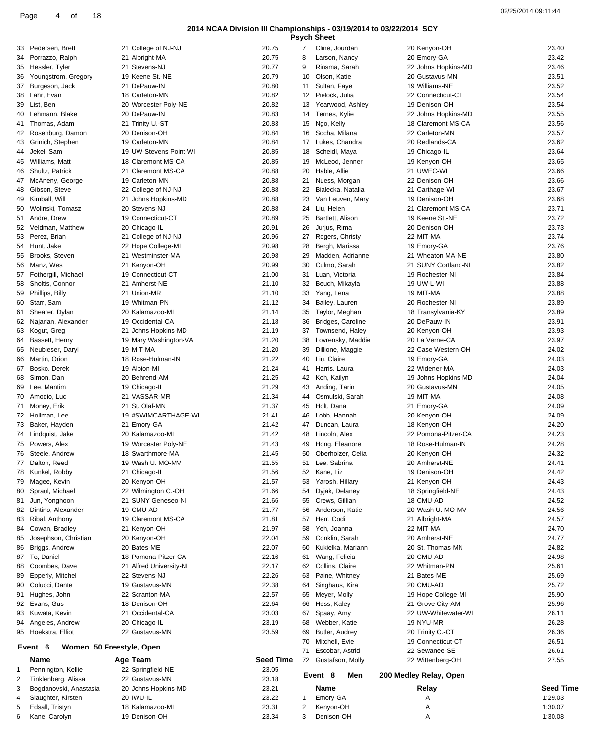## 2014 NCAA Division III Championships - 03/19/2014 to 03/22/2014 SCY

### Psych Sheet

| # | Name | Age | Team | Seed Time |
|---|---|---|---|---|
| 33 | Pedersen, Brett | 21 | College of NJ-NJ | 20.75 |
| 34 | Porrazzo, Ralph | 21 | Albright-MA | 20.75 |
| 35 | Hessler, Tyler | 21 | Stevens-NJ | 20.77 |
| 36 | Youngstrom, Gregory | 19 | Keene St.-NE | 20.79 |
| 37 | Burgeson, Jack | 21 | DePauw-IN | 20.80 |
| 38 | Lahr, Evan | 18 | Carleton-MN | 20.82 |
| 39 | List, Ben | 20 | Worcester Poly-NE | 20.82 |
| 40 | Lehmann, Blake | 20 | DePauw-IN | 20.83 |
| 41 | Thomas, Adam | 21 | Trinity U.-ST | 20.83 |
| 42 | Rosenburg, Damon | 20 | Denison-OH | 20.84 |
| 43 | Grinich, Stephen | 19 | Carleton-MN | 20.84 |
| 44 | Jekel, Sam | 19 | UW-Stevens Point-WI | 20.85 |
| 45 | Williams, Matt | 18 | Claremont MS-CA | 20.85 |
| 46 | Shultz, Patrick | 21 | Claremont MS-CA | 20.88 |
| 47 | McAneny, George | 19 | Carleton-MN | 20.88 |
| 48 | Gibson, Steve | 22 | College of NJ-NJ | 20.88 |
| 49 | Kimball, Will | 21 | Johns Hopkins-MD | 20.88 |
| 50 | Wolinski, Tomasz | 20 | Stevens-NJ | 20.88 |
| 51 | Andre, Drew | 19 | Connecticut-CT | 20.89 |
| 52 | Veldman, Matthew | 20 | Chicago-IL | 20.91 |
| 53 | Perez, Brian | 21 | College of NJ-NJ | 20.96 |
| 54 | Hunt, Jake | 22 | Hope College-MI | 20.98 |
| 55 | Brooks, Steven | 21 | Westminster-MA | 20.98 |
| 56 | Manz, Wes | 21 | Kenyon-OH | 20.99 |
| 57 | Fothergill, Michael | 19 | Connecticut-CT | 21.00 |
| 58 | Sholtis, Connor | 21 | Amherst-NE | 21.10 |
| 59 | Phillips, Billy | 21 | Union-MR | 21.10 |
| 60 | Starr, Sam | 19 | Whitman-PN | 21.12 |
| 61 | Shearer, Dylan | 20 | Kalamazoo-MI | 21.14 |
| 62 | Najarian, Alexander | 19 | Occidental-CA | 21.18 |
| 63 | Kogut, Greg | 21 | Johns Hopkins-MD | 21.19 |
| 64 | Bassett, Henry | 19 | Mary Washington-VA | 21.20 |
| 65 | Neubieser, Daryl | 19 | MIT-MA | 21.20 |
| 66 | Martin, Orion | 18 | Rose-Hulman-IN | 21.22 |
| 67 | Bosko, Derek | 19 | Albion-MI | 21.24 |
| 68 | Simon, Dan | 20 | Behrend-AM | 21.25 |
| 69 | Lee, Mantim | 19 | Chicago-IL | 21.29 |
| 70 | Amodio, Luc | 21 | VASSAR-MR | 21.34 |
| 71 | Money, Erik | 21 | St. Olaf-MN | 21.37 |
| 72 | Hollman, Lee | 19 | #SWIMCARTHAGE-WI | 21.41 |
| 73 | Baker, Hayden | 21 | Emory-GA | 21.42 |
| 74 | Lindquist, Jake | 20 | Kalamazoo-MI | 21.42 |
| 75 | Powers, Alex | 19 | Worcester Poly-NE | 21.43 |
| 76 | Steele, Andrew | 18 | Swarthmore-MA | 21.45 |
| 77 | Dalton, Reed | 19 | Wash U. MO-MV | 21.55 |
| 78 | Kunkel, Robby | 21 | Chicago-IL | 21.56 |
| 79 | Magee, Kevin | 20 | Kenyon-OH | 21.57 |
| 80 | Spraul, Michael | 22 | Wilmington C.-OH | 21.66 |
| 81 | Jun, Yonghoon | 21 | SUNY Geneseo-NI | 21.66 |
| 82 | Dintino, Alexander | 19 | CMU-AD | 21.77 |
| 83 | Ribal, Anthony | 19 | Claremont MS-CA | 21.81 |
| 84 | Cowan, Bradley | 21 | Kenyon-OH | 21.97 |
| 85 | Josephson, Christian | 20 | Kenyon-OH | 22.04 |
| 86 | Briggs, Andrew | 20 | Bates-ME | 22.07 |
| 87 | To, Daniel | 18 | Pomona-Pitzer-CA | 22.16 |
| 88 | Coombes, Dave | 21 | Alfred University-NI | 22.17 |
| 89 | Epperly, Mitchel | 22 | Stevens-NJ | 22.26 |
| 90 | Colucci, Dante | 19 | Gustavus-MN | 22.38 |
| 91 | Hughes, John | 22 | Scranton-MA | 22.57 |
| 92 | Evans, Gus | 18 | Denison-OH | 22.64 |
| 93 | Kuwata, Kevin | 21 | Occidental-CA | 23.03 |
| 94 | Angeles, Andrew | 20 | Chicago-IL | 23.19 |
| 95 | Hoekstra, Elliot | 22 | Gustavus-MN | 23.59 |

### Event 6 Women 50 Freestyle, Open

| # | Name | Age | Team | Seed Time |
|---|---|---|---|---|
| 1 | Pennington, Kellie | 22 | Springfield-NE | 23.05 |
| 2 | Tinklenberg, Alissa | 22 | Gustavus-MN | 23.18 |
| 3 | Bogdanovski, Anastasia | 20 | Johns Hopkins-MD | 23.21 |
| 4 | Slaughter, Kirsten | 20 | IWU-IL | 23.22 |
| 5 | Edsall, Tristyn | 18 | Kalamazoo-MI | 23.31 |
| 6 | Kane, Carolyn | 19 | Denison-OH | 23.34 |
| 7 | Cline, Jourdan | 20 | Kenyon-OH | 23.40 |
| 8 | Larson, Nancy | 20 | Emory-GA | 23.42 |
| 9 | Rinsma, Sarah | 22 | Johns Hopkins-MD | 23.46 |
| 10 | Olson, Katie | 20 | Gustavus-MN | 23.51 |
| 11 | Sultan, Faye | 19 | Williams-NE | 23.52 |
| 12 | Pielock, Julia | 22 | Connecticut-CT | 23.54 |
| 13 | Yearwood, Ashley | 19 | Denison-OH | 23.54 |
| 14 | Ternes, Kylie | 22 | Johns Hopkins-MD | 23.55 |
| 15 | Ngo, Kelly | 18 | Claremont MS-CA | 23.56 |
| 16 | Socha, Milana | 22 | Carleton-MN | 23.57 |
| 17 | Lukes, Chandra | 20 | Redlands-CA | 23.62 |
| 18 | Scheidl, Maya | 19 | Chicago-IL | 23.64 |
| 19 | McLeod, Jenner | 19 | Kenyon-OH | 23.65 |
| 20 | Hable, Allie | 21 | UWEC-WI | 23.66 |
| 21 | Nuess, Morgan | 22 | Denison-OH | 23.66 |
| 22 | Bialecka, Natalia | 21 | Carthage-WI | 23.67 |
| 23 | Van Leuven, Mary | 19 | Denison-OH | 23.68 |
| 24 | Liu, Helen | 21 | Claremont MS-CA | 23.71 |
| 25 | Bartlett, Alison | 19 | Keene St.-NE | 23.72 |
| 26 | Jurjus, Rima | 20 | Denison-OH | 23.73 |
| 27 | Rogers, Christy | 22 | MIT-MA | 23.74 |
| 28 | Bergh, Marissa | 19 | Emory-GA | 23.76 |
| 29 | Madden, Adrianne | 21 | Wheaton MA-NE | 23.80 |
| 30 | Culmo, Sarah | 21 | SUNY Cortland-NI | 23.82 |
| 31 | Luan, Victoria | 19 | Rochester-NI | 23.84 |
| 32 | Beuch, Mikayla | 19 | UW-L-WI | 23.88 |
| 33 | Yang, Lena | 19 | MIT-MA | 23.88 |
| 34 | Bailey, Lauren | 20 | Rochester-NI | 23.89 |
| 35 | Taylor, Meghan | 18 | Transylvania-KY | 23.89 |
| 36 | Bridges, Caroline | 20 | DePauw-IN | 23.91 |
| 37 | Townsend, Haley | 20 | Kenyon-OH | 23.93 |
| 38 | Lovrensky, Maddie | 20 | La Verne-CA | 23.97 |
| 39 | Dillione, Maggie | 22 | Case Western-OH | 24.02 |
| 40 | Liu, Claire | 19 | Emory-GA | 24.03 |
| 41 | Harris, Laura | 22 | Widener-MA | 24.03 |
| 42 | Koh, Kailyn | 19 | Johns Hopkins-MD | 24.04 |
| 43 | Anding, Tarin | 20 | Gustavus-MN | 24.05 |
| 44 | Osmulski, Sarah | 19 | MIT-MA | 24.08 |
| 45 | Holt, Dana | 21 | Emory-GA | 24.09 |
| 46 | Lobb, Hannah | 20 | Kenyon-OH | 24.09 |
| 47 | Duncan, Laura | 18 | Kenyon-OH | 24.20 |
| 48 | Lincoln, Alex | 22 | Pomona-Pitzer-CA | 24.23 |
| 49 | Hong, Eleanore | 18 | Rose-Hulman-IN | 24.28 |
| 50 | Oberholzer, Celia | 20 | Kenyon-OH | 24.32 |
| 51 | Lee, Sabrina | 20 | Amherst-NE | 24.41 |
| 52 | Kane, Liz | 19 | Denison-OH | 24.42 |
| 53 | Yarosh, Hillary | 21 | Kenyon-OH | 24.43 |
| 54 | Dyjak, Delaney | 18 | Springfield-NE | 24.43 |
| 55 | Crews, Gillian | 18 | CMU-AD | 24.52 |
| 56 | Anderson, Katie | 20 | Wash U. MO-MV | 24.56 |
| 57 | Herr, Codi | 21 | Albright-MA | 24.57 |
| 58 | Yeh, Joanna | 22 | MIT-MA | 24.70 |
| 59 | Conklin, Sarah | 20 | Amherst-NE | 24.77 |
| 60 | Kukielka, Mariann | 20 | St. Thomas-MN | 24.82 |
| 61 | Wang, Felicia | 20 | CMU-AD | 24.98 |
| 62 | Collins, Claire | 22 | Whitman-PN | 25.61 |
| 63 | Paine, Whitney | 21 | Bates-ME | 25.69 |
| 64 | Singhaus, Kira | 20 | CMU-AD | 25.72 |
| 65 | Meyer, Molly | 19 | Hope College-MI | 25.90 |
| 66 | Hess, Kaley | 21 | Grove City-AM | 25.96 |
| 67 | Spaay, Amy | 22 | UW-Whitewater-WI | 26.11 |
| 68 | Webber, Katie | 19 | NYU-MR | 26.28 |
| 69 | Butler, Audrey | 20 | Trinity C.-CT | 26.36 |
| 70 | Mitchell, Evie | 19 | Connecticut-CT | 26.51 |
| 71 | Escobar, Astrid | 22 | Sewanee-SE | 26.61 |
| 72 | Gustafson, Molly | 22 | Wittenberg-OH | 27.55 |

### Event 8 Men 200 Medley Relay, Open

| # | Name | Relay | Seed Time |
|---|---|---|---|
| 1 | Emory-GA | A | 1:29.03 |
| 2 | Kenyon-OH | A | 1:30.07 |
| 3 | Denison-OH | A | 1:30.08 |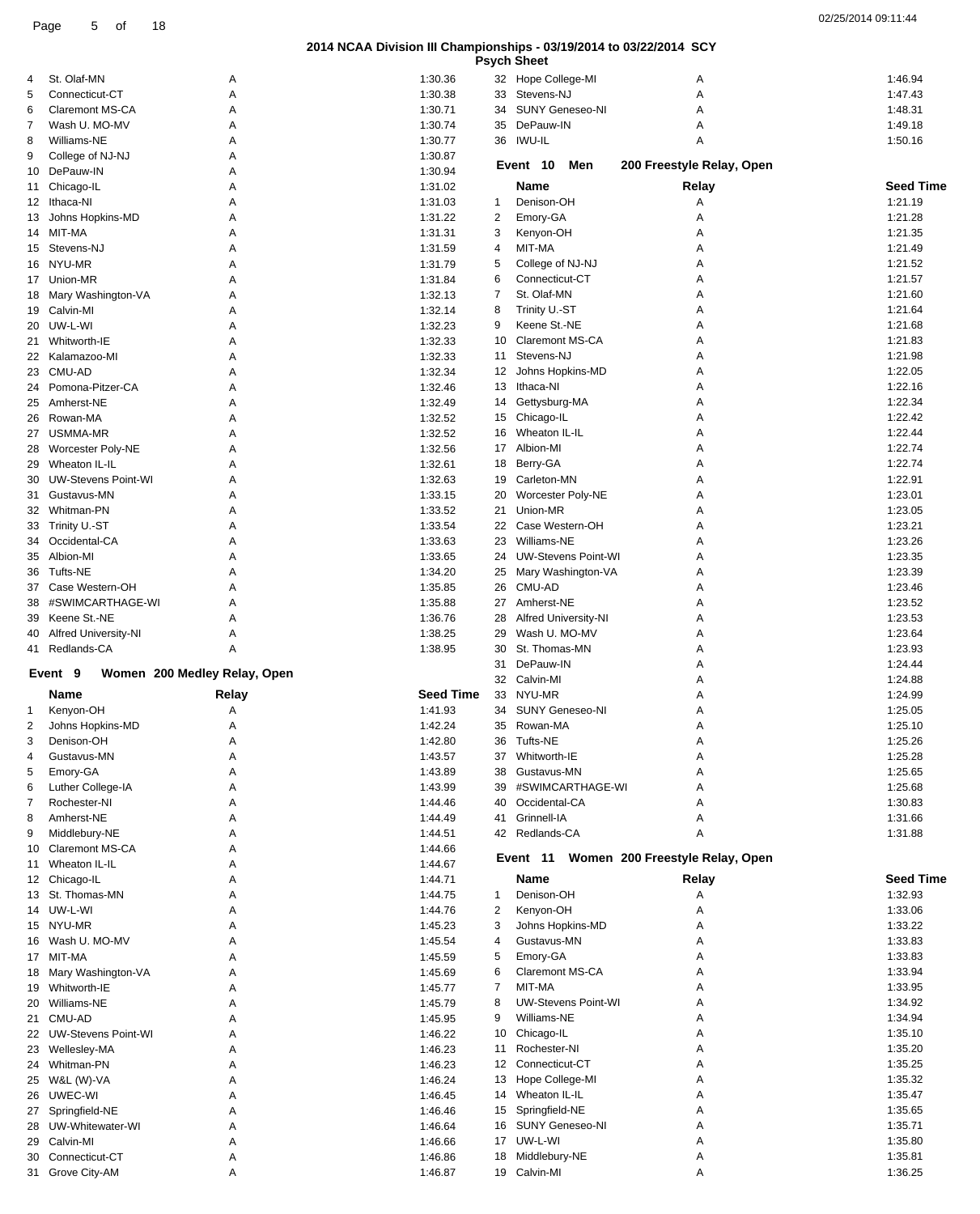# 2014 NCAA Division III Championships - 03/19/2014 to 03/22/2014 SCY

## Psych Sheet

| | Name | Relay | Seed Time |
|---|---|---|---|
| 4 | St. Olaf-MN | A | 1:30.36 |
| 5 | Connecticut-CT | A | 1:30.38 |
| 6 | Claremont MS-CA | A | 1:30.71 |
| 7 | Wash U. MO-MV | A | 1:30.74 |
| 8 | Williams-NE | A | 1:30.77 |
| 9 | College of NJ-NJ | A | 1:30.87 |
| 10 | DePauw-IN | A | 1:30.94 |
| 11 | Chicago-IL | A | 1:31.02 |
| 12 | Ithaca-NI | A | 1:31.03 |
| 13 | Johns Hopkins-MD | A | 1:31.22 |
| 14 | MIT-MA | A | 1:31.31 |
| 15 | Stevens-NJ | A | 1:31.59 |
| 16 | NYU-MR | A | 1:31.79 |
| 17 | Union-MR | A | 1:31.84 |
| 18 | Mary Washington-VA | A | 1:32.13 |
| 19 | Calvin-MI | A | 1:32.14 |
| 20 | UW-L-WI | A | 1:32.23 |
| 21 | Whitworth-IE | A | 1:32.33 |
| 22 | Kalamazoo-MI | A | 1:32.33 |
| 23 | CMU-AD | A | 1:32.34 |
| 24 | Pomona-Pitzer-CA | A | 1:32.46 |
| 25 | Amherst-NE | A | 1:32.49 |
| 26 | Rowan-MA | A | 1:32.52 |
| 27 | USMMA-MR | A | 1:32.52 |
| 28 | Worcester Poly-NE | A | 1:32.56 |
| 29 | Wheaton IL-IL | A | 1:32.61 |
| 30 | UW-Stevens Point-WI | A | 1:32.63 |
| 31 | Gustavus-MN | A | 1:33.15 |
| 32 | Whitman-PN | A | 1:33.52 |
| 33 | Trinity U.-ST | A | 1:33.54 |
| 34 | Occidental-CA | A | 1:33.63 |
| 35 | Albion-MI | A | 1:33.65 |
| 36 | Tufts-NE | A | 1:34.20 |
| 37 | Case Western-OH | A | 1:35.85 |
| 38 | #SWIMCARTHAGE-WI | A | 1:35.88 |
| 39 | Keene St.-NE | A | 1:36.76 |
| 40 | Alfred University-NI | A | 1:38.25 |
| 41 | Redlands-CA | A | 1:38.95 |

### Event 9 Women 200 Medley Relay, Open

| | Name | Relay | Seed Time |
|---|---|---|---|
| 1 | Kenyon-OH | A | 1:41.93 |
| 2 | Johns Hopkins-MD | A | 1:42.24 |
| 3 | Denison-OH | A | 1:42.80 |
| 4 | Gustavus-MN | A | 1:43.57 |
| 5 | Emory-GA | A | 1:43.89 |
| 6 | Luther College-IA | A | 1:43.99 |
| 7 | Rochester-NI | A | 1:44.46 |
| 8 | Amherst-NE | A | 1:44.49 |
| 9 | Middlebury-NE | A | 1:44.51 |
| 10 | Claremont MS-CA | A | 1:44.66 |
| 11 | Wheaton IL-IL | A | 1:44.67 |
| 12 | Chicago-IL | A | 1:44.71 |
| 13 | St. Thomas-MN | A | 1:44.75 |
| 14 | UW-L-WI | A | 1:44.76 |
| 15 | NYU-MR | A | 1:45.23 |
| 16 | Wash U. MO-MV | A | 1:45.54 |
| 17 | MIT-MA | A | 1:45.59 |
| 18 | Mary Washington-VA | A | 1:45.69 |
| 19 | Whitworth-IE | A | 1:45.77 |
| 20 | Williams-NE | A | 1:45.79 |
| 21 | CMU-AD | A | 1:45.95 |
| 22 | UW-Stevens Point-WI | A | 1:46.22 |
| 23 | Wellesley-MA | A | 1:46.23 |
| 24 | Whitman-PN | A | 1:46.23 |
| 25 | W&L (W)-VA | A | 1:46.24 |
| 26 | UWEC-WI | A | 1:46.45 |
| 27 | Springfield-NE | A | 1:46.46 |
| 28 | UW-Whitewater-WI | A | 1:46.64 |
| 29 | Calvin-MI | A | 1:46.66 |
| 30 | Connecticut-CT | A | 1:46.86 |
| 31 | Grove City-AM | A | 1:46.87 |
| 32 | Hope College-MI | A | 1:46.94 |
| 33 | Stevens-NJ | A | 1:47.43 |
| 34 | SUNY Geneseo-NI | A | 1:48.31 |
| 35 | DePauw-IN | A | 1:49.18 |
| 36 | IWU-IL | A | 1:50.16 |

### Event 10 Men 200 Freestyle Relay, Open

| | Name | Relay | Seed Time |
|---|---|---|---|
| 1 | Denison-OH | A | 1:21.19 |
| 2 | Emory-GA | A | 1:21.28 |
| 3 | Kenyon-OH | A | 1:21.35 |
| 4 | MIT-MA | A | 1:21.49 |
| 5 | College of NJ-NJ | A | 1:21.52 |
| 6 | Connecticut-CT | A | 1:21.57 |
| 7 | St. Olaf-MN | A | 1:21.60 |
| 8 | Trinity U.-ST | A | 1:21.64 |
| 9 | Keene St.-NE | A | 1:21.68 |
| 10 | Claremont MS-CA | A | 1:21.83 |
| 11 | Stevens-NJ | A | 1:21.98 |
| 12 | Johns Hopkins-MD | A | 1:22.05 |
| 13 | Ithaca-NI | A | 1:22.16 |
| 14 | Gettysburg-MA | A | 1:22.34 |
| 15 | Chicago-IL | A | 1:22.42 |
| 16 | Wheaton IL-IL | A | 1:22.44 |
| 17 | Albion-MI | A | 1:22.74 |
| 18 | Berry-GA | A | 1:22.74 |
| 19 | Carleton-MN | A | 1:22.91 |
| 20 | Worcester Poly-NE | A | 1:23.01 |
| 21 | Union-MR | A | 1:23.05 |
| 22 | Case Western-OH | A | 1:23.21 |
| 23 | Williams-NE | A | 1:23.26 |
| 24 | UW-Stevens Point-WI | A | 1:23.35 |
| 25 | Mary Washington-VA | A | 1:23.39 |
| 26 | CMU-AD | A | 1:23.46 |
| 27 | Amherst-NE | A | 1:23.52 |
| 28 | Alfred University-NI | A | 1:23.53 |
| 29 | Wash U. MO-MV | A | 1:23.64 |
| 30 | St. Thomas-MN | A | 1:23.93 |
| 31 | DePauw-IN | A | 1:24.44 |
| 32 | Calvin-MI | A | 1:24.88 |
| 33 | NYU-MR | A | 1:24.99 |
| 34 | SUNY Geneseo-NI | A | 1:25.05 |
| 35 | Rowan-MA | A | 1:25.10 |
| 36 | Tufts-NE | A | 1:25.26 |
| 37 | Whitworth-IE | A | 1:25.28 |
| 38 | Gustavus-MN | A | 1:25.65 |
| 39 | #SWIMCARTHAGE-WI | A | 1:25.68 |
| 40 | Occidental-CA | A | 1:30.83 |
| 41 | Grinnell-IA | A | 1:31.66 |
| 42 | Redlands-CA | A | 1:31.88 |

### Event 11 Women 200 Freestyle Relay, Open

| | Name | Relay | Seed Time |
|---|---|---|---|
| 1 | Denison-OH | A | 1:32.93 |
| 2 | Kenyon-OH | A | 1:33.06 |
| 3 | Johns Hopkins-MD | A | 1:33.22 |
| 4 | Gustavus-MN | A | 1:33.83 |
| 5 | Emory-GA | A | 1:33.83 |
| 6 | Claremont MS-CA | A | 1:33.94 |
| 7 | MIT-MA | A | 1:33.95 |
| 8 | UW-Stevens Point-WI | A | 1:34.92 |
| 9 | Williams-NE | A | 1:34.94 |
| 10 | Chicago-IL | A | 1:35.10 |
| 11 | Rochester-NI | A | 1:35.20 |
| 12 | Connecticut-CT | A | 1:35.25 |
| 13 | Hope College-MI | A | 1:35.32 |
| 14 | Wheaton IL-IL | A | 1:35.47 |
| 15 | Springfield-NE | A | 1:35.65 |
| 16 | SUNY Geneseo-NI | A | 1:35.71 |
| 17 | UW-L-WI | A | 1:35.80 |
| 18 | Middlebury-NE | A | 1:35.81 |
| 19 | Calvin-MI | A | 1:36.25 |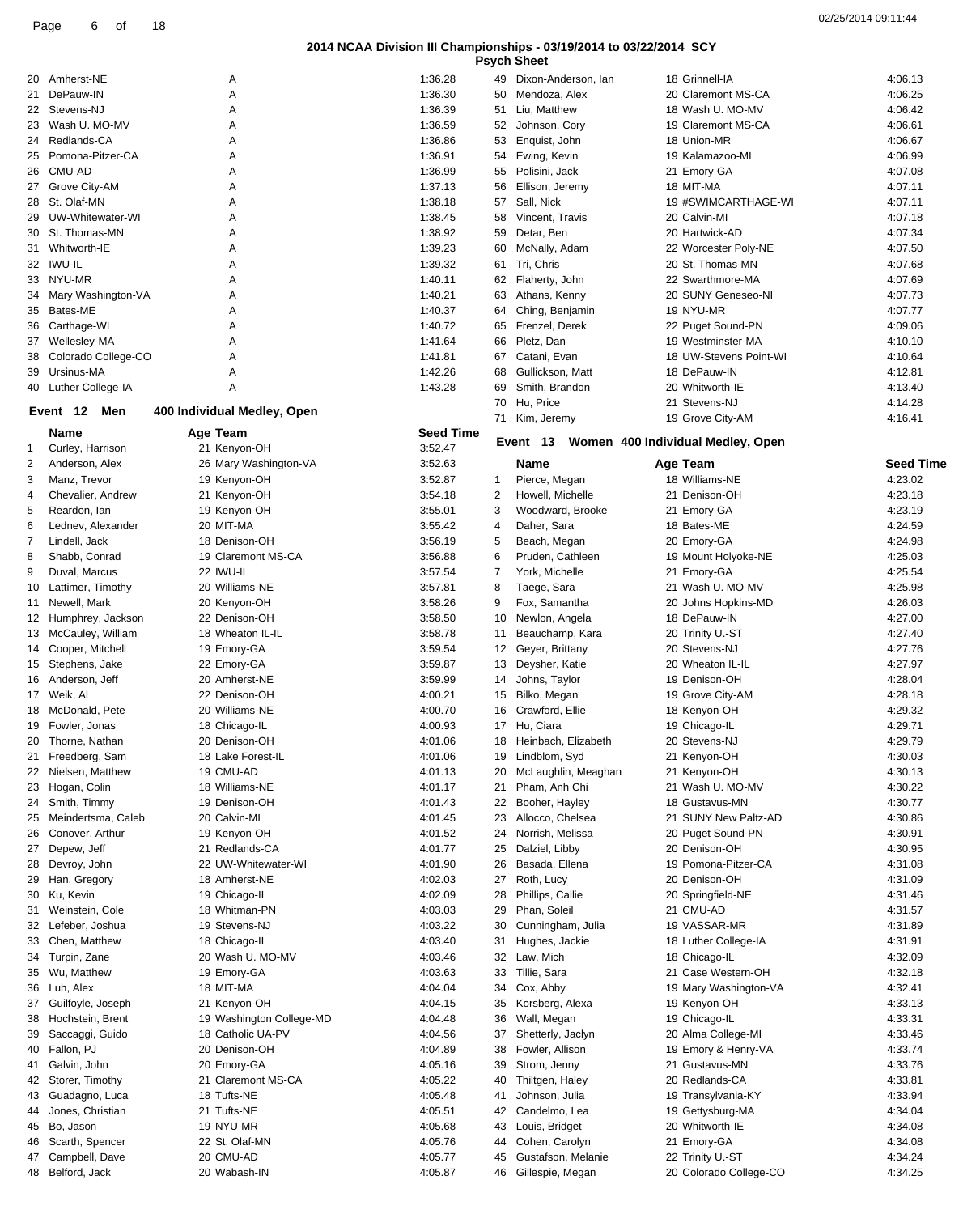## 2014 NCAA Division III Championships - 03/19/2014 to 03/22/2014 SCY

### Psych Sheet

| | Team | Relay | Seed Time |
|---|---|---|---|
| 20 | Amherst-NE | A | 1:36.28 |
| 21 | DePauw-IN | A | 1:36.30 |
| 22 | Stevens-NJ | A | 1:36.39 |
| 23 | Wash U. MO-MV | A | 1:36.59 |
| 24 | Redlands-CA | A | 1:36.86 |
| 25 | Pomona-Pitzer-CA | A | 1:36.91 |
| 26 | CMU-AD | A | 1:36.99 |
| 27 | Grove City-AM | A | 1:37.13 |
| 28 | St. Olaf-MN | A | 1:38.18 |
| 29 | UW-Whitewater-WI | A | 1:38.45 |
| 30 | St. Thomas-MN | A | 1:38.92 |
| 31 | Whitworth-IE | A | 1:39.23 |
| 32 | IWU-IL | A | 1:39.32 |
| 33 | NYU-MR | A | 1:40.11 |
| 34 | Mary Washington-VA | A | 1:40.21 |
| 35 | Bates-ME | A | 1:40.37 |
| 36 | Carthage-WI | A | 1:40.72 |
| 37 | Wellesley-MA | A | 1:41.64 |
| 38 | Colorado College-CO | A | 1:41.81 |
| 39 | Ursinus-MA | A | 1:42.26 |
| 40 | Luther College-IA | A | 1:43.28 |

### Event 12 Men 400 Individual Medley, Open

| | Name | Age | Team | Seed Time |
|---|---|---|---|---|
| 1 | Curley, Harrison | 21 | Kenyon-OH | 3:52.47 |
| 2 | Anderson, Alex | 26 | Mary Washington-VA | 3:52.63 |
| 3 | Manz, Trevor | 19 | Kenyon-OH | 3:52.87 |
| 4 | Chevalier, Andrew | 21 | Kenyon-OH | 3:54.18 |
| 5 | Reardon, Ian | 19 | Kenyon-OH | 3:55.01 |
| 6 | Lednev, Alexander | 20 | MIT-MA | 3:55.42 |
| 7 | Lindell, Jack | 18 | Denison-OH | 3:56.19 |
| 8 | Shabb, Conrad | 19 | Claremont MS-CA | 3:56.88 |
| 9 | Duval, Marcus | 22 | IWU-IL | 3:57.54 |
| 10 | Lattimer, Timothy | 20 | Williams-NE | 3:57.81 |
| 11 | Newell, Mark | 20 | Kenyon-OH | 3:58.26 |
| 12 | Humphrey, Jackson | 22 | Denison-OH | 3:58.50 |
| 13 | McCauley, William | 18 | Wheaton IL-IL | 3:58.78 |
| 14 | Cooper, Mitchell | 19 | Emory-GA | 3:59.54 |
| 15 | Stephens, Jake | 22 | Emory-GA | 3:59.87 |
| 16 | Anderson, Jeff | 20 | Amherst-NE | 3:59.99 |
| 17 | Weik, Al | 22 | Denison-OH | 4:00.21 |
| 18 | McDonald, Pete | 20 | Williams-NE | 4:00.70 |
| 19 | Fowler, Jonas | 18 | Chicago-IL | 4:00.93 |
| 20 | Thorne, Nathan | 20 | Denison-OH | 4:01.06 |
| 21 | Freedberg, Sam | 18 | Lake Forest-IL | 4:01.06 |
| 22 | Nielsen, Matthew | 19 | CMU-AD | 4:01.13 |
| 23 | Hogan, Colin | 18 | Williams-NE | 4:01.17 |
| 24 | Smith, Timmy | 19 | Denison-OH | 4:01.43 |
| 25 | Meindertsma, Caleb | 20 | Calvin-MI | 4:01.45 |
| 26 | Conover, Arthur | 19 | Kenyon-OH | 4:01.52 |
| 27 | Depew, Jeff | 21 | Redlands-CA | 4:01.77 |
| 28 | Devroy, John | 22 | UW-Whitewater-WI | 4:01.90 |
| 29 | Han, Gregory | 18 | Amherst-NE | 4:02.03 |
| 30 | Ku, Kevin | 19 | Chicago-IL | 4:02.09 |
| 31 | Weinstein, Cole | 18 | Whitman-PN | 4:03.03 |
| 32 | Lefeber, Joshua | 19 | Stevens-NJ | 4:03.22 |
| 33 | Chen, Matthew | 18 | Chicago-IL | 4:03.40 |
| 34 | Turpin, Zane | 20 | Wash U. MO-MV | 4:03.46 |
| 35 | Wu, Matthew | 19 | Emory-GA | 4:03.63 |
| 36 | Luh, Alex | 18 | MIT-MA | 4:04.04 |
| 37 | Guilfoyle, Joseph | 21 | Kenyon-OH | 4:04.15 |
| 38 | Hochstein, Brent | 19 | Washington College-MD | 4:04.48 |
| 39 | Saccaggi, Guido | 18 | Catholic UA-PV | 4:04.56 |
| 40 | Fallon, PJ | 20 | Denison-OH | 4:04.89 |
| 41 | Galvin, John | 20 | Emory-GA | 4:05.16 |
| 42 | Storer, Timothy | 21 | Claremont MS-CA | 4:05.22 |
| 43 | Guadagno, Luca | 18 | Tufts-NE | 4:05.48 |
| 44 | Jones, Christian | 21 | Tufts-NE | 4:05.51 |
| 45 | Bo, Jason | 19 | NYU-MR | 4:05.68 |
| 46 | Scarth, Spencer | 22 | St. Olaf-MN | 4:05.76 |
| 47 | Campbell, Dave | 20 | CMU-AD | 4:05.77 |
| 48 | Belford, Jack | 20 | Wabash-IN | 4:05.87 |
| 49 | Dixon-Anderson, Ian | 18 | Grinnell-IA | 4:06.13 |
| 50 | Mendoza, Alex | 20 | Claremont MS-CA | 4:06.25 |
| 51 | Liu, Matthew | 18 | Wash U. MO-MV | 4:06.42 |
| 52 | Johnson, Cory | 19 | Claremont MS-CA | 4:06.61 |
| 53 | Enquist, John | 18 | Union-MR | 4:06.67 |
| 54 | Ewing, Kevin | 19 | Kalamazoo-MI | 4:06.99 |
| 55 | Polisini, Jack | 21 | Emory-GA | 4:07.08 |
| 56 | Ellison, Jeremy | 18 | MIT-MA | 4:07.11 |
| 57 | Sall, Nick | 19 | #SWIMCARTHAGE-WI | 4:07.11 |
| 58 | Vincent, Travis | 20 | Calvin-MI | 4:07.18 |
| 59 | Detar, Ben | 20 | Hartwick-AD | 4:07.34 |
| 60 | McNally, Adam | 22 | Worcester Poly-NE | 4:07.50 |
| 61 | Tri, Chris | 20 | St. Thomas-MN | 4:07.68 |
| 62 | Flaherty, John | 22 | Swarthmore-MA | 4:07.69 |
| 63 | Athans, Kenny | 20 | SUNY Geneseo-NI | 4:07.73 |
| 64 | Ching, Benjamin | 19 | NYU-MR | 4:07.77 |
| 65 | Frenzel, Derek | 22 | Puget Sound-PN | 4:09.06 |
| 66 | Pletz, Dan | 19 | Westminster-MA | 4:10.10 |
| 67 | Catani, Evan | 18 | UW-Stevens Point-WI | 4:10.64 |
| 68 | Gullickson, Matt | 18 | DePauw-IN | 4:12.81 |
| 69 | Smith, Brandon | 20 | Whitworth-IE | 4:13.40 |
| 70 | Hu, Price | 21 | Stevens-NJ | 4:14.28 |
| 71 | Kim, Jeremy | 19 | Grove City-AM | 4:16.41 |

### Event 13 Women 400 Individual Medley, Open

| | Name | Age | Team | Seed Time |
|---|---|---|---|---|
| 1 | Pierce, Megan | 18 | Williams-NE | 4:23.02 |
| 2 | Howell, Michelle | 21 | Denison-OH | 4:23.18 |
| 3 | Woodward, Brooke | 21 | Emory-GA | 4:23.19 |
| 4 | Daher, Sara | 18 | Bates-ME | 4:24.59 |
| 5 | Beach, Megan | 20 | Emory-GA | 4:24.98 |
| 6 | Pruden, Cathleen | 19 | Mount Holyoke-NE | 4:25.03 |
| 7 | York, Michelle | 21 | Emory-GA | 4:25.54 |
| 8 | Taege, Sara | 21 | Wash U. MO-MV | 4:25.98 |
| 9 | Fox, Samantha | 20 | Johns Hopkins-MD | 4:26.03 |
| 10 | Newlon, Angela | 18 | DePauw-IN | 4:27.00 |
| 11 | Beauchamp, Kara | 20 | Trinity U.-ST | 4:27.40 |
| 12 | Geyer, Brittany | 20 | Stevens-NJ | 4:27.76 |
| 13 | Deysher, Katie | 20 | Wheaton IL-IL | 4:27.97 |
| 14 | Johns, Taylor | 19 | Denison-OH | 4:28.04 |
| 15 | Bilko, Megan | 19 | Grove City-AM | 4:28.18 |
| 16 | Crawford, Ellie | 18 | Kenyon-OH | 4:29.32 |
| 17 | Hu, Ciara | 19 | Chicago-IL | 4:29.71 |
| 18 | Heinbach, Elizabeth | 20 | Stevens-NJ | 4:29.79 |
| 19 | Lindblom, Syd | 21 | Kenyon-OH | 4:30.03 |
| 20 | McLaughlin, Meaghan | 21 | Kenyon-OH | 4:30.13 |
| 21 | Pham, Anh Chi | 21 | Wash U. MO-MV | 4:30.22 |
| 22 | Booher, Hayley | 18 | Gustavus-MN | 4:30.77 |
| 23 | Allocco, Chelsea | 21 | SUNY New Paltz-AD | 4:30.86 |
| 24 | Norrish, Melissa | 20 | Puget Sound-PN | 4:30.91 |
| 25 | Dalziel, Libby | 20 | Denison-OH | 4:30.95 |
| 26 | Basada, Ellena | 19 | Pomona-Pitzer-CA | 4:31.08 |
| 27 | Roth, Lucy | 20 | Denison-OH | 4:31.09 |
| 28 | Phillips, Callie | 20 | Springfield-NE | 4:31.46 |
| 29 | Phan, Soleil | 21 | CMU-AD | 4:31.57 |
| 30 | Cunningham, Julia | 19 | VASSAR-MR | 4:31.89 |
| 31 | Hughes, Jackie | 18 | Luther College-IA | 4:31.91 |
| 32 | Law, Mich | 18 | Chicago-IL | 4:32.09 |
| 33 | Tillie, Sara | 21 | Case Western-OH | 4:32.18 |
| 34 | Cox, Abby | 19 | Mary Washington-VA | 4:32.41 |
| 35 | Korsberg, Alexa | 19 | Kenyon-OH | 4:33.13 |
| 36 | Wall, Megan | 19 | Chicago-IL | 4:33.31 |
| 37 | Shetterly, Jaclyn | 20 | Alma College-MI | 4:33.46 |
| 38 | Fowler, Allison | 19 | Emory & Henry-VA | 4:33.74 |
| 39 | Strom, Jenny | 21 | Gustavus-MN | 4:33.76 |
| 40 | Thiltgen, Haley | 20 | Redlands-CA | 4:33.81 |
| 41 | Johnson, Julia | 19 | Transylvania-KY | 4:33.94 |
| 42 | Candelmo, Lea | 19 | Gettysburg-MA | 4:34.04 |
| 43 | Louis, Bridget | 20 | Whitworth-IE | 4:34.08 |
| 44 | Cohen, Carolyn | 21 | Emory-GA | 4:34.08 |
| 45 | Gustafson, Melanie | 22 | Trinity U.-ST | 4:34.24 |
| 46 | Gillespie, Megan | 20 | Colorado College-CO | 4:34.25 |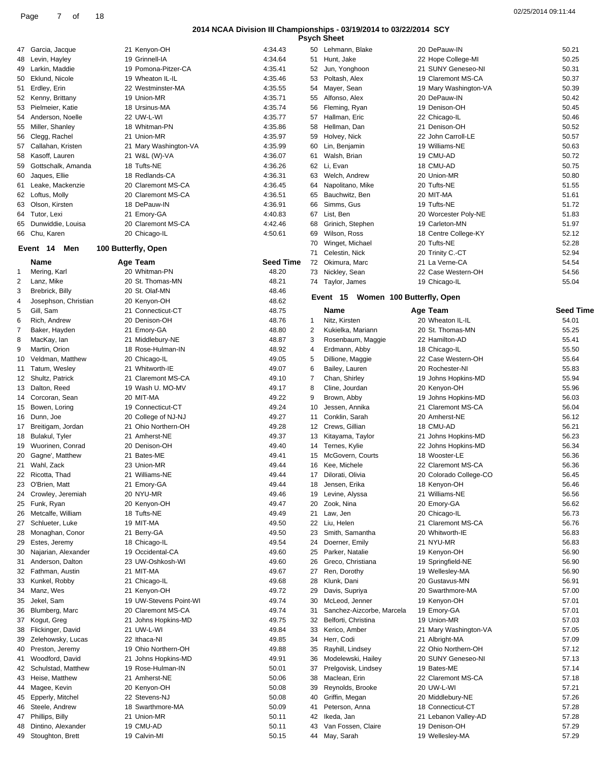## 2014 NCAA Division III Championships - 03/19/2014 to 03/22/2014 SCY

### Psych Sheet

| | Name | Age | Team | Seed Time |
|---|---|---|---|---|
| 47 | Garcia, Jacque | 21 | Kenyon-OH | 4:34.43 |
| 48 | Levin, Hayley | 19 | Grinnell-IA | 4:34.64 |
| 49 | Larkin, Maddie | 19 | Pomona-Pitzer-CA | 4:35.41 |
| 50 | Eklund, Nicole | 19 | Wheaton IL-IL | 4:35.46 |
| 51 | Erdley, Erin | 22 | Westminster-MA | 4:35.55 |
| 52 | Kenny, Brittany | 19 | Union-MR | 4:35.71 |
| 53 | Pielmeier, Katie | 18 | Ursinus-MA | 4:35.74 |
| 54 | Anderson, Noelle | 22 | UW-L-WI | 4:35.77 |
| 55 | Miller, Shanley | 18 | Whitman-PN | 4:35.86 |
| 56 | Clegg, Rachel | 21 | Union-MR | 4:35.97 |
| 57 | Callahan, Kristen | 21 | Mary Washington-VA | 4:35.99 |
| 58 | Kasoff, Lauren | 21 | W&L (W)-VA | 4:36.07 |
| 59 | Gottschalk, Amanda | 18 | Tufts-NE | 4:36.26 |
| 60 | Jaques, Ellie | 18 | Redlands-CA | 4:36.31 |
| 61 | Leake, Mackenzie | 20 | Claremont MS-CA | 4:36.45 |
| 62 | Loftus, Molly | 20 | Claremont MS-CA | 4:36.51 |
| 63 | Olson, Kirsten | 18 | DePauw-IN | 4:36.91 |
| 64 | Tutor, Lexi | 21 | Emory-GA | 4:40.83 |
| 65 | Dunwiddie, Louisa | 20 | Claremont MS-CA | 4:42.46 |
| 66 | Chu, Karen | 20 | Chicago-IL | 4:50.61 |

### Event 14 Men 100 Butterfly, Open

| | Name | Age | Team | Seed Time |
|---|---|---|---|---|
| 1 | Mering, Karl | 20 | Whitman-PN | 48.20 |
| 2 | Lanz, Mike | 20 | St. Thomas-MN | 48.21 |
| 3 | Brebrick, Billy | 20 | St. Olaf-MN | 48.46 |
| 4 | Josephson, Christian | 20 | Kenyon-OH | 48.62 |
| 5 | Gill, Sam | 21 | Connecticut-CT | 48.75 |
| 6 | Rich, Andrew | 20 | Denison-OH | 48.76 |
| 7 | Baker, Hayden | 21 | Emory-GA | 48.80 |
| 8 | MacKay, Ian | 21 | Middlebury-NE | 48.87 |
| 9 | Martin, Orion | 18 | Rose-Hulman-IN | 48.92 |
| 10 | Veldman, Matthew | 20 | Chicago-IL | 49.05 |
| 11 | Tatum, Wesley | 21 | Whitworth-IE | 49.07 |
| 12 | Shultz, Patrick | 21 | Claremont MS-CA | 49.10 |
| 13 | Dalton, Reed | 19 | Wash U. MO-MV | 49.17 |
| 14 | Corcoran, Sean | 20 | MIT-MA | 49.22 |
| 15 | Bowen, Loring | 19 | Connecticut-CT | 49.24 |
| 16 | Dunn, Joe | 20 | College of NJ-NJ | 49.27 |
| 17 | Breitigam, Jordan | 21 | Ohio Northern-OH | 49.28 |
| 18 | Bulakul, Tyler | 21 | Amherst-NE | 49.37 |
| 19 | Wuorinen, Conrad | 20 | Denison-OH | 49.40 |
| 20 | Gagne', Matthew | 21 | Bates-ME | 49.41 |
| 21 | Wahl, Zack | 23 | Union-MR | 49.44 |
| 22 | Ricotta, Thad | 21 | Williams-NE | 49.44 |
| 23 | O'Brien, Matt | 21 | Emory-GA | 49.44 |
| 24 | Crowley, Jeremiah | 20 | NYU-MR | 49.46 |
| 25 | Funk, Ryan | 20 | Kenyon-OH | 49.47 |
| 26 | Metcalfe, William | 18 | Tufts-NE | 49.49 |
| 27 | Schlueter, Luke | 19 | MIT-MA | 49.50 |
| 28 | Monaghan, Conor | 21 | Berry-GA | 49.50 |
| 29 | Estes, Jeremy | 18 | Chicago-IL | 49.54 |
| 30 | Najarian, Alexander | 19 | Occidental-CA | 49.60 |
| 31 | Anderson, Dalton | 23 | UW-Oshkosh-WI | 49.60 |
| 32 | Fathman, Austin | 21 | MIT-MA | 49.67 |
| 33 | Kunkel, Robby | 21 | Chicago-IL | 49.68 |
| 34 | Manz, Wes | 21 | Kenyon-OH | 49.72 |
| 35 | Jekel, Sam | 19 | UW-Stevens Point-WI | 49.74 |
| 36 | Blumberg, Marc | 20 | Claremont MS-CA | 49.74 |
| 37 | Kogut, Greg | 21 | Johns Hopkins-MD | 49.75 |
| 38 | Flickinger, David | 21 | UW-L-WI | 49.84 |
| 39 | Zelehowsky, Lucas | 22 | Ithaca-NI | 49.85 |
| 40 | Preston, Jeremy | 19 | Ohio Northern-OH | 49.88 |
| 41 | Woodford, David | 21 | Johns Hopkins-MD | 49.91 |
| 42 | Schulstad, Matthew | 19 | Rose-Hulman-IN | 50.01 |
| 43 | Heise, Matthew | 21 | Amherst-NE | 50.06 |
| 44 | Magee, Kevin | 20 | Kenyon-OH | 50.08 |
| 45 | Epperly, Mitchel | 22 | Stevens-NJ | 50.08 |
| 46 | Steele, Andrew | 18 | Swarthmore-MA | 50.09 |
| 47 | Phillips, Billy | 21 | Union-MR | 50.11 |
| 48 | Dintino, Alexander | 19 | CMU-AD | 50.11 |
| 49 | Stoughton, Brett | 19 | Calvin-MI | 50.15 |
| 50 | Lehmann, Blake | 20 | DePauw-IN | 50.21 |
| 51 | Hunt, Jake | 22 | Hope College-MI | 50.25 |
| 52 | Jun, Yonghoon | 21 | SUNY Geneseo-NI | 50.31 |
| 53 | Poltash, Alex | 19 | Claremont MS-CA | 50.37 |
| 54 | Mayer, Sean | 19 | Mary Washington-VA | 50.39 |
| 55 | Alfonso, Alex | 20 | DePauw-IN | 50.42 |
| 56 | Fleming, Ryan | 19 | Denison-OH | 50.45 |
| 57 | Hallman, Eric | 22 | Chicago-IL | 50.46 |
| 58 | Hellman, Dan | 21 | Denison-OH | 50.52 |
| 59 | Holvey, Nick | 22 | John Carroll-LE | 50.57 |
| 60 | Lin, Benjamin | 19 | Williams-NE | 50.63 |
| 61 | Walsh, Brian | 19 | CMU-AD | 50.72 |
| 62 | Li, Evan | 18 | CMU-AD | 50.75 |
| 63 | Welch, Andrew | 20 | Union-MR | 50.80 |
| 64 | Napolitano, Mike | 20 | Tufts-NE | 51.55 |
| 65 | Bauchwitz, Ben | 20 | MIT-MA | 51.61 |
| 66 | Simms, Gus | 19 | Tufts-NE | 51.72 |
| 67 | List, Ben | 20 | Worcester Poly-NE | 51.83 |
| 68 | Grinich, Stephen | 19 | Carleton-MN | 51.97 |
| 69 | Wilson, Ross | 18 | Centre College-KY | 52.12 |
| 70 | Winget, Michael | 20 | Tufts-NE | 52.28 |
| 71 | Celestin, Nick | 20 | Trinity C.-CT | 52.94 |
| 72 | Okimura, Marc | 21 | La Verne-CA | 54.54 |
| 73 | Nickley, Sean | 22 | Case Western-OH | 54.56 |
| 74 | Taylor, James | 19 | Chicago-IL | 55.04 |

### Event 15 Women 100 Butterfly, Open

| | Name | Age | Team | Seed Time |
|---|---|---|---|---|
| 1 | Nitz, Kirsten | 20 | Wheaton IL-IL | 54.01 |
| 2 | Kukielka, Mariann | 20 | St. Thomas-MN | 55.25 |
| 3 | Rosenbaum, Maggie | 22 | Hamilton-AD | 55.41 |
| 4 | Erdmann, Abby | 18 | Chicago-IL | 55.50 |
| 5 | Dillione, Maggie | 22 | Case Western-OH | 55.64 |
| 6 | Bailey, Lauren | 20 | Rochester-NI | 55.83 |
| 7 | Chan, Shirley | 19 | Johns Hopkins-MD | 55.94 |
| 8 | Cline, Jourdan | 20 | Kenyon-OH | 55.96 |
| 9 | Brown, Abby | 19 | Johns Hopkins-MD | 56.03 |
| 10 | Jessen, Annika | 21 | Claremont MS-CA | 56.04 |
| 11 | Conklin, Sarah | 20 | Amherst-NE | 56.12 |
| 12 | Crews, Gillian | 18 | CMU-AD | 56.21 |
| 13 | Kitayama, Taylor | 21 | Johns Hopkins-MD | 56.23 |
| 14 | Ternes, Kylie | 22 | Johns Hopkins-MD | 56.34 |
| 15 | McGovern, Courts | 18 | Wooster-LE | 56.36 |
| 16 | Kee, Michele | 22 | Claremont MS-CA | 56.36 |
| 17 | Dilorati, Olivia | 20 | Colorado College-CO | 56.45 |
| 18 | Jensen, Erika | 18 | Kenyon-OH | 56.46 |
| 19 | Levine, Alyssa | 21 | Williams-NE | 56.56 |
| 20 | Zook, Nina | 20 | Emory-GA | 56.62 |
| 21 | Law, Jen | 20 | Chicago-IL | 56.73 |
| 22 | Liu, Helen | 21 | Claremont MS-CA | 56.76 |
| 23 | Smith, Samantha | 20 | Whitworth-IE | 56.83 |
| 24 | Doerner, Emily | 21 | NYU-MR | 56.83 |
| 25 | Parker, Natalie | 19 | Kenyon-OH | 56.90 |
| 26 | Greco, Christiana | 19 | Springfield-NE | 56.90 |
| 27 | Ren, Dorothy | 19 | Wellesley-MA | 56.90 |
| 28 | Klunk, Dani | 20 | Gustavus-MN | 56.91 |
| 29 | Davis, Supriya | 20 | Swarthmore-MA | 57.00 |
| 30 | McLeod, Jenner | 19 | Kenyon-OH | 57.01 |
| 31 | Sanchez-Aizcorbe, Marcela | 19 | Emory-GA | 57.01 |
| 32 | Belforti, Christina | 19 | Union-MR | 57.03 |
| 33 | Kerico, Amber | 21 | Mary Washington-VA | 57.05 |
| 34 | Herr, Codi | 21 | Albright-MA | 57.09 |
| 35 | Rayhill, Lindsey | 22 | Ohio Northern-OH | 57.12 |
| 36 | Modelewski, Hailey | 20 | SUNY Geneseo-NI | 57.13 |
| 37 | Prelgovisk, Lindsey | 19 | Bates-ME | 57.14 |
| 38 | Maclean, Erin | 22 | Claremont MS-CA | 57.18 |
| 39 | Reynolds, Brooke | 20 | UW-L-WI | 57.21 |
| 40 | Griffin, Megan | 20 | Middlebury-NE | 57.26 |
| 41 | Peterson, Anna | 18 | Connecticut-CT | 57.28 |
| 42 | Ikeda, Jan | 21 | Lebanon Valley-AD | 57.28 |
| 43 | Van Fossen, Claire | 19 | Denison-OH | 57.29 |
| 44 | May, Sarah | 19 | Wellesley-MA | 57.29 |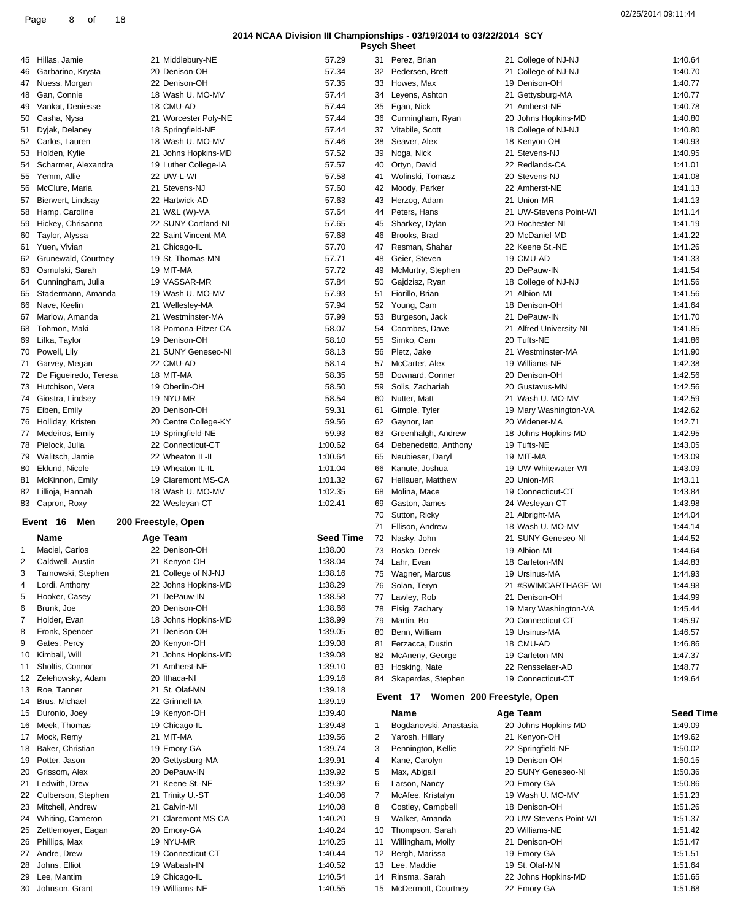**2014 NCAA Division III Championships - 03/19/2014 to 03/22/2014 SCY**

**Psych Sheet**

| | Name | Age | Team | Seed Time |
|---|---|---|---|---|
| 45 | Hillas, Jamie | 21 | Middlebury-NE | 57.29 |
| 46 | Garbarino, Krysta | 20 | Denison-OH | 57.34 |
| 47 | Nuess, Morgan | 22 | Denison-OH | 57.35 |
| 48 | Gan, Connie | 18 | Wash U. MO-MV | 57.44 |
| 49 | Vankat, Deniesse | 18 | CMU-AD | 57.44 |
| 50 | Casha, Nysa | 21 | Worcester Poly-NE | 57.44 |
| 51 | Dyjak, Delaney | 18 | Springfield-NE | 57.44 |
| 52 | Carlos, Lauren | 18 | Wash U. MO-MV | 57.46 |
| 53 | Holden, Kylie | 21 | Johns Hopkins-MD | 57.52 |
| 54 | Scharmer, Alexandra | 19 | Luther College-IA | 57.57 |
| 55 | Yemm, Allie | 22 | UW-L-WI | 57.58 |
| 56 | McClure, Maria | 21 | Stevens-NJ | 57.60 |
| 57 | Bierwert, Lindsay | 22 | Hartwick-AD | 57.63 |
| 58 | Hamp, Caroline | 21 | W&L (W)-VA | 57.64 |
| 59 | Hickey, Chrisanna | 22 | SUNY Cortland-NI | 57.65 |
| 60 | Taylor, Alyssa | 22 | Saint Vincent-MA | 57.68 |
| 61 | Yuen, Vivian | 21 | Chicago-IL | 57.70 |
| 62 | Grunewald, Courtney | 19 | St. Thomas-MN | 57.71 |
| 63 | Osmulski, Sarah | 19 | MIT-MA | 57.72 |
| 64 | Cunningham, Julia | 19 | VASSAR-MR | 57.84 |
| 65 | Stadermann, Amanda | 19 | Wash U. MO-MV | 57.93 |
| 66 | Nave, Keelin | 21 | Wellesley-MA | 57.94 |
| 67 | Marlow, Amanda | 21 | Westminster-MA | 57.99 |
| 68 | Tohmon, Maki | 18 | Pomona-Pitzer-CA | 58.07 |
| 69 | Lifka, Taylor | 19 | Denison-OH | 58.10 |
| 70 | Powell, Lily | 21 | SUNY Geneseo-NI | 58.13 |
| 71 | Garvey, Megan | 22 | CMU-AD | 58.14 |
| 72 | De Figueiredo, Teresa | 18 | MIT-MA | 58.35 |
| 73 | Hutchison, Vera | 19 | Oberlin-OH | 58.50 |
| 74 | Giostra, Lindsey | 19 | NYU-MR | 58.54 |
| 75 | Eiben, Emily | 20 | Denison-OH | 59.31 |
| 76 | Holliday, Kristen | 20 | Centre College-KY | 59.56 |
| 77 | Medeiros, Emily | 19 | Springfield-NE | 59.93 |
| 78 | Pielock, Julia | 22 | Connecticut-CT | 1:00.62 |
| 79 | Walitsch, Jamie | 22 | Wheaton IL-IL | 1:00.64 |
| 80 | Eklund, Nicole | 19 | Wheaton IL-IL | 1:01.04 |
| 81 | McKinnon, Emily | 19 | Claremont MS-CA | 1:01.32 |
| 82 | Lillioja, Hannah | 18 | Wash U. MO-MV | 1:02.35 |
| 83 | Capron, Roxy | 22 | Wesleyan-CT | 1:02.41 |

## Event 16 Men 200 Freestyle, Open

| | Name | Age | Team | Seed Time |
|---|---|---|---|---|
| 1 | Maciel, Carlos | 22 | Denison-OH | 1:38.00 |
| 2 | Caldwell, Austin | 21 | Kenyon-OH | 1:38.04 |
| 3 | Tarnowski, Stephen | 21 | College of NJ-NJ | 1:38.16 |
| 4 | Lordi, Anthony | 22 | Johns Hopkins-MD | 1:38.29 |
| 5 | Hooker, Casey | 21 | DePauw-IN | 1:38.58 |
| 6 | Brunk, Joe | 20 | Denison-OH | 1:38.66 |
| 7 | Holder, Evan | 18 | Johns Hopkins-MD | 1:38.99 |
| 8 | Fronk, Spencer | 21 | Denison-OH | 1:39.05 |
| 9 | Gates, Percy | 20 | Kenyon-OH | 1:39.08 |
| 10 | Kimball, Will | 21 | Johns Hopkins-MD | 1:39.08 |
| 11 | Sholtis, Connor | 21 | Amherst-NE | 1:39.10 |
| 12 | Zelehowsky, Adam | 20 | Ithaca-NI | 1:39.16 |
| 13 | Roe, Tanner | 21 | St. Olaf-MN | 1:39.18 |
| 14 | Brus, Michael | 22 | Grinnell-IA | 1:39.19 |
| 15 | Duronio, Joey | 19 | Kenyon-OH | 1:39.40 |
| 16 | Meek, Thomas | 19 | Chicago-IL | 1:39.48 |
| 17 | Mock, Remy | 21 | MIT-MA | 1:39.56 |
| 18 | Baker, Christian | 19 | Emory-GA | 1:39.74 |
| 19 | Potter, Jason | 20 | Gettysburg-MA | 1:39.91 |
| 20 | Grissom, Alex | 20 | DePauw-IN | 1:39.92 |
| 21 | Ledwith, Drew | 21 | Keene St.-NE | 1:39.92 |
| 22 | Culberson, Stephen | 21 | Trinity U.-ST | 1:40.06 |
| 23 | Mitchell, Andrew | 21 | Calvin-MI | 1:40.08 |
| 24 | Whiting, Cameron | 21 | Claremont MS-CA | 1:40.20 |
| 25 | Zettlemoyer, Eagan | 20 | Emory-GA | 1:40.24 |
| 26 | Phillips, Max | 19 | NYU-MR | 1:40.25 |
| 27 | Andre, Drew | 19 | Connecticut-CT | 1:40.44 |
| 28 | Johns, Elliot | 19 | Wabash-IN | 1:40.52 |
| 29 | Lee, Mantim | 19 | Chicago-IL | 1:40.54 |
| 30 | Johnson, Grant | 19 | Williams-NE | 1:40.55 |
| 31 | Perez, Brian | 21 | College of NJ-NJ | 1:40.64 |
| 32 | Pedersen, Brett | 21 | College of NJ-NJ | 1:40.70 |
| 33 | Howes, Max | 19 | Denison-OH | 1:40.77 |
| 34 | Leyens, Ashton | 21 | Gettysburg-MA | 1:40.77 |
| 35 | Egan, Nick | 21 | Amherst-NE | 1:40.78 |
| 36 | Cunningham, Ryan | 20 | Johns Hopkins-MD | 1:40.80 |
| 37 | Vitabile, Scott | 18 | College of NJ-NJ | 1:40.80 |
| 38 | Seaver, Alex | 18 | Kenyon-OH | 1:40.93 |
| 39 | Noga, Nick | 21 | Stevens-NJ | 1:40.95 |
| 40 | Ortyn, David | 22 | Redlands-CA | 1:41.01 |
| 41 | Wolinski, Tomasz | 20 | Stevens-NJ | 1:41.08 |
| 42 | Moody, Parker | 22 | Amherst-NE | 1:41.13 |
| 43 | Herzog, Adam | 21 | Union-MR | 1:41.13 |
| 44 | Peters, Hans | 21 | UW-Stevens Point-WI | 1:41.14 |
| 45 | Sharkey, Dylan | 20 | Rochester-NI | 1:41.19 |
| 46 | Brooks, Brad | 20 | McDaniel-MD | 1:41.22 |
| 47 | Resman, Shahar | 22 | Keene St.-NE | 1:41.26 |
| 48 | Geier, Steven | 19 | CMU-AD | 1:41.33 |
| 49 | McMurtry, Stephen | 20 | DePauw-IN | 1:41.54 |
| 50 | Gajdzisz, Ryan | 18 | College of NJ-NJ | 1:41.56 |
| 51 | Fiorillo, Brian | 21 | Albion-MI | 1:41.56 |
| 52 | Young, Cam | 18 | Denison-OH | 1:41.64 |
| 53 | Burgeson, Jack | 21 | DePauw-IN | 1:41.70 |
| 54 | Coombes, Dave | 21 | Alfred University-NI | 1:41.85 |
| 55 | Simko, Cam | 20 | Tufts-NE | 1:41.86 |
| 56 | Pletz, Jake | 21 | Westminster-MA | 1:41.90 |
| 57 | McCarter, Alex | 19 | Williams-NE | 1:42.38 |
| 58 | Downard, Conner | 20 | Denison-OH | 1:42.56 |
| 59 | Solis, Zachariah | 20 | Gustavus-MN | 1:42.56 |
| 60 | Nutter, Matt | 21 | Wash U. MO-MV | 1:42.59 |
| 61 | Gimple, Tyler | 19 | Mary Washington-VA | 1:42.62 |
| 62 | Gaynor, Ian | 20 | Widener-MA | 1:42.71 |
| 63 | Greenhalgh, Andrew | 18 | Johns Hopkins-MD | 1:42.95 |
| 64 | Debenedetto, Anthony | 19 | Tufts-NE | 1:43.05 |
| 65 | Neubieser, Daryl | 19 | MIT-MA | 1:43.09 |
| 66 | Kanute, Joshua | 19 | UW-Whitewater-WI | 1:43.09 |
| 67 | Hellauer, Matthew | 20 | Union-MR | 1:43.11 |
| 68 | Molina, Mace | 19 | Connecticut-CT | 1:43.84 |
| 69 | Gaston, James | 24 | Wesleyan-CT | 1:43.98 |
| 70 | Sutton, Ricky | 21 | Albright-MA | 1:44.04 |
| 71 | Ellison, Andrew | 18 | Wash U. MO-MV | 1:44.14 |
| 72 | Nasky, John | 21 | SUNY Geneseo-NI | 1:44.52 |
| 73 | Bosko, Derek | 19 | Albion-MI | 1:44.64 |
| 74 | Lahr, Evan | 18 | Carleton-MN | 1:44.83 |
| 75 | Wagner, Marcus | 19 | Ursinus-MA | 1:44.93 |
| 76 | Solan, Teryn | 21 | #SWIMCARTHAGE-WI | 1:44.98 |
| 77 | Lawley, Rob | 21 | Denison-OH | 1:44.99 |
| 78 | Eisig, Zachary | 19 | Mary Washington-VA | 1:45.44 |
| 79 | Martin, Bo | 20 | Connecticut-CT | 1:45.97 |
| 80 | Benn, William | 19 | Ursinus-MA | 1:46.57 |
| 81 | Ferzacca, Dustin | 18 | CMU-AD | 1:46.86 |
| 82 | McAneny, George | 19 | Carleton-MN | 1:47.37 |
| 83 | Hosking, Nate | 22 | Rensselaer-AD | 1:48.77 |
| 84 | Skaperdas, Stephen | 19 | Connecticut-CT | 1:49.64 |

## Event 17 Women 200 Freestyle, Open

| | Name | Age | Team | Seed Time |
|---|---|---|---|---|
| 1 | Bogdanovski, Anastasia | 20 | Johns Hopkins-MD | 1:49.09 |
| 2 | Yarosh, Hillary | 21 | Kenyon-OH | 1:49.62 |
| 3 | Pennington, Kellie | 22 | Springfield-NE | 1:50.02 |
| 4 | Kane, Carolyn | 19 | Denison-OH | 1:50.15 |
| 5 | Max, Abigail | 20 | SUNY Geneseo-NI | 1:50.36 |
| 6 | Larson, Nancy | 20 | Emory-GA | 1:50.86 |
| 7 | McAfee, Kristalyn | 19 | Wash U. MO-MV | 1:51.23 |
| 8 | Costley, Campbell | 18 | Denison-OH | 1:51.26 |
| 9 | Walker, Amanda | 20 | UW-Stevens Point-WI | 1:51.37 |
| 10 | Thompson, Sarah | 20 | Williams-NE | 1:51.42 |
| 11 | Willingham, Molly | 21 | Denison-OH | 1:51.47 |
| 12 | Bergh, Marissa | 19 | Emory-GA | 1:51.51 |
| 13 | Lee, Maddie | 19 | St. Olaf-MN | 1:51.64 |
| 14 | Rinsma, Sarah | 22 | Johns Hopkins-MD | 1:51.65 |
| 15 | McDermott, Courtney | 22 | Emory-GA | 1:51.68 |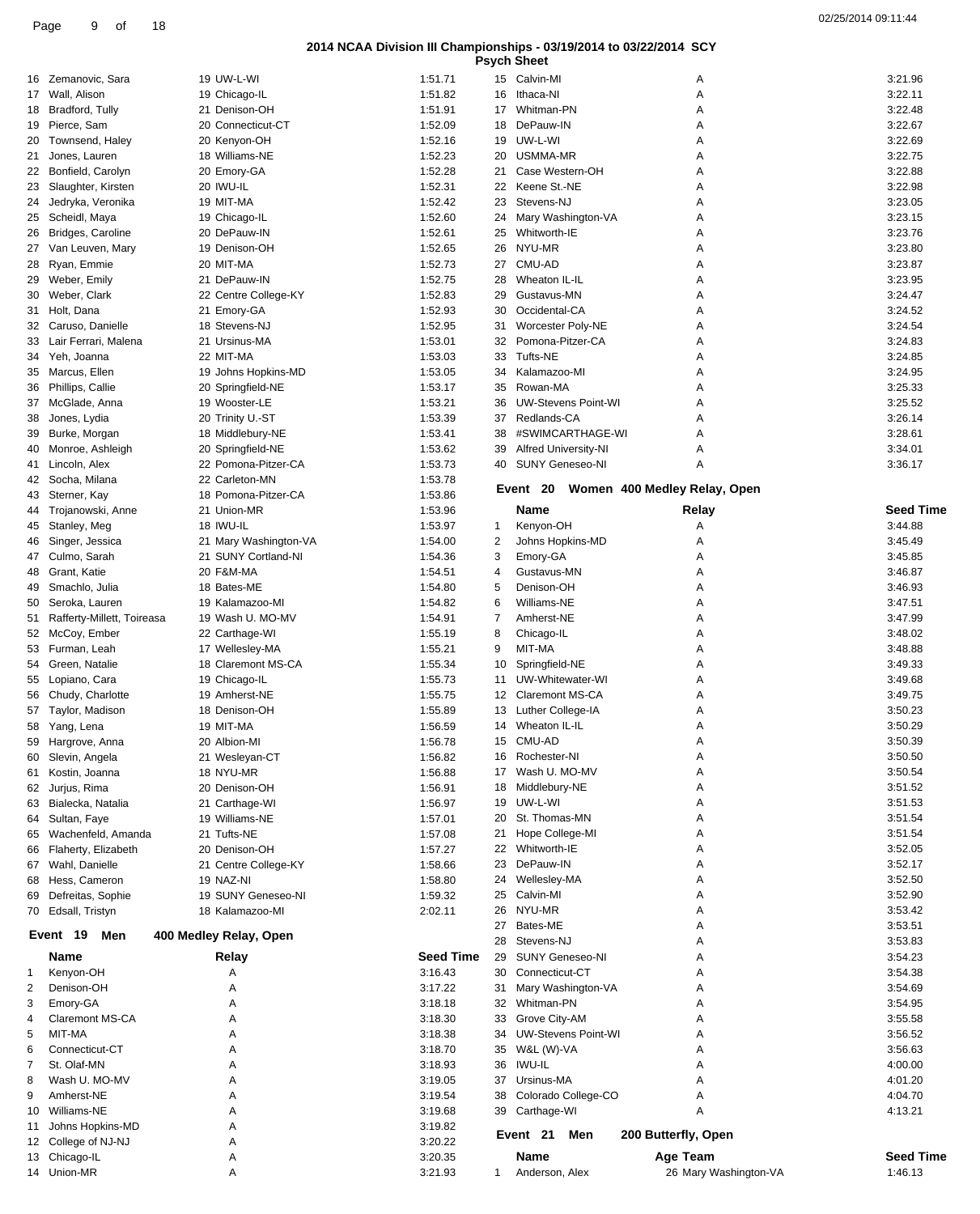## 2014 NCAA Division III Championships - 03/19/2014 to 03/22/2014 SCY

### Psych Sheet

| | Name | Age Team | Seed Time |
|---|---|---|---|
| 16 | Zemanovic, Sara | 19 UW-L-WI | 1:51.71 |
| 17 | Wall, Alison | 19 Chicago-IL | 1:51.82 |
| 18 | Bradford, Tully | 21 Denison-OH | 1:51.91 |
| 19 | Pierce, Sam | 20 Connecticut-CT | 1:52.09 |
| 20 | Townsend, Haley | 20 Kenyon-OH | 1:52.16 |
| 21 | Jones, Lauren | 18 Williams-NE | 1:52.23 |
| 22 | Bonfield, Carolyn | 20 Emory-GA | 1:52.28 |
| 23 | Slaughter, Kirsten | 20 IWU-IL | 1:52.31 |
| 24 | Jedryka, Veronika | 19 MIT-MA | 1:52.42 |
| 25 | Scheidl, Maya | 19 Chicago-IL | 1:52.60 |
| 26 | Bridges, Caroline | 20 DePauw-IN | 1:52.61 |
| 27 | Van Leuven, Mary | 19 Denison-OH | 1:52.65 |
| 28 | Ryan, Emmie | 20 MIT-MA | 1:52.73 |
| 29 | Weber, Emily | 21 DePauw-IN | 1:52.75 |
| 30 | Weber, Clark | 22 Centre College-KY | 1:52.83 |
| 31 | Holt, Dana | 21 Emory-GA | 1:52.93 |
| 32 | Caruso, Danielle | 18 Stevens-NJ | 1:52.95 |
| 33 | Lair Ferrari, Malena | 21 Ursinus-MA | 1:53.01 |
| 34 | Yeh, Joanna | 22 MIT-MA | 1:53.03 |
| 35 | Marcus, Ellen | 19 Johns Hopkins-MD | 1:53.05 |
| 36 | Phillips, Callie | 20 Springfield-NE | 1:53.17 |
| 37 | McGlade, Anna | 19 Wooster-LE | 1:53.21 |
| 38 | Jones, Lydia | 20 Trinity U.-ST | 1:53.39 |
| 39 | Burke, Morgan | 18 Middlebury-NE | 1:53.41 |
| 40 | Monroe, Ashleigh | 20 Springfield-NE | 1:53.62 |
| 41 | Lincoln, Alex | 22 Pomona-Pitzer-CA | 1:53.73 |
| 42 | Socha, Milana | 22 Carleton-MN | 1:53.78 |
| 43 | Sterner, Kay | 18 Pomona-Pitzer-CA | 1:53.86 |
| 44 | Trojanowski, Anne | 21 Union-MR | 1:53.96 |
| 45 | Stanley, Meg | 18 IWU-IL | 1:53.97 |
| 46 | Singer, Jessica | 21 Mary Washington-VA | 1:54.00 |
| 47 | Culmo, Sarah | 21 SUNY Cortland-NI | 1:54.36 |
| 48 | Grant, Katie | 20 F&M-MA | 1:54.51 |
| 49 | Smachlo, Julia | 18 Bates-ME | 1:54.80 |
| 50 | Seroka, Lauren | 19 Kalamazoo-MI | 1:54.82 |
| 51 | Rafferty-Millett, Toireasa | 19 Wash U. MO-MV | 1:54.91 |
| 52 | McCoy, Ember | 22 Carthage-WI | 1:55.19 |
| 53 | Furman, Leah | 17 Wellesley-MA | 1:55.21 |
| 54 | Green, Natalie | 18 Claremont MS-CA | 1:55.34 |
| 55 | Lopiano, Cara | 19 Chicago-IL | 1:55.73 |
| 56 | Chudy, Charlotte | 19 Amherst-NE | 1:55.75 |
| 57 | Taylor, Madison | 18 Denison-OH | 1:55.89 |
| 58 | Yang, Lena | 19 MIT-MA | 1:56.59 |
| 59 | Hargrove, Anna | 20 Albion-MI | 1:56.78 |
| 60 | Slevin, Angela | 21 Wesleyan-CT | 1:56.82 |
| 61 | Kostin, Joanna | 18 NYU-MR | 1:56.88 |
| 62 | Jurjus, Rima | 20 Denison-OH | 1:56.91 |
| 63 | Bialecka, Natalia | 21 Carthage-WI | 1:56.97 |
| 64 | Sultan, Faye | 19 Williams-NE | 1:57.01 |
| 65 | Wachenfeld, Amanda | 21 Tufts-NE | 1:57.08 |
| 66 | Flaherty, Elizabeth | 20 Denison-OH | 1:57.27 |
| 67 | Wahl, Danielle | 21 Centre College-KY | 1:58.66 |
| 68 | Hess, Cameron | 19 NAZ-NI | 1:58.80 |
| 69 | Defreitas, Sophie | 19 SUNY Geneseo-NI | 1:59.32 |
| 70 | Edsall, Tristyn | 18 Kalamazoo-MI | 2:02.11 |

### Event 19 Men 400 Medley Relay, Open

| | Name | Relay | Seed Time |
|---|---|---|---|
| 1 | Kenyon-OH | A | 3:16.43 |
| 2 | Denison-OH | A | 3:17.22 |
| 3 | Emory-GA | A | 3:18.18 |
| 4 | Claremont MS-CA | A | 3:18.30 |
| 5 | MIT-MA | A | 3:18.38 |
| 6 | Connecticut-CT | A | 3:18.70 |
| 7 | St. Olaf-MN | A | 3:18.93 |
| 8 | Wash U. MO-MV | A | 3:19.05 |
| 9 | Amherst-NE | A | 3:19.54 |
| 10 | Williams-NE | A | 3:19.68 |
| 11 | Johns Hopkins-MD | A | 3:19.82 |
| 12 | College of NJ-NJ | A | 3:20.22 |
| 13 | Chicago-IL | A | 3:20.35 |
| 14 | Union-MR | A | 3:21.93 |
| 15 | Calvin-MI | A | 3:21.96 |
| 16 | Ithaca-NI | A | 3:22.11 |
| 17 | Whitman-PN | A | 3:22.48 |
| 18 | DePauw-IN | A | 3:22.67 |
| 19 | UW-L-WI | A | 3:22.69 |
| 20 | USMMA-MR | A | 3:22.75 |
| 21 | Case Western-OH | A | 3:22.88 |
| 22 | Keene St.-NE | A | 3:22.98 |
| 23 | Stevens-NJ | A | 3:23.05 |
| 24 | Mary Washington-VA | A | 3:23.15 |
| 25 | Whitworth-IE | A | 3:23.76 |
| 26 | NYU-MR | A | 3:23.80 |
| 27 | CMU-AD | A | 3:23.87 |
| 28 | Wheaton IL-IL | A | 3:23.95 |
| 29 | Gustavus-MN | A | 3:24.47 |
| 30 | Occidental-CA | A | 3:24.52 |
| 31 | Worcester Poly-NE | A | 3:24.54 |
| 32 | Pomona-Pitzer-CA | A | 3:24.83 |
| 33 | Tufts-NE | A | 3:24.85 |
| 34 | Kalamazoo-MI | A | 3:24.95 |
| 35 | Rowan-MA | A | 3:25.33 |
| 36 | UW-Stevens Point-WI | A | 3:25.52 |
| 37 | Redlands-CA | A | 3:26.14 |
| 38 | #SWIMCARTHAGE-WI | A | 3:28.61 |
| 39 | Alfred University-NI | A | 3:34.01 |
| 40 | SUNY Geneseo-NI | A | 3:36.17 |

### Event 20 Women 400 Medley Relay, Open

| | Name | Relay | Seed Time |
|---|---|---|---|
| 1 | Kenyon-OH | A | 3:44.88 |
| 2 | Johns Hopkins-MD | A | 3:45.49 |
| 3 | Emory-GA | A | 3:45.85 |
| 4 | Gustavus-MN | A | 3:46.87 |
| 5 | Denison-OH | A | 3:46.93 |
| 6 | Williams-NE | A | 3:47.51 |
| 7 | Amherst-NE | A | 3:47.99 |
| 8 | Chicago-IL | A | 3:48.02 |
| 9 | MIT-MA | A | 3:48.88 |
| 10 | Springfield-NE | A | 3:49.33 |
| 11 | UW-Whitewater-WI | A | 3:49.68 |
| 12 | Claremont MS-CA | A | 3:49.75 |
| 13 | Luther College-IA | A | 3:50.23 |
| 14 | Wheaton IL-IL | A | 3:50.29 |
| 15 | CMU-AD | A | 3:50.39 |
| 16 | Rochester-NI | A | 3:50.50 |
| 17 | Wash U. MO-MV | A | 3:50.54 |
| 18 | Middlebury-NE | A | 3:51.52 |
| 19 | UW-L-WI | A | 3:51.53 |
| 20 | St. Thomas-MN | A | 3:51.54 |
| 21 | Hope College-MI | A | 3:51.54 |
| 22 | Whitworth-IE | A | 3:52.05 |
| 23 | DePauw-IN | A | 3:52.17 |
| 24 | Wellesley-MA | A | 3:52.50 |
| 25 | Calvin-MI | A | 3:52.90 |
| 26 | NYU-MR | A | 3:53.42 |
| 27 | Bates-ME | A | 3:53.51 |
| 28 | Stevens-NJ | A | 3:53.83 |
| 29 | SUNY Geneseo-NI | A | 3:54.23 |
| 30 | Connecticut-CT | A | 3:54.38 |
| 31 | Mary Washington-VA | A | 3:54.69 |
| 32 | Whitman-PN | A | 3:54.95 |
| 33 | Grove City-AM | A | 3:55.58 |
| 34 | UW-Stevens Point-WI | A | 3:56.52 |
| 35 | W&L (W)-VA | A | 3:56.63 |
| 36 | IWU-IL | A | 4:00.00 |
| 37 | Ursinus-MA | A | 4:01.20 |
| 38 | Colorado College-CO | A | 4:04.70 |
| 39 | Carthage-WI | A | 4:13.21 |

### Event 21 Men 200 Butterfly, Open

| | Name | Age Team | Seed Time |
|---|---|---|---|
| 1 | Anderson, Alex | 26 Mary Washington-VA | 1:46.13 |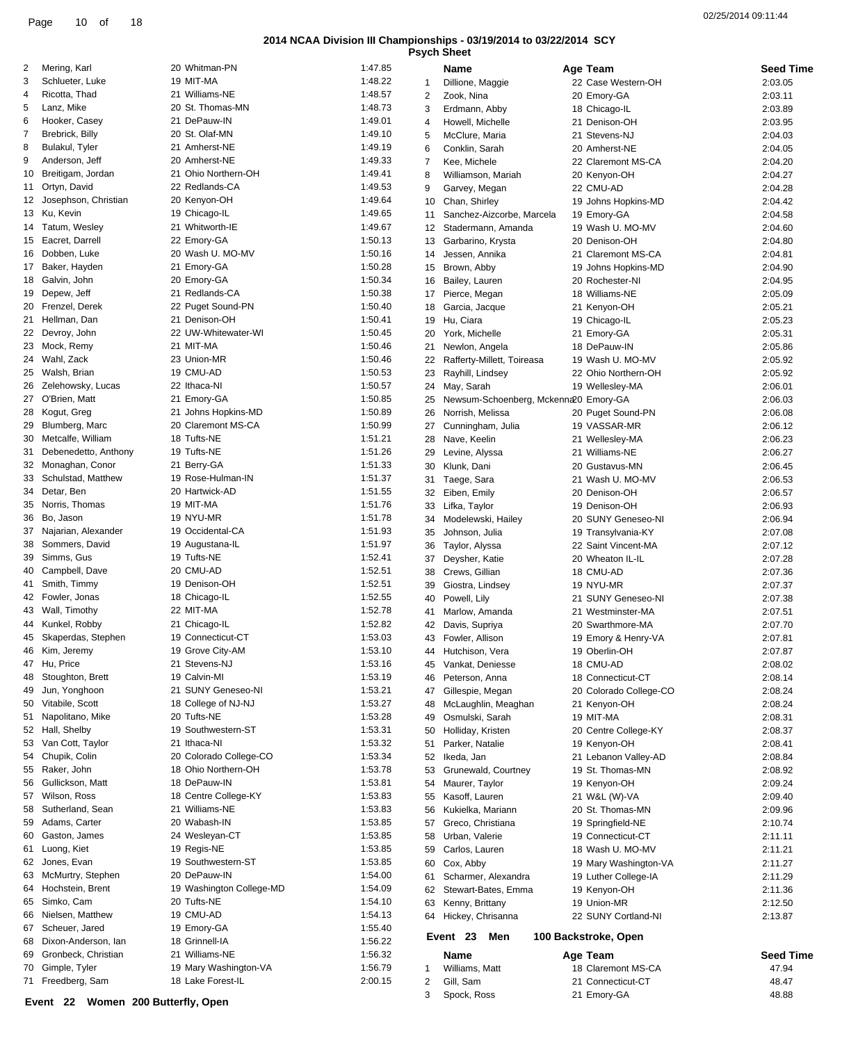## 2014 NCAA Division III Championships - 03/19/2014 to 03/22/2014 SCY

### Psych Sheet

| # | Name | Age | Team | Seed Time |
|---|---|---|---|---|
| 2 | Mering, Karl | 20 | Whitman-PN | 1:47.85 |
| 3 | Schlueter, Luke | 19 | MIT-MA | 1:48.22 |
| 4 | Ricotta, Thad | 21 | Williams-NE | 1:48.57 |
| 5 | Lanz, Mike | 20 | St. Thomas-MN | 1:48.73 |
| 6 | Hooker, Casey | 21 | DePauw-IN | 1:49.01 |
| 7 | Brebrick, Billy | 20 | St. Olaf-MN | 1:49.10 |
| 8 | Bulakul, Tyler | 21 | Amherst-NE | 1:49.19 |
| 9 | Anderson, Jeff | 20 | Amherst-NE | 1:49.33 |
| 10 | Breitigam, Jordan | 21 | Ohio Northern-OH | 1:49.41 |
| 11 | Ortyn, David | 22 | Redlands-CA | 1:49.53 |
| 12 | Josephson, Christian | 20 | Kenyon-OH | 1:49.64 |
| 13 | Ku, Kevin | 19 | Chicago-IL | 1:49.65 |
| 14 | Tatum, Wesley | 21 | Whitworth-IE | 1:49.67 |
| 15 | Eacret, Darrell | 22 | Emory-GA | 1:50.13 |
| 16 | Dobben, Luke | 20 | Wash U. MO-MV | 1:50.16 |
| 17 | Baker, Hayden | 21 | Emory-GA | 1:50.28 |
| 18 | Galvin, John | 20 | Emory-GA | 1:50.34 |
| 19 | Depew, Jeff | 21 | Redlands-CA | 1:50.38 |
| 20 | Frenzel, Derek | 22 | Puget Sound-PN | 1:50.40 |
| 21 | Hellman, Dan | 21 | Denison-OH | 1:50.41 |
| 22 | Devroy, John | 22 | UW-Whitewater-WI | 1:50.45 |
| 23 | Mock, Remy | 21 | MIT-MA | 1:50.46 |
| 24 | Wahl, Zack | 23 | Union-MR | 1:50.46 |
| 25 | Walsh, Brian | 19 | CMU-AD | 1:50.53 |
| 26 | Zelehowsky, Lucas | 22 | Ithaca-NI | 1:50.57 |
| 27 | O'Brien, Matt | 21 | Emory-GA | 1:50.85 |
| 28 | Kogut, Greg | 21 | Johns Hopkins-MD | 1:50.89 |
| 29 | Blumberg, Marc | 20 | Claremont MS-CA | 1:50.99 |
| 30 | Metcalfe, William | 18 | Tufts-NE | 1:51.21 |
| 31 | Debenedetto, Anthony | 19 | Tufts-NE | 1:51.26 |
| 32 | Monaghan, Conor | 21 | Berry-GA | 1:51.33 |
| 33 | Schulstad, Matthew | 19 | Rose-Hulman-IN | 1:51.37 |
| 34 | Detar, Ben | 20 | Hartwick-AD | 1:51.55 |
| 35 | Norris, Thomas | 19 | MIT-MA | 1:51.76 |
| 36 | Bo, Jason | 19 | NYU-MR | 1:51.78 |
| 37 | Najarian, Alexander | 19 | Occidental-CA | 1:51.93 |
| 38 | Sommers, David | 19 | Augustana-IL | 1:51.97 |
| 39 | Simms, Gus | 19 | Tufts-NE | 1:52.41 |
| 40 | Campbell, Dave | 20 | CMU-AD | 1:52.51 |
| 41 | Smith, Timmy | 19 | Denison-OH | 1:52.51 |
| 42 | Fowler, Jonas | 18 | Chicago-IL | 1:52.55 |
| 43 | Wall, Timothy | 22 | MIT-MA | 1:52.78 |
| 44 | Kunkel, Robby | 21 | Chicago-IL | 1:52.82 |
| 45 | Skaperdas, Stephen | 19 | Connecticut-CT | 1:53.03 |
| 46 | Kim, Jeremy | 19 | Grove City-AM | 1:53.10 |
| 47 | Hu, Price | 21 | Stevens-NJ | 1:53.16 |
| 48 | Stoughton, Brett | 19 | Calvin-MI | 1:53.19 |
| 49 | Jun, Yonghoon | 21 | SUNY Geneseo-NI | 1:53.21 |
| 50 | Vitabile, Scott | 18 | College of NJ-NJ | 1:53.27 |
| 51 | Napolitano, Mike | 20 | Tufts-NE | 1:53.28 |
| 52 | Hall, Shelby | 19 | Southwestern-ST | 1:53.31 |
| 53 | Van Cott, Taylor | 21 | Ithaca-NI | 1:53.32 |
| 54 | Chupik, Colin | 20 | Colorado College-CO | 1:53.34 |
| 55 | Raker, John | 18 | Ohio Northern-OH | 1:53.78 |
| 56 | Gullickson, Matt | 18 | DePauw-IN | 1:53.81 |
| 57 | Wilson, Ross | 18 | Centre College-KY | 1:53.83 |
| 58 | Sutherland, Sean | 21 | Williams-NE | 1:53.83 |
| 59 | Adams, Carter | 20 | Wabash-IN | 1:53.85 |
| 60 | Gaston, James | 24 | Wesleyan-CT | 1:53.85 |
| 61 | Luong, Kiet | 19 | Regis-NE | 1:53.85 |
| 62 | Jones, Evan | 19 | Southwestern-ST | 1:53.85 |
| 63 | McMurtry, Stephen | 20 | DePauw-IN | 1:54.00 |
| 64 | Hochstein, Brent | 19 | Washington College-MD | 1:54.09 |
| 65 | Simko, Cam | 20 | Tufts-NE | 1:54.10 |
| 66 | Nielsen, Matthew | 19 | CMU-AD | 1:54.13 |
| 67 | Scheuer, Jared | 19 | Emory-GA | 1:55.40 |
| 68 | Dixon-Anderson, Ian | 18 | Grinnell-IA | 1:56.22 |
| 69 | Gronbeck, Christian | 21 | Williams-NE | 1:56.32 |
| 70 | Gimple, Tyler | 19 | Mary Washington-VA | 1:56.79 |
| 71 | Freedberg, Sam | 18 | Lake Forest-IL | 2:00.15 |

### Event 22 Women 200 Butterfly, Open

| # | Name | Age | Team | Seed Time |
|---|---|---|---|---|
| 1 | Dillione, Maggie | 22 | Case Western-OH | 2:03.05 |
| 2 | Zook, Nina | 20 | Emory-GA | 2:03.11 |
| 3 | Erdmann, Abby | 18 | Chicago-IL | 2:03.89 |
| 4 | Howell, Michelle | 21 | Denison-OH | 2:03.95 |
| 5 | McClure, Maria | 21 | Stevens-NJ | 2:04.03 |
| 6 | Conklin, Sarah | 20 | Amherst-NE | 2:04.05 |
| 7 | Kee, Michele | 22 | Claremont MS-CA | 2:04.20 |
| 8 | Williamson, Mariah | 20 | Kenyon-OH | 2:04.27 |
| 9 | Garvey, Megan | 22 | CMU-AD | 2:04.28 |
| 10 | Chan, Shirley | 19 | Johns Hopkins-MD | 2:04.42 |
| 11 | Sanchez-Aizcorbe, Marcela | 19 | Emory-GA | 2:04.58 |
| 12 | Stadermann, Amanda | 19 | Wash U. MO-MV | 2:04.60 |
| 13 | Garbarino, Krysta | 20 | Denison-OH | 2:04.80 |
| 14 | Jessen, Annika | 21 | Claremont MS-CA | 2:04.81 |
| 15 | Brown, Abby | 19 | Johns Hopkins-MD | 2:04.90 |
| 16 | Bailey, Lauren | 20 | Rochester-NI | 2:04.95 |
| 17 | Pierce, Megan | 18 | Williams-NE | 2:05.09 |
| 18 | Garcia, Jacque | 21 | Kenyon-OH | 2:05.21 |
| 19 | Hu, Ciara | 19 | Chicago-IL | 2:05.23 |
| 20 | York, Michelle | 21 | Emory-GA | 2:05.31 |
| 21 | Newlon, Angela | 18 | DePauw-IN | 2:05.86 |
| 22 | Rafferty-Millett, Toireasa | 19 | Wash U. MO-MV | 2:05.92 |
| 23 | Rayhill, Lindsey | 22 | Ohio Northern-OH | 2:05.92 |
| 24 | May, Sarah | 19 | Wellesley-MA | 2:06.01 |
| 25 | Newsum-Schoenberg, Mckenna | 20 | Emory-GA | 2:06.03 |
| 26 | Norrish, Melissa | 20 | Puget Sound-PN | 2:06.08 |
| 27 | Cunningham, Julia | 19 | VASSAR-MR | 2:06.12 |
| 28 | Nave, Keelin | 21 | Wellesley-MA | 2:06.23 |
| 29 | Levine, Alyssa | 21 | Williams-NE | 2:06.27 |
| 30 | Klunk, Dani | 20 | Gustavus-MN | 2:06.45 |
| 31 | Taege, Sara | 21 | Wash U. MO-MV | 2:06.53 |
| 32 | Eiben, Emily | 20 | Denison-OH | 2:06.57 |
| 33 | Lifka, Taylor | 19 | Denison-OH | 2:06.93 |
| 34 | Modelewski, Hailey | 20 | SUNY Geneseo-NI | 2:06.94 |
| 35 | Johnson, Julia | 19 | Transylvania-KY | 2:07.08 |
| 36 | Taylor, Alyssa | 22 | Saint Vincent-MA | 2:07.12 |
| 37 | Deysher, Katie | 20 | Wheaton IL-IL | 2:07.28 |
| 38 | Crews, Gillian | 18 | CMU-AD | 2:07.36 |
| 39 | Giostra, Lindsey | 19 | NYU-MR | 2:07.37 |
| 40 | Powell, Lily | 21 | SUNY Geneseo-NI | 2:07.38 |
| 41 | Marlow, Amanda | 21 | Westminster-MA | 2:07.51 |
| 42 | Davis, Supriya | 20 | Swarthmore-MA | 2:07.70 |
| 43 | Fowler, Allison | 19 | Emory & Henry-VA | 2:07.81 |
| 44 | Hutchison, Vera | 19 | Oberlin-OH | 2:07.87 |
| 45 | Vankat, Deniesse | 18 | CMU-AD | 2:08.02 |
| 46 | Peterson, Anna | 18 | Connecticut-CT | 2:08.14 |
| 47 | Gillespie, Megan | 20 | Colorado College-CO | 2:08.24 |
| 48 | McLaughlin, Meaghan | 21 | Kenyon-OH | 2:08.24 |
| 49 | Osmulski, Sarah | 19 | MIT-MA | 2:08.31 |
| 50 | Holliday, Kristen | 20 | Centre College-KY | 2:08.37 |
| 51 | Parker, Natalie | 19 | Kenyon-OH | 2:08.41 |
| 52 | Ikeda, Jan | 21 | Lebanon Valley-AD | 2:08.84 |
| 53 | Grunewald, Courtney | 19 | St. Thomas-MN | 2:08.92 |
| 54 | Maurer, Taylor | 19 | Kenyon-OH | 2:09.24 |
| 55 | Kasoff, Lauren | 21 | W&L (W)-VA | 2:09.40 |
| 56 | Kukielka, Mariann | 20 | St. Thomas-MN | 2:09.96 |
| 57 | Greco, Christiana | 19 | Springfield-NE | 2:10.74 |
| 58 | Urban, Valerie | 19 | Connecticut-CT | 2:11.11 |
| 59 | Carlos, Lauren | 18 | Wash U. MO-MV | 2:11.21 |
| 60 | Cox, Abby | 19 | Mary Washington-VA | 2:11.27 |
| 61 | Scharmer, Alexandra | 19 | Luther College-IA | 2:11.29 |
| 62 | Stewart-Bates, Emma | 19 | Kenyon-OH | 2:11.36 |
| 63 | Kenny, Brittany | 19 | Union-MR | 2:12.50 |
| 64 | Hickey, Chrisanna | 22 | SUNY Cortland-NI | 2:13.87 |

### Event 23 Men 100 Backstroke, Open

| # | Name | Age | Team | Seed Time |
|---|---|---|---|---|
| 1 | Williams, Matt | 18 | Claremont MS-CA | 47.94 |
| 2 | Gill, Sam | 21 | Connecticut-CT | 48.47 |
| 3 | Spock, Ross | 21 | Emory-GA | 48.88 |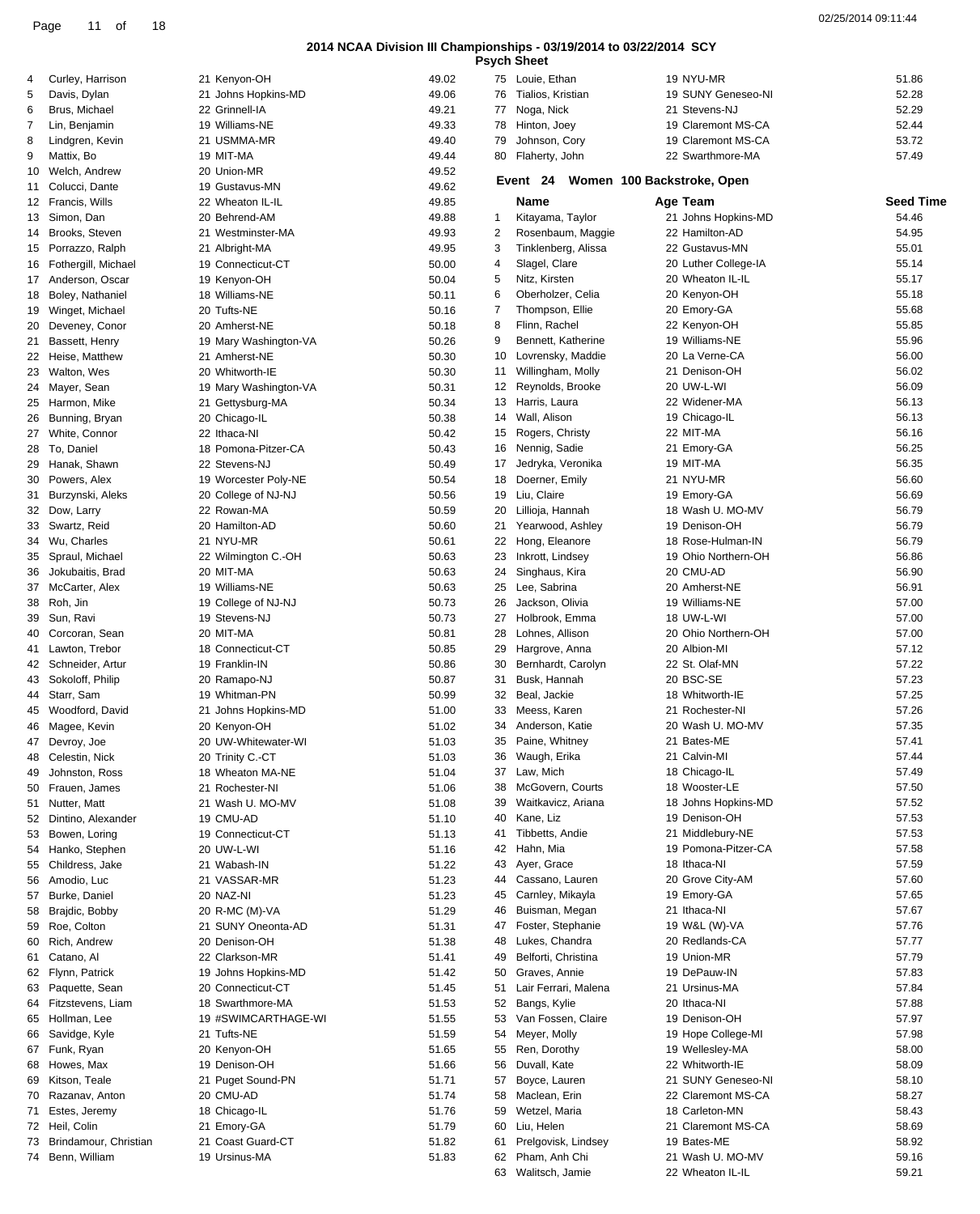**2014 NCAA Division III Championships - 03/19/2014 to 03/22/2014 SCY**
**Psych Sheet**

| # | Name | Age | Team | Seed Time |
|---|---|---|---|---|
| 4 | Curley, Harrison | 21 | Kenyon-OH | 49.02 |
| 5 | Davis, Dylan | 21 | Johns Hopkins-MD | 49.06 |
| 6 | Brus, Michael | 22 | Grinnell-IA | 49.21 |
| 7 | Lin, Benjamin | 19 | Williams-NE | 49.33 |
| 8 | Lindgren, Kevin | 21 | USMMA-MR | 49.40 |
| 9 | Mattix, Bo | 19 | MIT-MA | 49.44 |
| 10 | Welch, Andrew | 20 | Union-MR | 49.52 |
| 11 | Colucci, Dante | 19 | Gustavus-MN | 49.62 |
| 12 | Francis, Wills | 22 | Wheaton IL-IL | 49.85 |
| 13 | Simon, Dan | 20 | Behrend-AM | 49.88 |
| 14 | Brooks, Steven | 21 | Westminster-MA | 49.93 |
| 15 | Porrazzo, Ralph | 21 | Albright-MA | 49.95 |
| 16 | Fothergill, Michael | 19 | Connecticut-CT | 50.00 |
| 17 | Anderson, Oscar | 19 | Kenyon-OH | 50.04 |
| 18 | Boley, Nathaniel | 18 | Williams-NE | 50.11 |
| 19 | Winget, Michael | 20 | Tufts-NE | 50.16 |
| 20 | Deveney, Conor | 20 | Amherst-NE | 50.18 |
| 21 | Bassett, Henry | 19 | Mary Washington-VA | 50.26 |
| 22 | Heise, Matthew | 21 | Amherst-NE | 50.30 |
| 23 | Walton, Wes | 20 | Whitworth-IE | 50.30 |
| 24 | Mayer, Sean | 19 | Mary Washington-VA | 50.31 |
| 25 | Harmon, Mike | 21 | Gettysburg-MA | 50.34 |
| 26 | Bunning, Bryan | 20 | Chicago-IL | 50.38 |
| 27 | White, Connor | 22 | Ithaca-NI | 50.42 |
| 28 | To, Daniel | 18 | Pomona-Pitzer-CA | 50.43 |
| 29 | Hanak, Shawn | 22 | Stevens-NJ | 50.49 |
| 30 | Powers, Alex | 19 | Worcester Poly-NE | 50.54 |
| 31 | Burzynski, Aleks | 20 | College of NJ-NJ | 50.56 |
| 32 | Dow, Larry | 22 | Rowan-MA | 50.59 |
| 33 | Swartz, Reid | 20 | Hamilton-AD | 50.60 |
| 34 | Wu, Charles | 21 | NYU-MR | 50.61 |
| 35 | Spraul, Michael | 22 | Wilmington C.-OH | 50.63 |
| 36 | Jokubaitis, Brad | 20 | MIT-MA | 50.63 |
| 37 | McCarter, Alex | 19 | Williams-NE | 50.63 |
| 38 | Roh, Jin | 19 | College of NJ-NJ | 50.73 |
| 39 | Sun, Ravi | 19 | Stevens-NJ | 50.73 |
| 40 | Corcoran, Sean | 20 | MIT-MA | 50.81 |
| 41 | Lawton, Trebor | 18 | Connecticut-CT | 50.85 |
| 42 | Schneider, Artur | 19 | Franklin-IN | 50.86 |
| 43 | Sokoloff, Philip | 20 | Ramapo-NJ | 50.87 |
| 44 | Starr, Sam | 19 | Whitman-PN | 50.99 |
| 45 | Woodford, David | 21 | Johns Hopkins-MD | 51.00 |
| 46 | Magee, Kevin | 20 | Kenyon-OH | 51.02 |
| 47 | Devroy, Joe | 20 | UW-Whitewater-WI | 51.03 |
| 48 | Celestin, Nick | 20 | Trinity C.-CT | 51.03 |
| 49 | Johnston, Ross | 18 | Wheaton MA-NE | 51.04 |
| 50 | Frauen, James | 21 | Rochester-NI | 51.06 |
| 51 | Nutter, Matt | 21 | Wash U. MO-MV | 51.08 |
| 52 | Dintino, Alexander | 19 | CMU-AD | 51.10 |
| 53 | Bowen, Loring | 19 | Connecticut-CT | 51.13 |
| 54 | Hanko, Stephen | 20 | UW-L-WI | 51.16 |
| 55 | Childress, Jake | 21 | Wabash-IN | 51.22 |
| 56 | Amodio, Luc | 21 | VASSAR-MR | 51.23 |
| 57 | Burke, Daniel | 20 | NAZ-NI | 51.23 |
| 58 | Brajdic, Bobby | 20 | R-MC (M)-VA | 51.29 |
| 59 | Roe, Colton | 21 | SUNY Oneonta-AD | 51.31 |
| 60 | Rich, Andrew | 20 | Denison-OH | 51.38 |
| 61 | Catano, Al | 22 | Clarkson-MR | 51.41 |
| 62 | Flynn, Patrick | 19 | Johns Hopkins-MD | 51.42 |
| 63 | Paquette, Sean | 20 | Connecticut-CT | 51.45 |
| 64 | Fitzstevens, Liam | 18 | Swarthmore-MA | 51.53 |
| 65 | Hollman, Lee | 19 | #SWIMCARTHAGE-WI | 51.55 |
| 66 | Savidge, Kyle | 21 | Tufts-NE | 51.59 |
| 67 | Funk, Ryan | 20 | Kenyon-OH | 51.65 |
| 68 | Howes, Max | 19 | Denison-OH | 51.66 |
| 69 | Kitson, Teale | 21 | Puget Sound-PN | 51.71 |
| 70 | Razanav, Anton | 20 | CMU-AD | 51.74 |
| 71 | Estes, Jeremy | 18 | Chicago-IL | 51.76 |
| 72 | Heil, Colin | 21 | Emory-GA | 51.79 |
| 73 | Brindamour, Christian | 21 | Coast Guard-CT | 51.82 |
| 74 | Benn, William | 19 | Ursinus-MA | 51.83 |
| 75 | Louie, Ethan | 19 | NYU-MR | 51.86 |
| 76 | Tialios, Kristian | 19 | SUNY Geneseo-NI | 52.28 |
| 77 | Noga, Nick | 21 | Stevens-NJ | 52.29 |
| 78 | Hinton, Joey | 19 | Claremont MS-CA | 52.44 |
| 79 | Johnson, Cory | 19 | Claremont MS-CA | 53.72 |
| 80 | Flaherty, John | 22 | Swarthmore-MA | 57.49 |

## Event 24 Women 100 Backstroke, Open

| # | Name | Age | Team | Seed Time |
|---|---|---|---|---|
| 1 | Kitayama, Taylor | 21 | Johns Hopkins-MD | 54.46 |
| 2 | Rosenbaum, Maggie | 22 | Hamilton-AD | 54.95 |
| 3 | Tinklenberg, Alissa | 22 | Gustavus-MN | 55.01 |
| 4 | Slagel, Clare | 20 | Luther College-IA | 55.14 |
| 5 | Nitz, Kirsten | 20 | Wheaton IL-IL | 55.17 |
| 6 | Oberholzer, Celia | 20 | Kenyon-OH | 55.18 |
| 7 | Thompson, Ellie | 20 | Emory-GA | 55.68 |
| 8 | Flinn, Rachel | 22 | Kenyon-OH | 55.85 |
| 9 | Bennett, Katherine | 19 | Williams-NE | 55.96 |
| 10 | Lovrensky, Maddie | 20 | La Verne-CA | 56.00 |
| 11 | Willingham, Molly | 21 | Denison-OH | 56.02 |
| 12 | Reynolds, Brooke | 20 | UW-L-WI | 56.09 |
| 13 | Harris, Laura | 22 | Widener-MA | 56.13 |
| 14 | Wall, Alison | 19 | Chicago-IL | 56.13 |
| 15 | Rogers, Christy | 22 | MIT-MA | 56.16 |
| 16 | Nennig, Sadie | 21 | Emory-GA | 56.25 |
| 17 | Jedryka, Veronika | 19 | MIT-MA | 56.35 |
| 18 | Doerner, Emily | 21 | NYU-MR | 56.60 |
| 19 | Liu, Claire | 19 | Emory-GA | 56.69 |
| 20 | Lillioja, Hannah | 18 | Wash U. MO-MV | 56.79 |
| 21 | Yearwood, Ashley | 19 | Denison-OH | 56.79 |
| 22 | Hong, Eleanore | 18 | Rose-Hulman-IN | 56.79 |
| 23 | Inkrott, Lindsey | 19 | Ohio Northern-OH | 56.86 |
| 24 | Singhaus, Kira | 20 | CMU-AD | 56.90 |
| 25 | Lee, Sabrina | 20 | Amherst-NE | 56.91 |
| 26 | Jackson, Olivia | 19 | Williams-NE | 57.00 |
| 27 | Holbrook, Emma | 18 | UW-L-WI | 57.00 |
| 28 | Lohnes, Allison | 20 | Ohio Northern-OH | 57.00 |
| 29 | Hargrove, Anna | 20 | Albion-MI | 57.12 |
| 30 | Bernhardt, Carolyn | 22 | St. Olaf-MN | 57.22 |
| 31 | Busk, Hannah | 20 | BSC-SE | 57.23 |
| 32 | Beal, Jackie | 18 | Whitworth-IE | 57.25 |
| 33 | Meess, Karen | 21 | Rochester-NI | 57.26 |
| 34 | Anderson, Katie | 20 | Wash U. MO-MV | 57.35 |
| 35 | Paine, Whitney | 21 | Bates-ME | 57.41 |
| 36 | Waugh, Erika | 21 | Calvin-MI | 57.44 |
| 37 | Law, Mich | 18 | Chicago-IL | 57.49 |
| 38 | McGovern, Courts | 18 | Wooster-LE | 57.50 |
| 39 | Waitkavicz, Ariana | 18 | Johns Hopkins-MD | 57.52 |
| 40 | Kane, Liz | 19 | Denison-OH | 57.53 |
| 41 | Tibbetts, Andie | 21 | Middlebury-NE | 57.53 |
| 42 | Hahn, Mia | 19 | Pomona-Pitzer-CA | 57.58 |
| 43 | Ayer, Grace | 18 | Ithaca-NI | 57.59 |
| 44 | Cassano, Lauren | 20 | Grove City-AM | 57.60 |
| 45 | Carnley, Mikayla | 19 | Emory-GA | 57.65 |
| 46 | Buisman, Megan | 21 | Ithaca-NI | 57.67 |
| 47 | Foster, Stephanie | 19 | W&L (W)-VA | 57.76 |
| 48 | Lukes, Chandra | 20 | Redlands-CA | 57.77 |
| 49 | Belforti, Christina | 19 | Union-MR | 57.79 |
| 50 | Graves, Annie | 19 | DePauw-IN | 57.83 |
| 51 | Lair Ferrari, Malena | 21 | Ursinus-MA | 57.84 |
| 52 | Bangs, Kylie | 20 | Ithaca-NI | 57.88 |
| 53 | Van Fossen, Claire | 19 | Denison-OH | 57.97 |
| 54 | Meyer, Molly | 19 | Hope College-MI | 57.98 |
| 55 | Ren, Dorothy | 19 | Wellesley-MA | 58.00 |
| 56 | Duvall, Kate | 22 | Whitworth-IE | 58.09 |
| 57 | Boyce, Lauren | 21 | SUNY Geneseo-NI | 58.10 |
| 58 | Maclean, Erin | 22 | Claremont MS-CA | 58.27 |
| 59 | Wetzel, Maria | 18 | Carleton-MN | 58.43 |
| 60 | Liu, Helen | 21 | Claremont MS-CA | 58.69 |
| 61 | Prelgovisk, Lindsey | 19 | Bates-ME | 58.92 |
| 62 | Pham, Anh Chi | 21 | Wash U. MO-MV | 59.16 |
| 63 | Walitsch, Jamie | 22 | Wheaton IL-IL | 59.21 |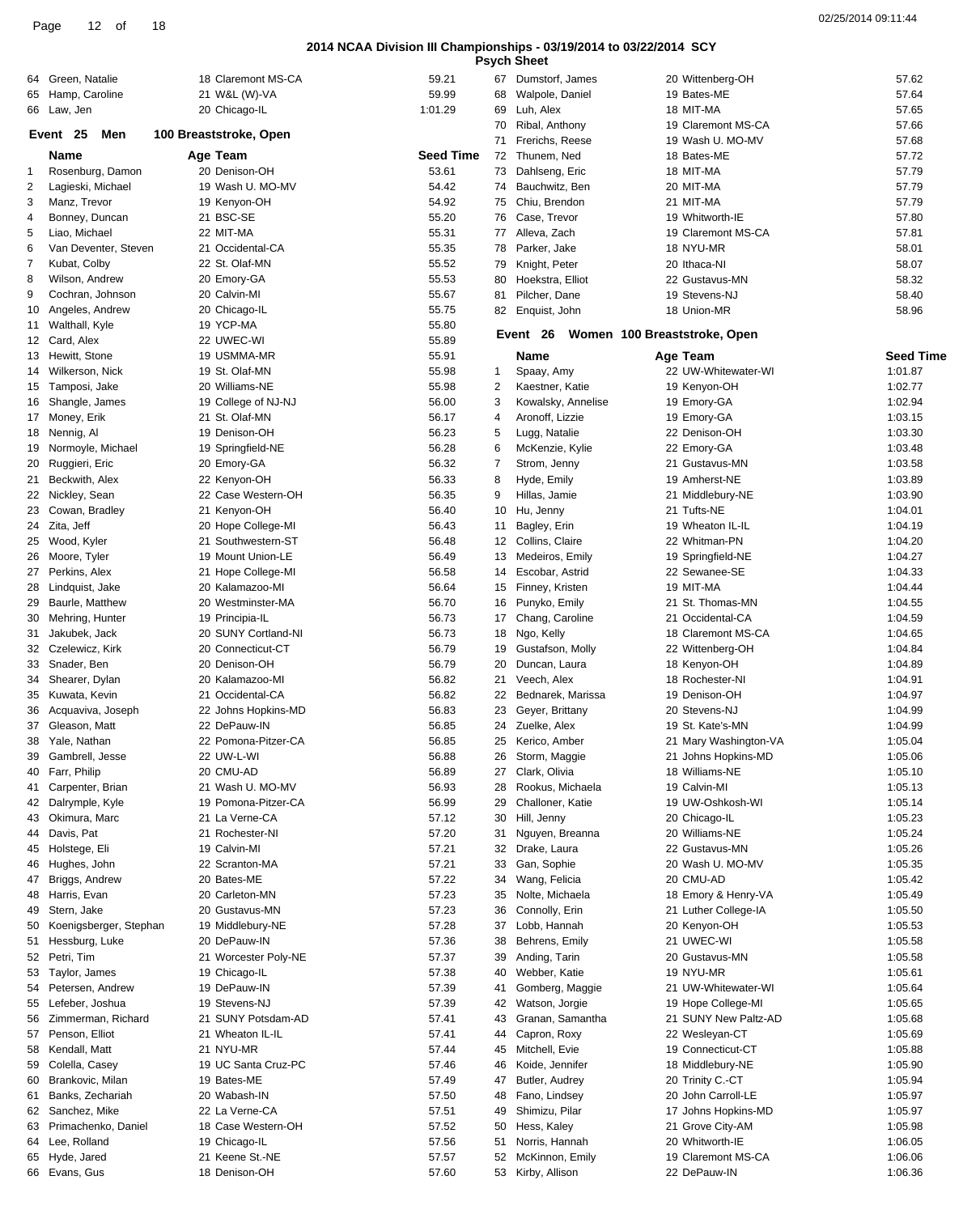**2014 NCAA Division III Championships - 03/19/2014 to 03/22/2014 SCY**

**Psych Sheet**

| | Name | Age | Team | Seed Time |
|---|---|---|---|---|
| 64 | Green, Natalie | 18 | Claremont MS-CA | 59.21 |
| 65 | Hamp, Caroline | 21 | W&L (W)-VA | 59.99 |
| 66 | Law, Jen | 20 | Chicago-IL | 1:01.29 |

## Event 25 Men 100 Breaststroke, Open

| | Name | Age | Team | Seed Time |
|---|---|---|---|---|
| 1 | Rosenburg, Damon | 20 | Denison-OH | 53.61 |
| 2 | Lagieski, Michael | 19 | Wash U. MO-MV | 54.42 |
| 3 | Manz, Trevor | 19 | Kenyon-OH | 54.92 |
| 4 | Bonney, Duncan | 21 | BSC-SE | 55.20 |
| 5 | Liao, Michael | 22 | MIT-MA | 55.31 |
| 6 | Van Deventer, Steven | 21 | Occidental-CA | 55.35 |
| 7 | Kubat, Colby | 22 | St. Olaf-MN | 55.52 |
| 8 | Wilson, Andrew | 20 | Emory-GA | 55.53 |
| 9 | Cochran, Johnson | 20 | Calvin-MI | 55.67 |
| 10 | Angeles, Andrew | 20 | Chicago-IL | 55.75 |
| 11 | Walthall, Kyle | 19 | YCP-MA | 55.80 |
| 12 | Card, Alex | 22 | UWEC-WI | 55.89 |
| 13 | Hewitt, Stone | 19 | USMMA-MR | 55.91 |
| 14 | Wilkerson, Nick | 19 | St. Olaf-MN | 55.98 |
| 15 | Tamposi, Jake | 20 | Williams-NE | 55.98 |
| 16 | Shangle, James | 19 | College of NJ-NJ | 56.00 |
| 17 | Money, Erik | 21 | St. Olaf-MN | 56.17 |
| 18 | Nennig, Al | 19 | Denison-OH | 56.23 |
| 19 | Normoyle, Michael | 19 | Springfield-NE | 56.28 |
| 20 | Ruggieri, Eric | 20 | Emory-GA | 56.32 |
| 21 | Beckwith, Alex | 22 | Kenyon-OH | 56.33 |
| 22 | Nickley, Sean | 22 | Case Western-OH | 56.35 |
| 23 | Cowan, Bradley | 21 | Kenyon-OH | 56.40 |
| 24 | Zita, Jeff | 20 | Hope College-MI | 56.43 |
| 25 | Wood, Kyler | 21 | Southwestern-ST | 56.48 |
| 26 | Moore, Tyler | 19 | Mount Union-LE | 56.49 |
| 27 | Perkins, Alex | 21 | Hope College-MI | 56.58 |
| 28 | Lindquist, Jake | 20 | Kalamazoo-MI | 56.64 |
| 29 | Baurle, Matthew | 20 | Westminster-MA | 56.70 |
| 30 | Mehring, Hunter | 19 | Principia-IL | 56.73 |
| 31 | Jakubek, Jack | 20 | SUNY Cortland-NI | 56.73 |
| 32 | Czelewicz, Kirk | 20 | Connecticut-CT | 56.79 |
| 33 | Snader, Ben | 20 | Denison-OH | 56.79 |
| 34 | Shearer, Dylan | 20 | Kalamazoo-MI | 56.82 |
| 35 | Kuwata, Kevin | 21 | Occidental-CA | 56.82 |
| 36 | Acquaviva, Joseph | 22 | Johns Hopkins-MD | 56.83 |
| 37 | Gleason, Matt | 22 | DePauw-IN | 56.85 |
| 38 | Yale, Nathan | 22 | Pomona-Pitzer-CA | 56.85 |
| 39 | Gambrell, Jesse | 22 | UW-L-WI | 56.88 |
| 40 | Farr, Philip | 20 | CMU-AD | 56.89 |
| 41 | Carpenter, Brian | 21 | Wash U. MO-MV | 56.93 |
| 42 | Dalrymple, Kyle | 19 | Pomona-Pitzer-CA | 56.99 |
| 43 | Okimura, Marc | 21 | La Verne-CA | 57.12 |
| 44 | Davis, Pat | 21 | Rochester-NI | 57.20 |
| 45 | Holstege, Eli | 19 | Calvin-MI | 57.21 |
| 46 | Hughes, John | 22 | Scranton-MA | 57.21 |
| 47 | Briggs, Andrew | 20 | Bates-ME | 57.22 |
| 48 | Harris, Evan | 20 | Carleton-MN | 57.23 |
| 49 | Stern, Jake | 20 | Gustavus-MN | 57.23 |
| 50 | Koenigsberger, Stephan | 19 | Middlebury-NE | 57.28 |
| 51 | Hessburg, Luke | 20 | DePauw-IN | 57.36 |
| 52 | Petri, Tim | 21 | Worcester Poly-NE | 57.37 |
| 53 | Taylor, James | 19 | Chicago-IL | 57.38 |
| 54 | Petersen, Andrew | 19 | DePauw-IN | 57.39 |
| 55 | Lefeber, Joshua | 19 | Stevens-NJ | 57.39 |
| 56 | Zimmerman, Richard | 21 | SUNY Potsdam-AD | 57.41 |
| 57 | Penson, Elliot | 21 | Wheaton IL-IL | 57.41 |
| 58 | Kendall, Matt | 21 | NYU-MR | 57.44 |
| 59 | Colella, Casey | 19 | UC Santa Cruz-PC | 57.46 |
| 60 | Brankovic, Milan | 19 | Bates-ME | 57.49 |
| 61 | Banks, Zechariah | 20 | Wabash-IN | 57.50 |
| 62 | Sanchez, Mike | 22 | La Verne-CA | 57.51 |
| 63 | Primachenko, Daniel | 18 | Case Western-OH | 57.52 |
| 64 | Lee, Rolland | 19 | Chicago-IL | 57.56 |
| 65 | Hyde, Jared | 21 | Keene St.-NE | 57.57 |
| 66 | Evans, Gus | 18 | Denison-OH | 57.60 |
| 67 | Dumstorf, James | 20 | Wittenberg-OH | 57.62 |
| 68 | Walpole, Daniel | 19 | Bates-ME | 57.64 |
| 69 | Luh, Alex | 18 | MIT-MA | 57.65 |
| 70 | Ribal, Anthony | 19 | Claremont MS-CA | 57.66 |
| 71 | Frerichs, Reese | 19 | Wash U. MO-MV | 57.68 |
| 72 | Thunem, Ned | 18 | Bates-ME | 57.72 |
| 73 | Dahlseng, Eric | 18 | MIT-MA | 57.79 |
| 74 | Bauchwitz, Ben | 20 | MIT-MA | 57.79 |
| 75 | Chiu, Brendon | 21 | MIT-MA | 57.79 |
| 76 | Case, Trevor | 19 | Whitworth-IE | 57.80 |
| 77 | Alleva, Zach | 19 | Claremont MS-CA | 57.81 |
| 78 | Parker, Jake | 18 | NYU-MR | 58.01 |
| 79 | Knight, Peter | 20 | Ithaca-NI | 58.07 |
| 80 | Hoekstra, Elliot | 22 | Gustavus-MN | 58.32 |
| 81 | Pilcher, Dane | 19 | Stevens-NJ | 58.40 |
| 82 | Enquist, John | 18 | Union-MR | 58.96 |

## Event 26 Women 100 Breaststroke, Open

| | Name | Age | Team | Seed Time |
|---|---|---|---|---|
| 1 | Spaay, Amy | 22 | UW-Whitewater-WI | 1:01.87 |
| 2 | Kaestner, Katie | 19 | Kenyon-OH | 1:02.77 |
| 3 | Kowalsky, Annelise | 19 | Emory-GA | 1:02.94 |
| 4 | Aronoff, Lizzie | 19 | Emory-GA | 1:03.15 |
| 5 | Lugg, Natalie | 22 | Denison-OH | 1:03.30 |
| 6 | McKenzie, Kylie | 22 | Emory-GA | 1:03.48 |
| 7 | Strom, Jenny | 21 | Gustavus-MN | 1:03.58 |
| 8 | Hyde, Emily | 19 | Amherst-NE | 1:03.89 |
| 9 | Hillas, Jamie | 21 | Middlebury-NE | 1:03.90 |
| 10 | Hu, Jenny | 21 | Tufts-NE | 1:04.01 |
| 11 | Bagley, Erin | 19 | Wheaton IL-IL | 1:04.19 |
| 12 | Collins, Claire | 22 | Whitman-PN | 1:04.20 |
| 13 | Medeiros, Emily | 19 | Springfield-NE | 1:04.27 |
| 14 | Escobar, Astrid | 22 | Sewanee-SE | 1:04.33 |
| 15 | Finney, Kristen | 19 | MIT-MA | 1:04.44 |
| 16 | Punyko, Emily | 21 | St. Thomas-MN | 1:04.55 |
| 17 | Chang, Caroline | 21 | Occidental-CA | 1:04.59 |
| 18 | Ngo, Kelly | 18 | Claremont MS-CA | 1:04.65 |
| 19 | Gustafson, Molly | 22 | Wittenberg-OH | 1:04.84 |
| 20 | Duncan, Laura | 18 | Kenyon-OH | 1:04.89 |
| 21 | Veech, Alex | 18 | Rochester-NI | 1:04.91 |
| 22 | Bednarek, Marissa | 19 | Denison-OH | 1:04.97 |
| 23 | Geyer, Brittany | 20 | Stevens-NJ | 1:04.99 |
| 24 | Zuelke, Alex | 19 | St. Kate's-MN | 1:04.99 |
| 25 | Kerico, Amber | 21 | Mary Washington-VA | 1:05.04 |
| 26 | Storm, Maggie | 21 | Johns Hopkins-MD | 1:05.06 |
| 27 | Clark, Olivia | 18 | Williams-NE | 1:05.10 |
| 28 | Rookus, Michaela | 19 | Calvin-MI | 1:05.13 |
| 29 | Challoner, Katie | 19 | UW-Oshkosh-WI | 1:05.14 |
| 30 | Hill, Jenny | 20 | Chicago-IL | 1:05.23 |
| 31 | Nguyen, Breanna | 20 | Williams-NE | 1:05.24 |
| 32 | Drake, Laura | 22 | Gustavus-MN | 1:05.26 |
| 33 | Gan, Sophie | 20 | Wash U. MO-MV | 1:05.35 |
| 34 | Wang, Felicia | 20 | CMU-AD | 1:05.42 |
| 35 | Nolte, Michaela | 18 | Emory & Henry-VA | 1:05.49 |
| 36 | Connolly, Erin | 21 | Luther College-IA | 1:05.50 |
| 37 | Lobb, Hannah | 20 | Kenyon-OH | 1:05.53 |
| 38 | Behrens, Emily | 21 | UWEC-WI | 1:05.58 |
| 39 | Anding, Tarin | 20 | Gustavus-MN | 1:05.58 |
| 40 | Webber, Katie | 19 | NYU-MR | 1:05.61 |
| 41 | Gomberg, Maggie | 21 | UW-Whitewater-WI | 1:05.64 |
| 42 | Watson, Jorgie | 19 | Hope College-MI | 1:05.65 |
| 43 | Granan, Samantha | 21 | SUNY New Paltz-AD | 1:05.68 |
| 44 | Capron, Roxy | 22 | Wesleyan-CT | 1:05.69 |
| 45 | Mitchell, Evie | 19 | Connecticut-CT | 1:05.88 |
| 46 | Koide, Jennifer | 18 | Middlebury-NE | 1:05.90 |
| 47 | Butler, Audrey | 20 | Trinity C.-CT | 1:05.94 |
| 48 | Fano, Lindsey | 20 | John Carroll-LE | 1:05.97 |
| 49 | Shimizu, Pilar | 17 | Johns Hopkins-MD | 1:05.97 |
| 50 | Hess, Kaley | 21 | Grove City-AM | 1:05.98 |
| 51 | Norris, Hannah | 20 | Whitworth-IE | 1:06.05 |
| 52 | McKinnon, Emily | 19 | Claremont MS-CA | 1:06.06 |
| 53 | Kirby, Allison | 22 | DePauw-IN | 1:06.36 |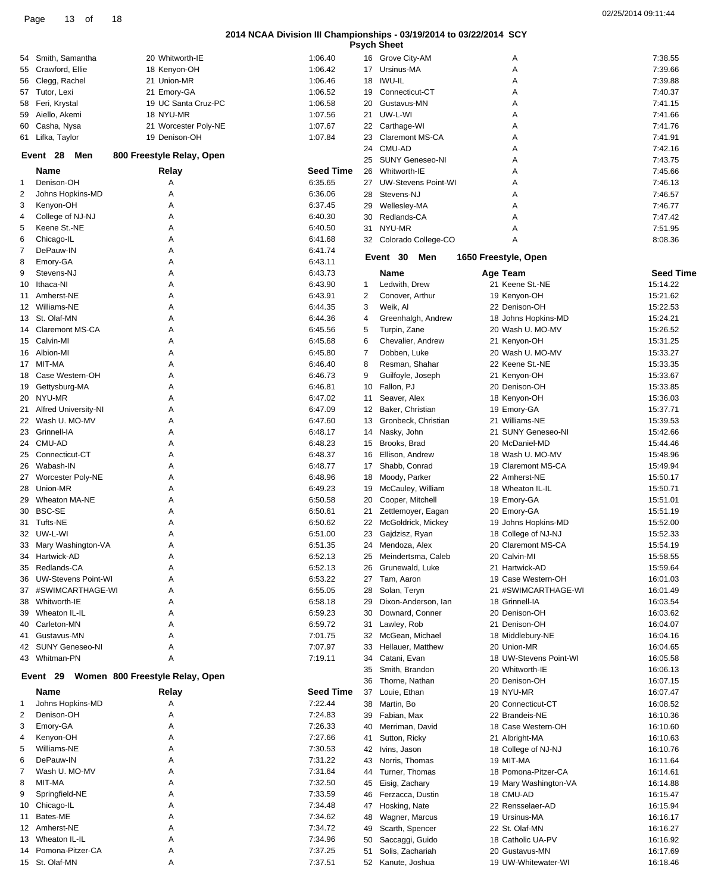# 2014 NCAA Division III Championships - 03/19/2014 to 03/22/2014 SCY

## Psych Sheet

|  | Name | Age Team | Seed Time |
|---|---|---|---|
| 54 | Smith, Samantha | 20 Whitworth-IE | 1:06.40 |
| 55 | Crawford, Ellie | 18 Kenyon-OH | 1:06.42 |
| 56 | Clegg, Rachel | 21 Union-MR | 1:06.46 |
| 57 | Tutor, Lexi | 21 Emory-GA | 1:06.52 |
| 58 | Feri, Krystal | 19 UC Santa Cruz-PC | 1:06.58 |
| 59 | Aiello, Akemi | 18 NYU-MR | 1:07.56 |
| 60 | Casha, Nysa | 21 Worcester Poly-NE | 1:07.67 |
| 61 | Lifka, Taylor | 19 Denison-OH | 1:07.84 |

### Event 28 Men 800 Freestyle Relay, Open

|  | Name | Relay | Seed Time |
|---|---|---|---|
| 1 | Denison-OH | A | 6:35.65 |
| 2 | Johns Hopkins-MD | A | 6:36.06 |
| 3 | Kenyon-OH | A | 6:37.45 |
| 4 | College of NJ-NJ | A | 6:40.30 |
| 5 | Keene St.-NE | A | 6:40.50 |
| 6 | Chicago-IL | A | 6:41.68 |
| 7 | DePauw-IN | A | 6:41.74 |
| 8 | Emory-GA | A | 6:43.11 |
| 9 | Stevens-NJ | A | 6:43.73 |
| 10 | Ithaca-NI | A | 6:43.90 |
| 11 | Amherst-NE | A | 6:43.91 |
| 12 | Williams-NE | A | 6:44.35 |
| 13 | St. Olaf-MN | A | 6:44.36 |
| 14 | Claremont MS-CA | A | 6:45.56 |
| 15 | Calvin-MI | A | 6:45.68 |
| 16 | Albion-MI | A | 6:45.80 |
| 17 | MIT-MA | A | 6:46.40 |
| 18 | Case Western-OH | A | 6:46.73 |
| 19 | Gettysburg-MA | A | 6:46.81 |
| 20 | NYU-MR | A | 6:47.02 |
| 21 | Alfred University-NI | A | 6:47.09 |
| 22 | Wash U. MO-MV | A | 6:47.60 |
| 23 | Grinnell-IA | A | 6:48.17 |
| 24 | CMU-AD | A | 6:48.23 |
| 25 | Connecticut-CT | A | 6:48.37 |
| 26 | Wabash-IN | A | 6:48.77 |
| 27 | Worcester Poly-NE | A | 6:48.96 |
| 28 | Union-MR | A | 6:49.23 |
| 29 | Wheaton MA-NE | A | 6:50.58 |
| 30 | BSC-SE | A | 6:50.61 |
| 31 | Tufts-NE | A | 6:50.62 |
| 32 | UW-L-WI | A | 6:51.00 |
| 33 | Mary Washington-VA | A | 6:51.35 |
| 34 | Hartwick-AD | A | 6:52.13 |
| 35 | Redlands-CA | A | 6:52.13 |
| 36 | UW-Stevens Point-WI | A | 6:53.22 |
| 37 | #SWIMCARTHAGE-WI | A | 6:55.05 |
| 38 | Whitworth-IE | A | 6:58.18 |
| 39 | Wheaton IL-IL | A | 6:59.23 |
| 40 | Carleton-MN | A | 6:59.72 |
| 41 | Gustavus-MN | A | 7:01.75 |
| 42 | SUNY Geneseo-NI | A | 7:07.97 |
| 43 | Whitman-PN | A | 7:19.11 |

### Event 29 Women 800 Freestyle Relay, Open

|  | Name | Relay | Seed Time |
|---|---|---|---|
| 1 | Johns Hopkins-MD | A | 7:22.44 |
| 2 | Denison-OH | A | 7:24.83 |
| 3 | Emory-GA | A | 7:26.33 |
| 4 | Kenyon-OH | A | 7:27.66 |
| 5 | Williams-NE | A | 7:30.53 |
| 6 | DePauw-IN | A | 7:31.22 |
| 7 | Wash U. MO-MV | A | 7:31.64 |
| 8 | MIT-MA | A | 7:32.50 |
| 9 | Springfield-NE | A | 7:33.59 |
| 10 | Chicago-IL | A | 7:34.48 |
| 11 | Bates-ME | A | 7:34.62 |
| 12 | Amherst-NE | A | 7:34.72 |
| 13 | Wheaton IL-IL | A | 7:34.96 |
| 14 | Pomona-Pitzer-CA | A | 7:37.25 |
| 15 | St. Olaf-MN | A | 7:37.51 |
| 16 | Grove City-AM | A | 7:38.55 |
| 17 | Ursinus-MA | A | 7:39.66 |
| 18 | IWU-IL | A | 7:39.88 |
| 19 | Connecticut-CT | A | 7:40.37 |
| 20 | Gustavus-MN | A | 7:41.15 |
| 21 | UW-L-WI | A | 7:41.66 |
| 22 | Carthage-WI | A | 7:41.76 |
| 23 | Claremont MS-CA | A | 7:41.91 |
| 24 | CMU-AD | A | 7:42.16 |
| 25 | SUNY Geneseo-NI | A | 7:43.75 |
| 26 | Whitworth-IE | A | 7:45.66 |
| 27 | UW-Stevens Point-WI | A | 7:46.13 |
| 28 | Stevens-NJ | A | 7:46.57 |
| 29 | Wellesley-MA | A | 7:46.77 |
| 30 | Redlands-CA | A | 7:47.42 |
| 31 | NYU-MR | A | 7:51.95 |
| 32 | Colorado College-CO | A | 8:08.36 |

### Event 30 Men 1650 Freestyle, Open

|  | Name | Age Team | Seed Time |
|---|---|---|---|
| 1 | Ledwith, Drew | 21 Keene St.-NE | 15:14.22 |
| 2 | Conover, Arthur | 19 Kenyon-OH | 15:21.62 |
| 3 | Weik, Al | 22 Denison-OH | 15:22.53 |
| 4 | Greenhalgh, Andrew | 18 Johns Hopkins-MD | 15:24.21 |
| 5 | Turpin, Zane | 20 Wash U. MO-MV | 15:26.52 |
| 6 | Chevalier, Andrew | 21 Kenyon-OH | 15:31.25 |
| 7 | Dobben, Luke | 20 Wash U. MO-MV | 15:33.27 |
| 8 | Resman, Shahar | 22 Keene St.-NE | 15:33.35 |
| 9 | Guilfoyle, Joseph | 21 Kenyon-OH | 15:33.67 |
| 10 | Fallon, PJ | 20 Denison-OH | 15:33.85 |
| 11 | Seaver, Alex | 18 Kenyon-OH | 15:36.03 |
| 12 | Baker, Christian | 19 Emory-GA | 15:37.71 |
| 13 | Gronbeck, Christian | 21 Williams-NE | 15:39.53 |
| 14 | Nasky, John | 21 SUNY Geneseo-NI | 15:42.66 |
| 15 | Brooks, Brad | 20 McDaniel-MD | 15:44.46 |
| 16 | Ellison, Andrew | 18 Wash U. MO-MV | 15:48.96 |
| 17 | Shabb, Conrad | 19 Claremont MS-CA | 15:49.94 |
| 18 | Moody, Parker | 22 Amherst-NE | 15:50.17 |
| 19 | McCauley, William | 18 Wheaton IL-IL | 15:50.71 |
| 20 | Cooper, Mitchell | 19 Emory-GA | 15:51.01 |
| 21 | Zettlemoyer, Eagan | 20 Emory-GA | 15:51.19 |
| 22 | McGoldrick, Mickey | 19 Johns Hopkins-MD | 15:52.00 |
| 23 | Gajdzisz, Ryan | 18 College of NJ-NJ | 15:52.33 |
| 24 | Mendoza, Alex | 20 Claremont MS-CA | 15:54.19 |
| 25 | Meindertsma, Caleb | 20 Calvin-MI | 15:58.55 |
| 26 | Grunewald, Luke | 21 Hartwick-AD | 15:59.64 |
| 27 | Tam, Aaron | 19 Case Western-OH | 16:01.03 |
| 28 | Solan, Teryn | 21 #SWIMCARTHAGE-WI | 16:01.49 |
| 29 | Dixon-Anderson, Ian | 18 Grinnell-IA | 16:03.54 |
| 30 | Downard, Conner | 20 Denison-OH | 16:03.62 |
| 31 | Lawley, Rob | 21 Denison-OH | 16:04.07 |
| 32 | McGean, Michael | 18 Middlebury-NE | 16:04.16 |
| 33 | Hellauer, Matthew | 20 Union-MR | 16:04.65 |
| 34 | Catani, Evan | 18 UW-Stevens Point-WI | 16:05.58 |
| 35 | Smith, Brandon | 20 Whitworth-IE | 16:06.13 |
| 36 | Thorne, Nathan | 20 Denison-OH | 16:07.15 |
| 37 | Louie, Ethan | 19 NYU-MR | 16:07.47 |
| 38 | Martin, Bo | 20 Connecticut-CT | 16:08.52 |
| 39 | Fabian, Max | 22 Brandeis-NE | 16:10.36 |
| 40 | Merriman, David | 18 Case Western-OH | 16:10.60 |
| 41 | Sutton, Ricky | 21 Albright-MA | 16:10.63 |
| 42 | Ivins, Jason | 18 College of NJ-NJ | 16:10.76 |
| 43 | Norris, Thomas | 19 MIT-MA | 16:11.64 |
| 44 | Turner, Thomas | 18 Pomona-Pitzer-CA | 16:14.61 |
| 45 | Eisig, Zachary | 19 Mary Washington-VA | 16:14.88 |
| 46 | Ferzacca, Dustin | 18 CMU-AD | 16:15.47 |
| 47 | Hosking, Nate | 22 Rensselaer-AD | 16:15.94 |
| 48 | Wagner, Marcus | 19 Ursinus-MA | 16:16.17 |
| 49 | Scarth, Spencer | 22 St. Olaf-MN | 16:16.27 |
| 50 | Saccaggi, Guido | 18 Catholic UA-PV | 16:16.92 |
| 51 | Solis, Zachariah | 20 Gustavus-MN | 16:17.69 |
| 52 | Kanute, Joshua | 19 UW-Whitewater-WI | 16:18.46 |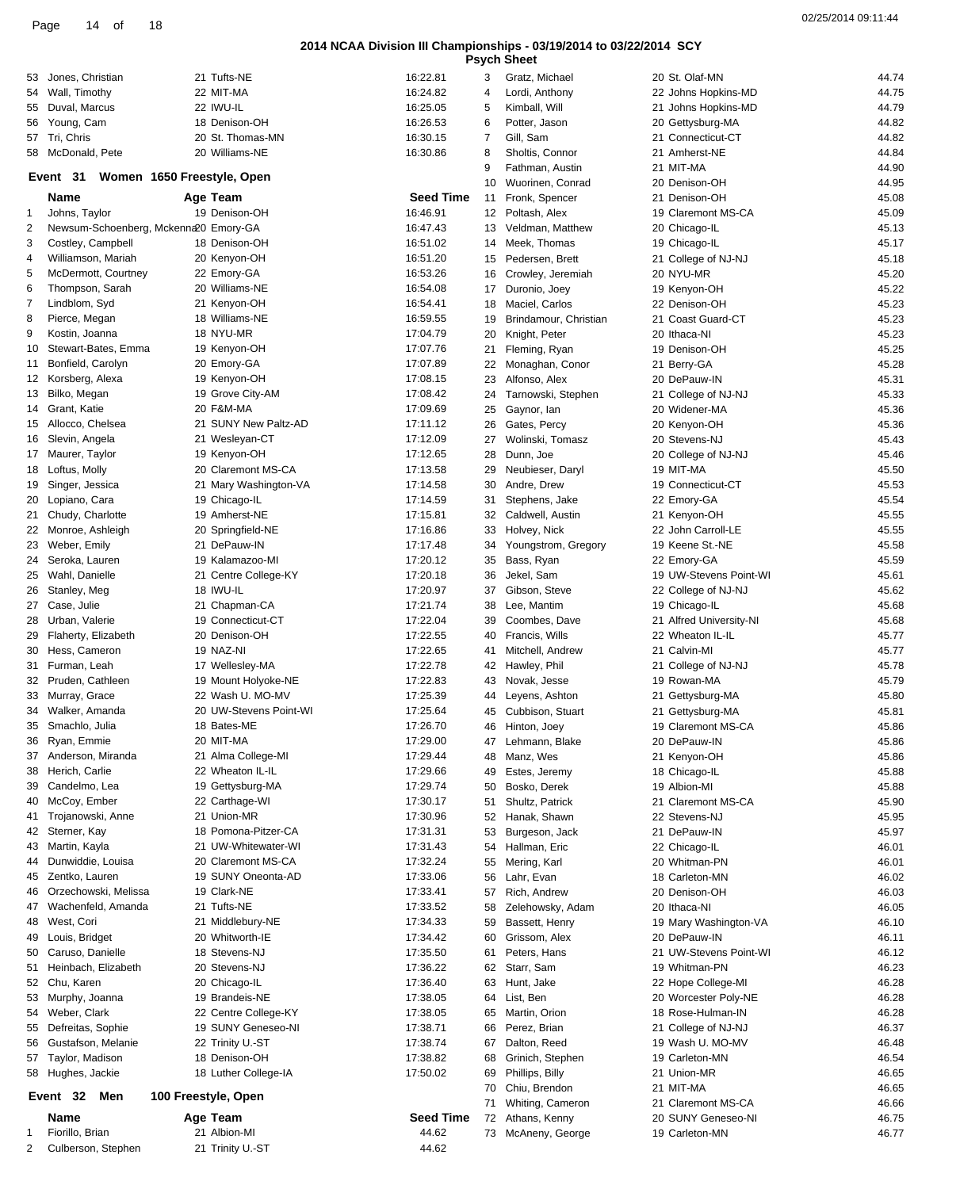## 2014 NCAA Division III Championships - 03/19/2014 to 03/22/2014 SCY

### Psych Sheet

| | Name | Age | Team | Seed Time |
|---|---|---|---|---|
| 53 | Jones, Christian | 21 | Tufts-NE | 16:22.81 |
| 54 | Wall, Timothy | 22 | MIT-MA | 16:24.82 |
| 55 | Duval, Marcus | 22 | IWU-IL | 16:25.05 |
| 56 | Young, Cam | 18 | Denison-OH | 16:26.53 |
| 57 | Tri, Chris | 20 | St. Thomas-MN | 16:30.15 |
| 58 | McDonald, Pete | 20 | Williams-NE | 16:30.86 |

### Event 31 Women 1650 Freestyle, Open

| | Name | Age | Team | Seed Time |
|---|---|---|---|---|
| 1 | Johns, Taylor | 19 | Denison-OH | 16:46.91 |
| 2 | Newsum-Schoenberg, Mckenna | 20 | Emory-GA | 16:47.43 |
| 3 | Costley, Campbell | 18 | Denison-OH | 16:51.02 |
| 4 | Williamson, Mariah | 20 | Kenyon-OH | 16:51.20 |
| 5 | McDermott, Courtney | 22 | Emory-GA | 16:53.26 |
| 6 | Thompson, Sarah | 20 | Williams-NE | 16:54.08 |
| 7 | Lindblom, Syd | 21 | Kenyon-OH | 16:54.41 |
| 8 | Pierce, Megan | 18 | Williams-NE | 16:59.55 |
| 9 | Kostin, Joanna | 18 | NYU-MR | 17:04.79 |
| 10 | Stewart-Bates, Emma | 19 | Kenyon-OH | 17:07.76 |
| 11 | Bonfield, Carolyn | 20 | Emory-GA | 17:07.89 |
| 12 | Korsberg, Alexa | 19 | Kenyon-OH | 17:08.15 |
| 13 | Bilko, Megan | 19 | Grove City-AM | 17:08.42 |
| 14 | Grant, Katie | 20 | F&M-MA | 17:09.69 |
| 15 | Allocco, Chelsea | 21 | SUNY New Paltz-AD | 17:11.12 |
| 16 | Slevin, Angela | 21 | Wesleyan-CT | 17:12.09 |
| 17 | Maurer, Taylor | 19 | Kenyon-OH | 17:12.65 |
| 18 | Loftus, Molly | 20 | Claremont MS-CA | 17:13.58 |
| 19 | Singer, Jessica | 21 | Mary Washington-VA | 17:14.58 |
| 20 | Lopiano, Cara | 19 | Chicago-IL | 17:14.59 |
| 21 | Chudy, Charlotte | 19 | Amherst-NE | 17:15.81 |
| 22 | Monroe, Ashleigh | 20 | Springfield-NE | 17:16.86 |
| 23 | Weber, Emily | 21 | DePauw-IN | 17:17.48 |
| 24 | Seroka, Lauren | 19 | Kalamazoo-MI | 17:20.12 |
| 25 | Wahl, Danielle | 21 | Centre College-KY | 17:20.18 |
| 26 | Stanley, Meg | 18 | IWU-IL | 17:20.97 |
| 27 | Case, Julie | 21 | Chapman-CA | 17:21.74 |
| 28 | Urban, Valerie | 19 | Connecticut-CT | 17:22.04 |
| 29 | Flaherty, Elizabeth | 20 | Denison-OH | 17:22.55 |
| 30 | Hess, Cameron | 19 | NAZ-NI | 17:22.65 |
| 31 | Furman, Leah | 17 | Wellesley-MA | 17:22.78 |
| 32 | Pruden, Cathleen | 19 | Mount Holyoke-NE | 17:22.83 |
| 33 | Murray, Grace | 22 | Wash U. MO-MV | 17:25.39 |
| 34 | Walker, Amanda | 20 | UW-Stevens Point-WI | 17:25.64 |
| 35 | Smachlo, Julia | 18 | Bates-ME | 17:26.70 |
| 36 | Ryan, Emmie | 20 | MIT-MA | 17:29.00 |
| 37 | Anderson, Miranda | 21 | Alma College-MI | 17:29.44 |
| 38 | Herich, Carlie | 22 | Wheaton IL-IL | 17:29.66 |
| 39 | Candelmo, Lea | 19 | Gettysburg-MA | 17:29.74 |
| 40 | McCoy, Ember | 22 | Carthage-WI | 17:30.17 |
| 41 | Trojanowski, Anne | 21 | Union-MR | 17:30.96 |
| 42 | Sterner, Kay | 18 | Pomona-Pitzer-CA | 17:31.31 |
| 43 | Martin, Kayla | 21 | UW-Whitewater-WI | 17:31.43 |
| 44 | Dunwiddie, Louisa | 20 | Claremont MS-CA | 17:32.24 |
| 45 | Zentko, Lauren | 19 | SUNY Oneonta-AD | 17:33.06 |
| 46 | Orzechowski, Melissa | 19 | Clark-NE | 17:33.41 |
| 47 | Wachenfeld, Amanda | 21 | Tufts-NE | 17:33.52 |
| 48 | West, Cori | 21 | Middlebury-NE | 17:34.33 |
| 49 | Louis, Bridget | 20 | Whitworth-IE | 17:34.42 |
| 50 | Caruso, Danielle | 18 | Stevens-NJ | 17:35.50 |
| 51 | Heinbach, Elizabeth | 20 | Stevens-NJ | 17:36.22 |
| 52 | Chu, Karen | 20 | Chicago-IL | 17:36.40 |
| 53 | Murphy, Joanna | 19 | Brandeis-NE | 17:38.05 |
| 54 | Weber, Clark | 22 | Centre College-KY | 17:38.05 |
| 55 | Defreitas, Sophie | 19 | SUNY Geneseo-NI | 17:38.71 |
| 56 | Gustafson, Melanie | 22 | Trinity U.-ST | 17:38.74 |
| 57 | Taylor, Madison | 18 | Denison-OH | 17:38.82 |
| 58 | Hughes, Jackie | 18 | Luther College-IA | 17:50.02 |

### Event 32 Men 100 Freestyle, Open

| | Name | Age | Team | Seed Time |
|---|---|---|---|---|
| 1 | Fiorillo, Brian | 21 | Albion-MI | 44.62 |
| 2 | Culberson, Stephen | 21 | Trinity U.-ST | 44.62 |
| 3 | Gratz, Michael | 20 | St. Olaf-MN | 44.74 |
| 4 | Lordi, Anthony | 22 | Johns Hopkins-MD | 44.75 |
| 5 | Kimball, Will | 21 | Johns Hopkins-MD | 44.79 |
| 6 | Potter, Jason | 20 | Gettysburg-MA | 44.82 |
| 7 | Gill, Sam | 21 | Connecticut-CT | 44.82 |
| 8 | Sholtis, Connor | 21 | Amherst-NE | 44.84 |
| 9 | Fathman, Austin | 21 | MIT-MA | 44.90 |
| 10 | Wuorinen, Conrad | 20 | Denison-OH | 44.95 |
| 11 | Fronk, Spencer | 21 | Denison-OH | 45.08 |
| 12 | Poltash, Alex | 19 | Claremont MS-CA | 45.09 |
| 13 | Veldman, Matthew | 20 | Chicago-IL | 45.13 |
| 14 | Meek, Thomas | 19 | Chicago-IL | 45.17 |
| 15 | Pedersen, Brett | 21 | College of NJ-NJ | 45.18 |
| 16 | Crowley, Jeremiah | 20 | NYU-MR | 45.20 |
| 17 | Duronio, Joey | 19 | Kenyon-OH | 45.22 |
| 18 | Maciel, Carlos | 22 | Denison-OH | 45.23 |
| 19 | Brindamour, Christian | 21 | Coast Guard-CT | 45.23 |
| 20 | Knight, Peter | 20 | Ithaca-NI | 45.23 |
| 21 | Fleming, Ryan | 19 | Denison-OH | 45.25 |
| 22 | Monaghan, Conor | 21 | Berry-GA | 45.28 |
| 23 | Alfonso, Alex | 20 | DePauw-IN | 45.31 |
| 24 | Tarnowski, Stephen | 21 | College of NJ-NJ | 45.33 |
| 25 | Gaynor, Ian | 20 | Widener-MA | 45.36 |
| 26 | Gates, Percy | 20 | Kenyon-OH | 45.36 |
| 27 | Wolinski, Tomasz | 20 | Stevens-NJ | 45.43 |
| 28 | Dunn, Joe | 20 | College of NJ-NJ | 45.46 |
| 29 | Neubieser, Daryl | 19 | MIT-MA | 45.50 |
| 30 | Andre, Drew | 19 | Connecticut-CT | 45.53 |
| 31 | Stephens, Jake | 22 | Emory-GA | 45.54 |
| 32 | Caldwell, Austin | 21 | Kenyon-OH | 45.55 |
| 33 | Holvey, Nick | 22 | John Carroll-LE | 45.55 |
| 34 | Youngstrom, Gregory | 19 | Keene St.-NE | 45.58 |
| 35 | Bass, Ryan | 22 | Emory-GA | 45.59 |
| 36 | Jekel, Sam | 19 | UW-Stevens Point-WI | 45.61 |
| 37 | Gibson, Steve | 22 | College of NJ-NJ | 45.62 |
| 38 | Lee, Mantim | 19 | Chicago-IL | 45.68 |
| 39 | Coombes, Dave | 21 | Alfred University-NI | 45.68 |
| 40 | Francis, Wills | 22 | Wheaton IL-IL | 45.77 |
| 41 | Mitchell, Andrew | 21 | Calvin-MI | 45.77 |
| 42 | Hawley, Phil | 21 | College of NJ-NJ | 45.78 |
| 43 | Novak, Jesse | 19 | Rowan-MA | 45.79 |
| 44 | Leyens, Ashton | 21 | Gettysburg-MA | 45.80 |
| 45 | Cubbison, Stuart | 21 | Gettysburg-MA | 45.81 |
| 46 | Hinton, Joey | 19 | Claremont MS-CA | 45.86 |
| 47 | Lehmann, Blake | 20 | DePauw-IN | 45.86 |
| 48 | Manz, Wes | 21 | Kenyon-OH | 45.86 |
| 49 | Estes, Jeremy | 18 | Chicago-IL | 45.88 |
| 50 | Bosko, Derek | 19 | Albion-MI | 45.88 |
| 51 | Shultz, Patrick | 21 | Claremont MS-CA | 45.90 |
| 52 | Hanak, Shawn | 22 | Stevens-NJ | 45.95 |
| 53 | Burgeson, Jack | 21 | DePauw-IN | 45.97 |
| 54 | Hallman, Eric | 22 | Chicago-IL | 46.01 |
| 55 | Mering, Karl | 20 | Whitman-PN | 46.01 |
| 56 | Lahr, Evan | 18 | Carleton-MN | 46.02 |
| 57 | Rich, Andrew | 20 | Denison-OH | 46.03 |
| 58 | Zelehowsky, Adam | 20 | Ithaca-NI | 46.05 |
| 59 | Bassett, Henry | 19 | Mary Washington-VA | 46.10 |
| 60 | Grissom, Alex | 20 | DePauw-IN | 46.11 |
| 61 | Peters, Hans | 21 | UW-Stevens Point-WI | 46.12 |
| 62 | Starr, Sam | 19 | Whitman-PN | 46.23 |
| 63 | Hunt, Jake | 22 | Hope College-MI | 46.28 |
| 64 | List, Ben | 20 | Worcester Poly-NE | 46.28 |
| 65 | Martin, Orion | 18 | Rose-Hulman-IN | 46.28 |
| 66 | Perez, Brian | 21 | College of NJ-NJ | 46.37 |
| 67 | Dalton, Reed | 19 | Wash U. MO-MV | 46.48 |
| 68 | Grinich, Stephen | 19 | Carleton-MN | 46.54 |
| 69 | Phillips, Billy | 21 | Union-MR | 46.65 |
| 70 | Chiu, Brendon | 21 | MIT-MA | 46.65 |
| 71 | Whiting, Cameron | 21 | Claremont MS-CA | 46.66 |
| 72 | Athans, Kenny | 20 | SUNY Geneseo-NI | 46.75 |
| 73 | McAneny, George | 19 | Carleton-MN | 46.77 |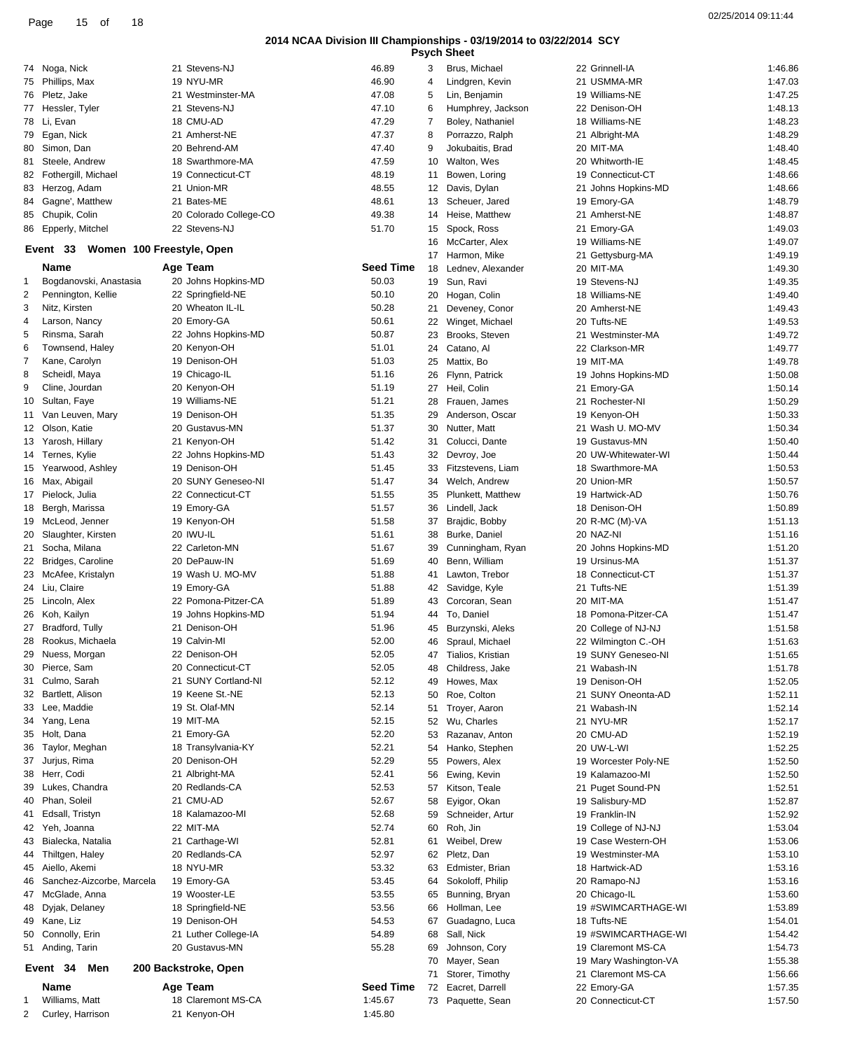## 2014 NCAA Division III Championships - 03/19/2014 to 03/22/2014 SCY

### Psych Sheet

| | Name | Age | Team | Seed Time |
|---|---|---|---|---|
| 74 | Noga, Nick | 21 | Stevens-NJ | 46.89 |
| 75 | Phillips, Max | 19 | NYU-MR | 46.90 |
| 76 | Pletz, Jake | 21 | Westminster-MA | 47.08 |
| 77 | Hessler, Tyler | 21 | Stevens-NJ | 47.10 |
| 78 | Li, Evan | 18 | CMU-AD | 47.29 |
| 79 | Egan, Nick | 21 | Amherst-NE | 47.37 |
| 80 | Simon, Dan | 20 | Behrend-AM | 47.40 |
| 81 | Steele, Andrew | 18 | Swarthmore-MA | 47.59 |
| 82 | Fothergill, Michael | 19 | Connecticut-CT | 48.19 |
| 83 | Herzog, Adam | 21 | Union-MR | 48.55 |
| 84 | Gagne', Matthew | 21 | Bates-ME | 48.61 |
| 85 | Chupik, Colin | 20 | Colorado College-CO | 49.38 |
| 86 | Epperly, Mitchel | 22 | Stevens-NJ | 51.70 |

### Event 33 Women 100 Freestyle, Open

| | Name | Age | Team | Seed Time |
|---|---|---|---|---|
| 1 | Bogdanovski, Anastasia | 20 | Johns Hopkins-MD | 50.03 |
| 2 | Pennington, Kellie | 22 | Springfield-NE | 50.10 |
| 3 | Nitz, Kirsten | 20 | Wheaton IL-IL | 50.28 |
| 4 | Larson, Nancy | 20 | Emory-GA | 50.61 |
| 5 | Rinsma, Sarah | 22 | Johns Hopkins-MD | 50.87 |
| 6 | Townsend, Haley | 20 | Kenyon-OH | 51.01 |
| 7 | Kane, Carolyn | 19 | Denison-OH | 51.03 |
| 8 | Scheidl, Maya | 19 | Chicago-IL | 51.16 |
| 9 | Cline, Jourdan | 20 | Kenyon-OH | 51.19 |
| 10 | Sultan, Faye | 19 | Williams-NE | 51.21 |
| 11 | Van Leuven, Mary | 19 | Denison-OH | 51.35 |
| 12 | Olson, Katie | 20 | Gustavus-MN | 51.37 |
| 13 | Yarosh, Hillary | 21 | Kenyon-OH | 51.42 |
| 14 | Ternes, Kylie | 22 | Johns Hopkins-MD | 51.43 |
| 15 | Yearwood, Ashley | 19 | Denison-OH | 51.45 |
| 16 | Max, Abigail | 20 | SUNY Geneseo-NI | 51.47 |
| 17 | Pielock, Julia | 22 | Connecticut-CT | 51.55 |
| 18 | Bergh, Marissa | 19 | Emory-GA | 51.57 |
| 19 | McLeod, Jenner | 19 | Kenyon-OH | 51.58 |
| 20 | Slaughter, Kirsten | 20 | IWU-IL | 51.61 |
| 21 | Socha, Milana | 22 | Carleton-MN | 51.67 |
| 22 | Bridges, Caroline | 20 | DePauw-IN | 51.69 |
| 23 | McAfee, Kristalyn | 19 | Wash U. MO-MV | 51.88 |
| 24 | Liu, Claire | 19 | Emory-GA | 51.88 |
| 25 | Lincoln, Alex | 22 | Pomona-Pitzer-CA | 51.89 |
| 26 | Koh, Kailyn | 19 | Johns Hopkins-MD | 51.94 |
| 27 | Bradford, Tully | 21 | Denison-OH | 51.96 |
| 28 | Rookus, Michaela | 19 | Calvin-MI | 52.00 |
| 29 | Nuess, Morgan | 22 | Denison-OH | 52.05 |
| 30 | Pierce, Sam | 20 | Connecticut-CT | 52.05 |
| 31 | Culmo, Sarah | 21 | SUNY Cortland-NI | 52.12 |
| 32 | Bartlett, Alison | 19 | Keene St.-NE | 52.13 |
| 33 | Lee, Maddie | 19 | St. Olaf-MN | 52.14 |
| 34 | Yang, Lena | 19 | MIT-MA | 52.15 |
| 35 | Holt, Dana | 21 | Emory-GA | 52.20 |
| 36 | Taylor, Meghan | 18 | Transylvania-KY | 52.21 |
| 37 | Jurjus, Rima | 20 | Denison-OH | 52.29 |
| 38 | Herr, Codi | 21 | Albright-MA | 52.41 |
| 39 | Lukes, Chandra | 20 | Redlands-CA | 52.53 |
| 40 | Phan, Soleil | 21 | CMU-AD | 52.67 |
| 41 | Edsall, Tristyn | 18 | Kalamazoo-MI | 52.68 |
| 42 | Yeh, Joanna | 22 | MIT-MA | 52.74 |
| 43 | Bialecka, Natalia | 21 | Carthage-WI | 52.81 |
| 44 | Thiltgen, Haley | 20 | Redlands-CA | 52.97 |
| 45 | Aiello, Akemi | 18 | NYU-MR | 53.32 |
| 46 | Sanchez-Aizcorbe, Marcela | 19 | Emory-GA | 53.45 |
| 47 | McGlade, Anna | 19 | Wooster-LE | 53.55 |
| 48 | Dyjak, Delaney | 18 | Springfield-NE | 53.56 |
| 49 | Kane, Liz | 19 | Denison-OH | 54.53 |
| 50 | Connolly, Erin | 21 | Luther College-IA | 54.89 |
| 51 | Anding, Tarin | 20 | Gustavus-MN | 55.28 |

### Event 34 Men 200 Backstroke, Open

| | Name | Age | Team | Seed Time |
|---|---|---|---|---|
| 1 | Williams, Matt | 18 | Claremont MS-CA | 1:45.67 |
| 2 | Curley, Harrison | 21 | Kenyon-OH | 1:45.80 |
| 3 | Brus, Michael | 22 | Grinnell-IA | 1:46.86 |
| 4 | Lindgren, Kevin | 21 | USMMA-MR | 1:47.03 |
| 5 | Lin, Benjamin | 19 | Williams-NE | 1:47.25 |
| 6 | Humphrey, Jackson | 22 | Denison-OH | 1:48.13 |
| 7 | Boley, Nathaniel | 18 | Williams-NE | 1:48.23 |
| 8 | Porrazzo, Ralph | 21 | Albright-MA | 1:48.29 |
| 9 | Jokubaitis, Brad | 20 | MIT-MA | 1:48.40 |
| 10 | Walton, Wes | 20 | Whitworth-IE | 1:48.45 |
| 11 | Bowen, Loring | 19 | Connecticut-CT | 1:48.66 |
| 12 | Davis, Dylan | 21 | Johns Hopkins-MD | 1:48.66 |
| 13 | Scheuer, Jared | 19 | Emory-GA | 1:48.79 |
| 14 | Heise, Matthew | 21 | Amherst-NE | 1:48.87 |
| 15 | Spock, Ross | 21 | Emory-GA | 1:49.03 |
| 16 | McCarter, Alex | 19 | Williams-NE | 1:49.07 |
| 17 | Harmon, Mike | 21 | Gettysburg-MA | 1:49.19 |
| 18 | Lednev, Alexander | 20 | MIT-MA | 1:49.30 |
| 19 | Sun, Ravi | 19 | Stevens-NJ | 1:49.35 |
| 20 | Hogan, Colin | 18 | Williams-NE | 1:49.40 |
| 21 | Deveney, Conor | 20 | Amherst-NE | 1:49.43 |
| 22 | Winget, Michael | 20 | Tufts-NE | 1:49.53 |
| 23 | Brooks, Steven | 21 | Westminster-MA | 1:49.72 |
| 24 | Catano, Al | 22 | Clarkson-MR | 1:49.77 |
| 25 | Mattix, Bo | 19 | MIT-MA | 1:49.78 |
| 26 | Flynn, Patrick | 19 | Johns Hopkins-MD | 1:50.08 |
| 27 | Heil, Colin | 21 | Emory-GA | 1:50.14 |
| 28 | Frauen, James | 21 | Rochester-NI | 1:50.29 |
| 29 | Anderson, Oscar | 19 | Kenyon-OH | 1:50.33 |
| 30 | Nutter, Matt | 21 | Wash U. MO-MV | 1:50.34 |
| 31 | Colucci, Dante | 19 | Gustavus-MN | 1:50.40 |
| 32 | Devroy, Joe | 20 | UW-Whitewater-WI | 1:50.44 |
| 33 | Fitzstevens, Liam | 18 | Swarthmore-MA | 1:50.53 |
| 34 | Welch, Andrew | 20 | Union-MR | 1:50.57 |
| 35 | Plunkett, Matthew | 19 | Hartwick-AD | 1:50.76 |
| 36 | Lindell, Jack | 18 | Denison-OH | 1:50.89 |
| 37 | Brajdic, Bobby | 20 | R-MC (M)-VA | 1:51.13 |
| 38 | Burke, Daniel | 20 | NAZ-NI | 1:51.16 |
| 39 | Cunningham, Ryan | 20 | Johns Hopkins-MD | 1:51.20 |
| 40 | Benn, William | 19 | Ursinus-MA | 1:51.37 |
| 41 | Lawton, Trebor | 18 | Connecticut-CT | 1:51.37 |
| 42 | Savidge, Kyle | 21 | Tufts-NE | 1:51.39 |
| 43 | Corcoran, Sean | 20 | MIT-MA | 1:51.47 |
| 44 | To, Daniel | 18 | Pomona-Pitzer-CA | 1:51.47 |
| 45 | Burzynski, Aleks | 20 | College of NJ-NJ | 1:51.58 |
| 46 | Spraul, Michael | 22 | Wilmington C.-OH | 1:51.63 |
| 47 | Tialios, Kristian | 19 | SUNY Geneseo-NI | 1:51.65 |
| 48 | Childress, Jake | 21 | Wabash-IN | 1:51.78 |
| 49 | Howes, Max | 19 | Denison-OH | 1:52.05 |
| 50 | Roe, Colton | 21 | SUNY Oneonta-AD | 1:52.11 |
| 51 | Troyer, Aaron | 21 | Wabash-IN | 1:52.14 |
| 52 | Wu, Charles | 21 | NYU-MR | 1:52.17 |
| 53 | Razanav, Anton | 20 | CMU-AD | 1:52.19 |
| 54 | Hanko, Stephen | 20 | UW-L-WI | 1:52.25 |
| 55 | Powers, Alex | 19 | Worcester Poly-NE | 1:52.50 |
| 56 | Ewing, Kevin | 19 | Kalamazoo-MI | 1:52.50 |
| 57 | Kitson, Teale | 21 | Puget Sound-PN | 1:52.51 |
| 58 | Eyigor, Okan | 19 | Salisbury-MD | 1:52.87 |
| 59 | Schneider, Artur | 19 | Franklin-IN | 1:52.92 |
| 60 | Roh, Jin | 19 | College of NJ-NJ | 1:53.04 |
| 61 | Weibel, Drew | 19 | Case Western-OH | 1:53.06 |
| 62 | Pletz, Dan | 19 | Westminster-MA | 1:53.10 |
| 63 | Edmister, Brian | 18 | Hartwick-AD | 1:53.16 |
| 64 | Sokoloff, Philip | 20 | Ramapo-NJ | 1:53.16 |
| 65 | Bunning, Bryan | 20 | Chicago-IL | 1:53.60 |
| 66 | Hollman, Lee | 19 | #SWIMCARTHAGE-WI | 1:53.89 |
| 67 | Guadagno, Luca | 18 | Tufts-NE | 1:54.01 |
| 68 | Sall, Nick | 19 | #SWIMCARTHAGE-WI | 1:54.42 |
| 69 | Johnson, Cory | 19 | Claremont MS-CA | 1:54.73 |
| 70 | Mayer, Sean | 19 | Mary Washington-VA | 1:55.38 |
| 71 | Storer, Timothy | 21 | Claremont MS-CA | 1:56.66 |
| 72 | Eacret, Darrell | 22 | Emory-GA | 1:57.35 |
| 73 | Paquette, Sean | 20 | Connecticut-CT | 1:57.50 |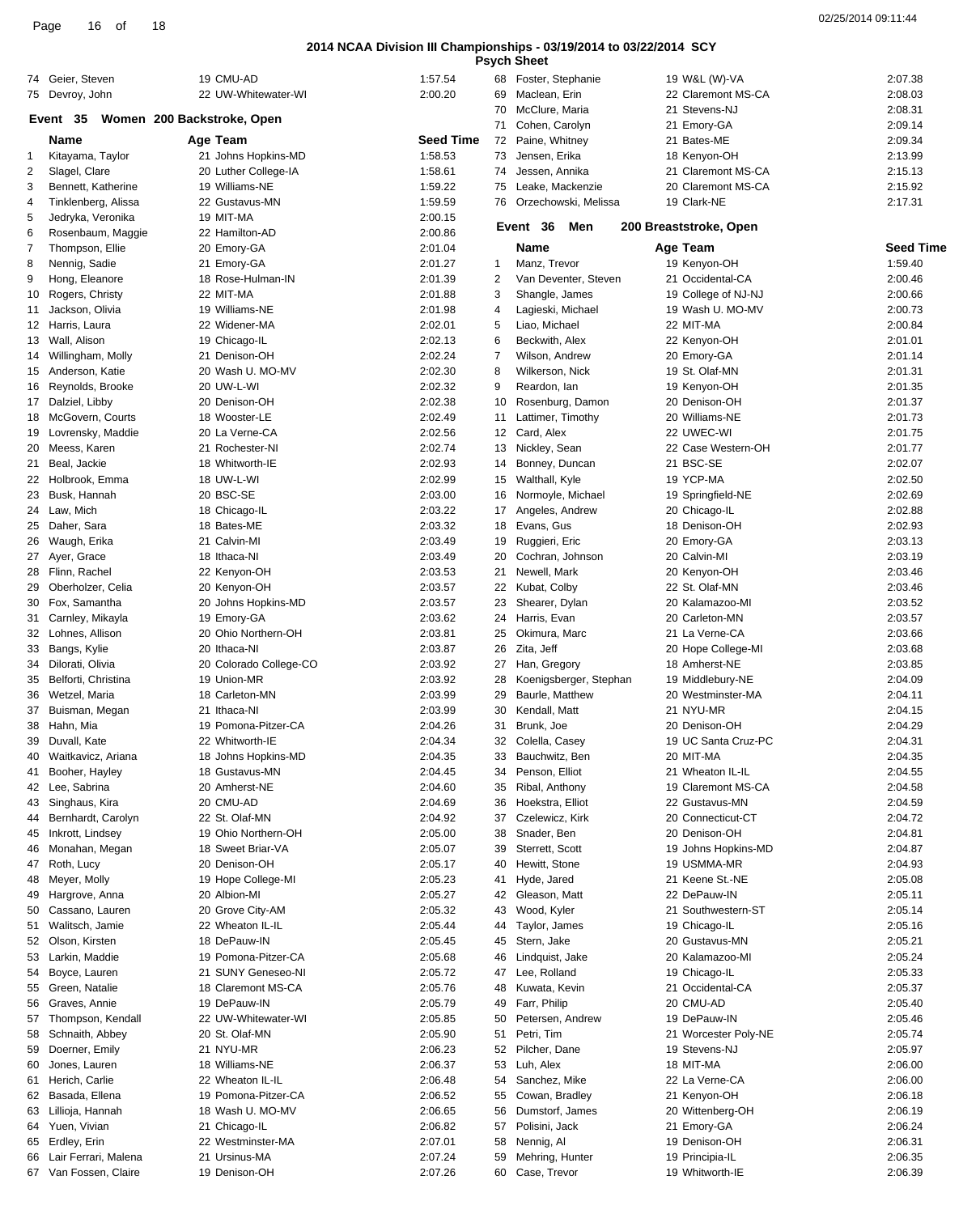**2014 NCAA Division III Championships - 03/19/2014 to 03/22/2014 SCY**

**Psych Sheet**

| | Name | Age | Team | Seed Time |
|---|---|---|---|---|
| 74 | Geier, Steven | 19 | CMU-AD | 1:57.54 |
| 75 | Devroy, John | 22 | UW-Whitewater-WI | 2:00.20 |

## Event 35 Women 200 Backstroke, Open

| | Name | Age | Team | Seed Time |
|---|---|---|---|---|
| 1 | Kitayama, Taylor | 21 | Johns Hopkins-MD | 1:58.53 |
| 2 | Slagel, Clare | 20 | Luther College-IA | 1:58.61 |
| 3 | Bennett, Katherine | 19 | Williams-NE | 1:59.22 |
| 4 | Tinklenberg, Alissa | 22 | Gustavus-MN | 1:59.59 |
| 5 | Jedryka, Veronika | 19 | MIT-MA | 2:00.15 |
| 6 | Rosenbaum, Maggie | 22 | Hamilton-AD | 2:00.86 |
| 7 | Thompson, Ellie | 20 | Emory-GA | 2:01.04 |
| 8 | Nennig, Sadie | 21 | Emory-GA | 2:01.27 |
| 9 | Hong, Eleanore | 18 | Rose-Hulman-IN | 2:01.39 |
| 10 | Rogers, Christy | 22 | MIT-MA | 2:01.88 |
| 11 | Jackson, Olivia | 19 | Williams-NE | 2:01.98 |
| 12 | Harris, Laura | 22 | Widener-MA | 2:02.01 |
| 13 | Wall, Alison | 19 | Chicago-IL | 2:02.13 |
| 14 | Willingham, Molly | 21 | Denison-OH | 2:02.24 |
| 15 | Anderson, Katie | 20 | Wash U. MO-MV | 2:02.30 |
| 16 | Reynolds, Brooke | 20 | UW-L-WI | 2:02.32 |
| 17 | Dalziel, Libby | 20 | Denison-OH | 2:02.38 |
| 18 | McGovern, Courts | 18 | Wooster-LE | 2:02.49 |
| 19 | Lovrensky, Maddie | 20 | La Verne-CA | 2:02.56 |
| 20 | Meess, Karen | 21 | Rochester-NI | 2:02.74 |
| 21 | Beal, Jackie | 18 | Whitworth-IE | 2:02.93 |
| 22 | Holbrook, Emma | 18 | UW-L-WI | 2:02.99 |
| 23 | Busk, Hannah | 20 | BSC-SE | 2:03.00 |
| 24 | Law, Mich | 18 | Chicago-IL | 2:03.22 |
| 25 | Daher, Sara | 18 | Bates-ME | 2:03.32 |
| 26 | Waugh, Erika | 21 | Calvin-MI | 2:03.49 |
| 27 | Ayer, Grace | 18 | Ithaca-NI | 2:03.49 |
| 28 | Flinn, Rachel | 22 | Kenyon-OH | 2:03.53 |
| 29 | Oberholzer, Celia | 20 | Kenyon-OH | 2:03.57 |
| 30 | Fox, Samantha | 20 | Johns Hopkins-MD | 2:03.57 |
| 31 | Carnley, Mikayla | 19 | Emory-GA | 2:03.62 |
| 32 | Lohnes, Allison | 20 | Ohio Northern-OH | 2:03.81 |
| 33 | Bangs, Kylie | 20 | Ithaca-NI | 2:03.87 |
| 34 | Dilorati, Olivia | 20 | Colorado College-CO | 2:03.92 |
| 35 | Belforti, Christina | 19 | Union-MR | 2:03.92 |
| 36 | Wetzel, Maria | 18 | Carleton-MN | 2:03.99 |
| 37 | Buisman, Megan | 21 | Ithaca-NI | 2:03.99 |
| 38 | Hahn, Mia | 19 | Pomona-Pitzer-CA | 2:04.26 |
| 39 | Duvall, Kate | 22 | Whitworth-IE | 2:04.34 |
| 40 | Waitkavicz, Ariana | 18 | Johns Hopkins-MD | 2:04.35 |
| 41 | Booher, Hayley | 18 | Gustavus-MN | 2:04.45 |
| 42 | Lee, Sabrina | 20 | Amherst-NE | 2:04.60 |
| 43 | Singhaus, Kira | 20 | CMU-AD | 2:04.69 |
| 44 | Bernhardt, Carolyn | 22 | St. Olaf-MN | 2:04.92 |
| 45 | Inkrott, Lindsey | 19 | Ohio Northern-OH | 2:05.00 |
| 46 | Monahan, Megan | 18 | Sweet Briar-VA | 2:05.07 |
| 47 | Roth, Lucy | 20 | Denison-OH | 2:05.17 |
| 48 | Meyer, Molly | 19 | Hope College-MI | 2:05.23 |
| 49 | Hargrove, Anna | 20 | Albion-MI | 2:05.27 |
| 50 | Cassano, Lauren | 20 | Grove City-AM | 2:05.32 |
| 51 | Walitsch, Jamie | 22 | Wheaton IL-IL | 2:05.44 |
| 52 | Olson, Kirsten | 18 | DePauw-IN | 2:05.45 |
| 53 | Larkin, Maddie | 19 | Pomona-Pitzer-CA | 2:05.68 |
| 54 | Boyce, Lauren | 21 | SUNY Geneseo-NI | 2:05.72 |
| 55 | Green, Natalie | 18 | Claremont MS-CA | 2:05.76 |
| 56 | Graves, Annie | 19 | DePauw-IN | 2:05.79 |
| 57 | Thompson, Kendall | 22 | UW-Whitewater-WI | 2:05.85 |
| 58 | Schnaith, Abbey | 20 | St. Olaf-MN | 2:05.90 |
| 59 | Doerner, Emily | 21 | NYU-MR | 2:06.23 |
| 60 | Jones, Lauren | 18 | Williams-NE | 2:06.37 |
| 61 | Herich, Carlie | 22 | Wheaton IL-IL | 2:06.48 |
| 62 | Basada, Ellena | 19 | Pomona-Pitzer-CA | 2:06.52 |
| 63 | Lillioja, Hannah | 18 | Wash U. MO-MV | 2:06.65 |
| 64 | Yuen, Vivian | 21 | Chicago-IL | 2:06.82 |
| 65 | Erdley, Erin | 22 | Westminster-MA | 2:07.01 |
| 66 | Lair Ferrari, Malena | 21 | Ursinus-MA | 2:07.24 |
| 67 | Van Fossen, Claire | 19 | Denison-OH | 2:07.26 |
| 68 | Foster, Stephanie | 19 | W&L (W)-VA | 2:07.38 |
| 69 | Maclean, Erin | 22 | Claremont MS-CA | 2:08.03 |
| 70 | McClure, Maria | 21 | Stevens-NJ | 2:08.31 |
| 71 | Cohen, Carolyn | 21 | Emory-GA | 2:09.14 |
| 72 | Paine, Whitney | 21 | Bates-ME | 2:09.34 |
| 73 | Jensen, Erika | 18 | Kenyon-OH | 2:13.99 |
| 74 | Jessen, Annika | 21 | Claremont MS-CA | 2:15.13 |
| 75 | Leake, Mackenzie | 20 | Claremont MS-CA | 2:15.92 |
| 76 | Orzechowski, Melissa | 19 | Clark-NE | 2:17.31 |

## Event 36 Men 200 Breaststroke, Open

| | Name | Age | Team | Seed Time |
|---|---|---|---|---|
| 1 | Manz, Trevor | 19 | Kenyon-OH | 1:59.40 |
| 2 | Van Deventer, Steven | 21 | Occidental-CA | 2:00.46 |
| 3 | Shangle, James | 19 | College of NJ-NJ | 2:00.66 |
| 4 | Lagieski, Michael | 19 | Wash U. MO-MV | 2:00.73 |
| 5 | Liao, Michael | 22 | MIT-MA | 2:00.84 |
| 6 | Beckwith, Alex | 22 | Kenyon-OH | 2:01.01 |
| 7 | Wilson, Andrew | 20 | Emory-GA | 2:01.14 |
| 8 | Wilkerson, Nick | 19 | St. Olaf-MN | 2:01.31 |
| 9 | Reardon, Ian | 19 | Kenyon-OH | 2:01.35 |
| 10 | Rosenburg, Damon | 20 | Denison-OH | 2:01.37 |
| 11 | Lattimer, Timothy | 20 | Williams-NE | 2:01.73 |
| 12 | Card, Alex | 22 | UWEC-WI | 2:01.75 |
| 13 | Nickley, Sean | 22 | Case Western-OH | 2:01.77 |
| 14 | Bonney, Duncan | 21 | BSC-SE | 2:02.07 |
| 15 | Walthall, Kyle | 19 | YCP-MA | 2:02.50 |
| 16 | Normoyle, Michael | 19 | Springfield-NE | 2:02.69 |
| 17 | Angeles, Andrew | 20 | Chicago-IL | 2:02.88 |
| 18 | Evans, Gus | 18 | Denison-OH | 2:02.93 |
| 19 | Ruggieri, Eric | 20 | Emory-GA | 2:03.13 |
| 20 | Cochran, Johnson | 20 | Calvin-MI | 2:03.19 |
| 21 | Newell, Mark | 20 | Kenyon-OH | 2:03.46 |
| 22 | Kubat, Colby | 22 | St. Olaf-MN | 2:03.46 |
| 23 | Shearer, Dylan | 20 | Kalamazoo-MI | 2:03.52 |
| 24 | Harris, Evan | 20 | Carleton-MN | 2:03.57 |
| 25 | Okimura, Marc | 21 | La Verne-CA | 2:03.66 |
| 26 | Zita, Jeff | 20 | Hope College-MI | 2:03.68 |
| 27 | Han, Gregory | 18 | Amherst-NE | 2:03.85 |
| 28 | Koenigsberger, Stephan | 19 | Middlebury-NE | 2:04.09 |
| 29 | Baurle, Matthew | 20 | Westminster-MA | 2:04.11 |
| 30 | Kendall, Matt | 21 | NYU-MR | 2:04.15 |
| 31 | Brunk, Joe | 20 | Denison-OH | 2:04.29 |
| 32 | Colella, Casey | 19 | UC Santa Cruz-PC | 2:04.31 |
| 33 | Bauchwitz, Ben | 20 | MIT-MA | 2:04.35 |
| 34 | Penson, Elliot | 21 | Wheaton IL-IL | 2:04.55 |
| 35 | Ribal, Anthony | 19 | Claremont MS-CA | 2:04.58 |
| 36 | Hoekstra, Elliot | 22 | Gustavus-MN | 2:04.59 |
| 37 | Czelewicz, Kirk | 20 | Connecticut-CT | 2:04.72 |
| 38 | Snader, Ben | 20 | Denison-OH | 2:04.81 |
| 39 | Sterrett, Scott | 19 | Johns Hopkins-MD | 2:04.87 |
| 40 | Hewitt, Stone | 19 | USMMA-MR | 2:04.93 |
| 41 | Hyde, Jared | 21 | Keene St.-NE | 2:05.08 |
| 42 | Gleason, Matt | 22 | DePauw-IN | 2:05.11 |
| 43 | Wood, Kyler | 21 | Southwestern-ST | 2:05.14 |
| 44 | Taylor, James | 19 | Chicago-IL | 2:05.16 |
| 45 | Stern, Jake | 20 | Gustavus-MN | 2:05.21 |
| 46 | Lindquist, Jake | 20 | Kalamazoo-MI | 2:05.24 |
| 47 | Lee, Rolland | 19 | Chicago-IL | 2:05.33 |
| 48 | Kuwata, Kevin | 21 | Occidental-CA | 2:05.37 |
| 49 | Farr, Philip | 20 | CMU-AD | 2:05.40 |
| 50 | Petersen, Andrew | 19 | DePauw-IN | 2:05.46 |
| 51 | Petri, Tim | 21 | Worcester Poly-NE | 2:05.74 |
| 52 | Pilcher, Dane | 19 | Stevens-NJ | 2:05.97 |
| 53 | Luh, Alex | 18 | MIT-MA | 2:06.00 |
| 54 | Sanchez, Mike | 22 | La Verne-CA | 2:06.00 |
| 55 | Cowan, Bradley | 21 | Kenyon-OH | 2:06.18 |
| 56 | Dumstorf, James | 20 | Wittenberg-OH | 2:06.19 |
| 57 | Polisini, Jack | 21 | Emory-GA | 2:06.24 |
| 58 | Nennig, Al | 19 | Denison-OH | 2:06.31 |
| 59 | Mehring, Hunter | 19 | Principia-IL | 2:06.35 |
| 60 | Case, Trevor | 19 | Whitworth-IE | 2:06.39 |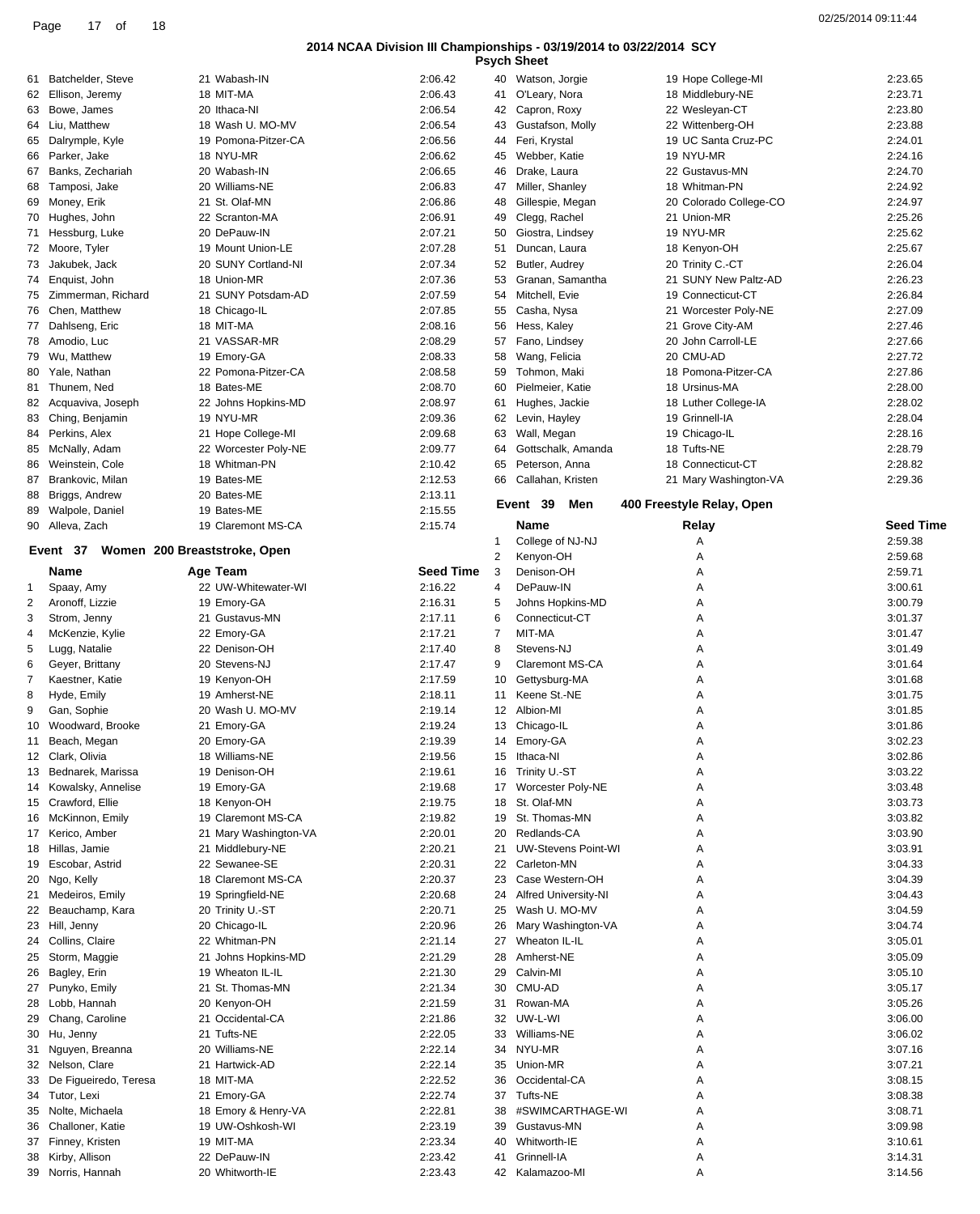## 2014 NCAA Division III Championships - 03/19/2014 to 03/22/2014 SCY

### Psych Sheet

| # | Name | Age | Team | Seed Time |
|---|---|---|---|---|
| 61 | Batchelder, Steve | 21 | Wabash-IN | 2:06.42 |
| 62 | Ellison, Jeremy | 18 | MIT-MA | 2:06.43 |
| 63 | Bowe, James | 20 | Ithaca-NI | 2:06.54 |
| 64 | Liu, Matthew | 18 | Wash U. MO-MV | 2:06.54 |
| 65 | Dalrymple, Kyle | 19 | Pomona-Pitzer-CA | 2:06.56 |
| 66 | Parker, Jake | 18 | NYU-MR | 2:06.62 |
| 67 | Banks, Zechariah | 20 | Wabash-IN | 2:06.65 |
| 68 | Tamposi, Jake | 20 | Williams-NE | 2:06.83 |
| 69 | Money, Erik | 21 | St. Olaf-MN | 2:06.86 |
| 70 | Hughes, John | 22 | Scranton-MA | 2:06.91 |
| 71 | Hessburg, Luke | 20 | DePauw-IN | 2:07.21 |
| 72 | Moore, Tyler | 19 | Mount Union-LE | 2:07.28 |
| 73 | Jakubek, Jack | 20 | SUNY Cortland-NI | 2:07.34 |
| 74 | Enquist, John | 18 | Union-MR | 2:07.36 |
| 75 | Zimmerman, Richard | 21 | SUNY Potsdam-AD | 2:07.59 |
| 76 | Chen, Matthew | 18 | Chicago-IL | 2:07.85 |
| 77 | Dahlseng, Eric | 18 | MIT-MA | 2:08.16 |
| 78 | Amodio, Luc | 21 | VASSAR-MR | 2:08.29 |
| 79 | Wu, Matthew | 19 | Emory-GA | 2:08.33 |
| 80 | Yale, Nathan | 22 | Pomona-Pitzer-CA | 2:08.58 |
| 81 | Thunem, Ned | 18 | Bates-ME | 2:08.70 |
| 82 | Acquaviva, Joseph | 22 | Johns Hopkins-MD | 2:08.97 |
| 83 | Ching, Benjamin | 19 | NYU-MR | 2:09.36 |
| 84 | Perkins, Alex | 21 | Hope College-MI | 2:09.68 |
| 85 | McNally, Adam | 22 | Worcester Poly-NE | 2:09.77 |
| 86 | Weinstein, Cole | 18 | Whitman-PN | 2:10.42 |
| 87 | Brankovic, Milan | 19 | Bates-ME | 2:12.53 |
| 88 | Briggs, Andrew | 20 | Bates-ME | 2:13.11 |
| 89 | Walpole, Daniel | 19 | Bates-ME | 2:15.55 |
| 90 | Alleva, Zach | 19 | Claremont MS-CA | 2:15.74 |

### Event 37 Women 200 Breaststroke, Open

| # | Name | Age | Team | Seed Time |
|---|---|---|---|---|
| 1 | Spaay, Amy | 22 | UW-Whitewater-WI | 2:16.22 |
| 2 | Aronoff, Lizzie | 19 | Emory-GA | 2:16.31 |
| 3 | Strom, Jenny | 21 | Gustavus-MN | 2:17.11 |
| 4 | McKenzie, Kylie | 22 | Emory-GA | 2:17.21 |
| 5 | Lugg, Natalie | 22 | Denison-OH | 2:17.40 |
| 6 | Geyer, Brittany | 20 | Stevens-NJ | 2:17.47 |
| 7 | Kaestner, Katie | 19 | Kenyon-OH | 2:17.59 |
| 8 | Hyde, Emily | 19 | Amherst-NE | 2:18.11 |
| 9 | Gan, Sophie | 20 | Wash U. MO-MV | 2:19.14 |
| 10 | Woodward, Brooke | 21 | Emory-GA | 2:19.24 |
| 11 | Beach, Megan | 20 | Emory-GA | 2:19.39 |
| 12 | Clark, Olivia | 18 | Williams-NE | 2:19.56 |
| 13 | Bednarek, Marissa | 19 | Denison-OH | 2:19.61 |
| 14 | Kowalsky, Annelise | 19 | Emory-GA | 2:19.68 |
| 15 | Crawford, Ellie | 18 | Kenyon-OH | 2:19.75 |
| 16 | McKinnon, Emily | 19 | Claremont MS-CA | 2:19.82 |
| 17 | Kerico, Amber | 21 | Mary Washington-VA | 2:20.01 |
| 18 | Hillas, Jamie | 21 | Middlebury-NE | 2:20.21 |
| 19 | Escobar, Astrid | 22 | Sewanee-SE | 2:20.31 |
| 20 | Ngo, Kelly | 18 | Claremont MS-CA | 2:20.37 |
| 21 | Medeiros, Emily | 19 | Springfield-NE | 2:20.68 |
| 22 | Beauchamp, Kara | 20 | Trinity U.-ST | 2:20.71 |
| 23 | Hill, Jenny | 20 | Chicago-IL | 2:20.96 |
| 24 | Collins, Claire | 22 | Whitman-PN | 2:21.14 |
| 25 | Storm, Maggie | 21 | Johns Hopkins-MD | 2:21.29 |
| 26 | Bagley, Erin | 19 | Wheaton IL-IL | 2:21.30 |
| 27 | Punyko, Emily | 21 | St. Thomas-MN | 2:21.34 |
| 28 | Lobb, Hannah | 20 | Kenyon-OH | 2:21.59 |
| 29 | Chang, Caroline | 21 | Occidental-CA | 2:21.86 |
| 30 | Hu, Jenny | 21 | Tufts-NE | 2:22.05 |
| 31 | Nguyen, Breanna | 20 | Williams-NE | 2:22.14 |
| 32 | Nelson, Clare | 21 | Hartwick-AD | 2:22.14 |
| 33 | De Figueiredo, Teresa | 18 | MIT-MA | 2:22.52 |
| 34 | Tutor, Lexi | 21 | Emory-GA | 2:22.74 |
| 35 | Nolte, Michaela | 18 | Emory & Henry-VA | 2:22.81 |
| 36 | Challoner, Katie | 19 | UW-Oshkosh-WI | 2:23.19 |
| 37 | Finney, Kristen | 19 | MIT-MA | 2:23.34 |
| 38 | Kirby, Allison | 22 | DePauw-IN | 2:23.42 |
| 39 | Norris, Hannah | 20 | Whitworth-IE | 2:23.43 |
| 40 | Watson, Jorgie | 19 | Hope College-MI | 2:23.65 |
| 41 | O'Leary, Nora | 18 | Middlebury-NE | 2:23.71 |
| 42 | Capron, Roxy | 22 | Wesleyan-CT | 2:23.80 |
| 43 | Gustafson, Molly | 22 | Wittenberg-OH | 2:23.88 |
| 44 | Feri, Krystal | 19 | UC Santa Cruz-PC | 2:24.01 |
| 45 | Webber, Katie | 19 | NYU-MR | 2:24.16 |
| 46 | Drake, Laura | 22 | Gustavus-MN | 2:24.70 |
| 47 | Miller, Shanley | 18 | Whitman-PN | 2:24.92 |
| 48 | Gillespie, Megan | 20 | Colorado College-CO | 2:24.97 |
| 49 | Clegg, Rachel | 21 | Union-MR | 2:25.26 |
| 50 | Giostra, Lindsey | 19 | NYU-MR | 2:25.62 |
| 51 | Duncan, Laura | 18 | Kenyon-OH | 2:25.67 |
| 52 | Butler, Audrey | 20 | Trinity C.-CT | 2:26.04 |
| 53 | Granan, Samantha | 21 | SUNY New Paltz-AD | 2:26.23 |
| 54 | Mitchell, Evie | 19 | Connecticut-CT | 2:26.84 |
| 55 | Casha, Nysa | 21 | Worcester Poly-NE | 2:27.09 |
| 56 | Hess, Kaley | 21 | Grove City-AM | 2:27.46 |
| 57 | Fano, Lindsey | 20 | John Carroll-LE | 2:27.66 |
| 58 | Wang, Felicia | 20 | CMU-AD | 2:27.72 |
| 59 | Tohmon, Maki | 18 | Pomona-Pitzer-CA | 2:27.86 |
| 60 | Pielmeier, Katie | 18 | Ursinus-MA | 2:28.00 |
| 61 | Hughes, Jackie | 18 | Luther College-IA | 2:28.02 |
| 62 | Levin, Hayley | 19 | Grinnell-IA | 2:28.04 |
| 63 | Wall, Megan | 19 | Chicago-IL | 2:28.16 |
| 64 | Gottschalk, Amanda | 18 | Tufts-NE | 2:28.79 |
| 65 | Peterson, Anna | 18 | Connecticut-CT | 2:28.82 |
| 66 | Callahan, Kristen | 21 | Mary Washington-VA | 2:29.36 |

### Event 39 Men 400 Freestyle Relay, Open

| # | Name | Relay | Seed Time |
|---|---|---|---|
| 1 | College of NJ-NJ | A | 2:59.38 |
| 2 | Kenyon-OH | A | 2:59.68 |
| 3 | Denison-OH | A | 2:59.71 |
| 4 | DePauw-IN | A | 3:00.61 |
| 5 | Johns Hopkins-MD | A | 3:00.79 |
| 6 | Connecticut-CT | A | 3:01.37 |
| 7 | MIT-MA | A | 3:01.47 |
| 8 | Stevens-NJ | A | 3:01.49 |
| 9 | Claremont MS-CA | A | 3:01.64 |
| 10 | Gettysburg-MA | A | 3:01.68 |
| 11 | Keene St.-NE | A | 3:01.75 |
| 12 | Albion-MI | A | 3:01.85 |
| 13 | Chicago-IL | A | 3:01.86 |
| 14 | Emory-GA | A | 3:02.23 |
| 15 | Ithaca-NI | A | 3:02.86 |
| 16 | Trinity U.-ST | A | 3:03.22 |
| 17 | Worcester Poly-NE | A | 3:03.48 |
| 18 | St. Olaf-MN | A | 3:03.73 |
| 19 | St. Thomas-MN | A | 3:03.82 |
| 20 | Redlands-CA | A | 3:03.90 |
| 21 | UW-Stevens Point-WI | A | 3:03.91 |
| 22 | Carleton-MN | A | 3:04.33 |
| 23 | Case Western-OH | A | 3:04.39 |
| 24 | Alfred University-NI | A | 3:04.43 |
| 25 | Wash U. MO-MV | A | 3:04.59 |
| 26 | Mary Washington-VA | A | 3:04.74 |
| 27 | Wheaton IL-IL | A | 3:05.01 |
| 28 | Amherst-NE | A | 3:05.09 |
| 29 | Calvin-MI | A | 3:05.10 |
| 30 | CMU-AD | A | 3:05.17 |
| 31 | Rowan-MA | A | 3:05.26 |
| 32 | UW-L-WI | A | 3:06.00 |
| 33 | Williams-NE | A | 3:06.02 |
| 34 | NYU-MR | A | 3:07.16 |
| 35 | Union-MR | A | 3:07.21 |
| 36 | Occidental-CA | A | 3:08.15 |
| 37 | Tufts-NE | A | 3:08.38 |
| 38 | #SWIMCARTHAGE-WI | A | 3:08.71 |
| 39 | Gustavus-MN | A | 3:09.98 |
| 40 | Whitworth-IE | A | 3:10.61 |
| 41 | Grinnell-IA | A | 3:14.31 |
| 42 | Kalamazoo-MI | A | 3:14.56 |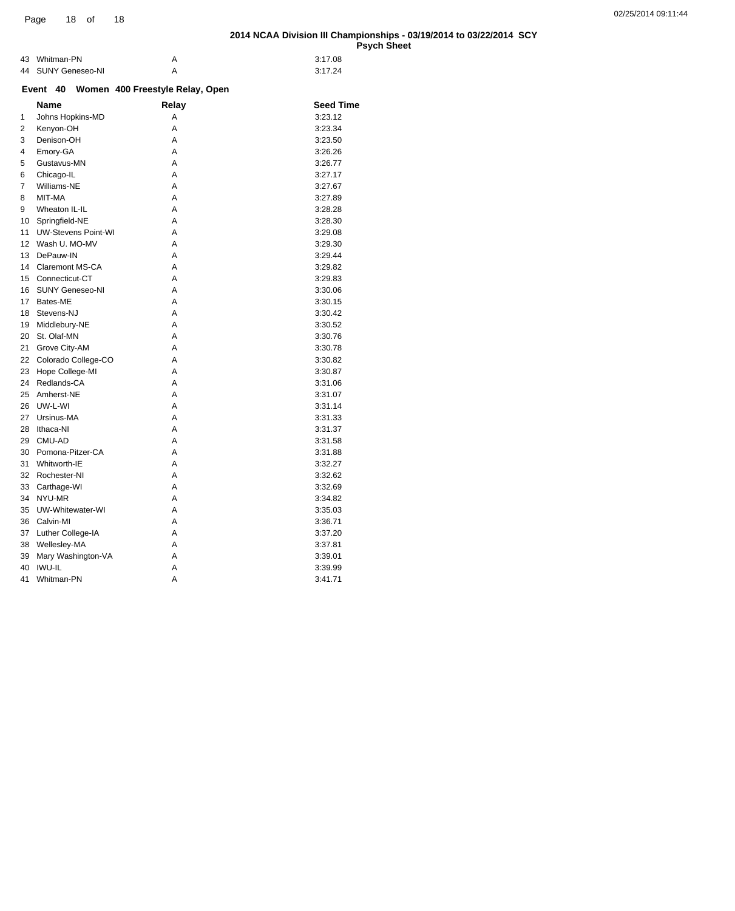**2014 NCAA Division III Championships - 03/19/2014 to 03/22/2014 SCY**
**Psych Sheet**

| | | | |
|---|---|---|---|
| 43 | Whitman-PN | A | 3:17.08 |
| 44 | SUNY Geneseo-NI | A | 3:17.24 |

### Event 40 Women 400 Freestyle Relay, Open

| | Name | Relay | Seed Time |
|---|---|---|---|
| 1 | Johns Hopkins-MD | A | 3:23.12 |
| 2 | Kenyon-OH | A | 3:23.34 |
| 3 | Denison-OH | A | 3:23.50 |
| 4 | Emory-GA | A | 3:26.26 |
| 5 | Gustavus-MN | A | 3:26.77 |
| 6 | Chicago-IL | A | 3:27.17 |
| 7 | Williams-NE | A | 3:27.67 |
| 8 | MIT-MA | A | 3:27.89 |
| 9 | Wheaton IL-IL | A | 3:28.28 |
| 10 | Springfield-NE | A | 3:28.30 |
| 11 | UW-Stevens Point-WI | A | 3:29.08 |
| 12 | Wash U. MO-MV | A | 3:29.30 |
| 13 | DePauw-IN | A | 3:29.44 |
| 14 | Claremont MS-CA | A | 3:29.82 |
| 15 | Connecticut-CT | A | 3:29.83 |
| 16 | SUNY Geneseo-NI | A | 3:30.06 |
| 17 | Bates-ME | A | 3:30.15 |
| 18 | Stevens-NJ | A | 3:30.42 |
| 19 | Middlebury-NE | A | 3:30.52 |
| 20 | St. Olaf-MN | A | 3:30.76 |
| 21 | Grove City-AM | A | 3:30.78 |
| 22 | Colorado College-CO | A | 3:30.82 |
| 23 | Hope College-MI | A | 3:30.87 |
| 24 | Redlands-CA | A | 3:31.06 |
| 25 | Amherst-NE | A | 3:31.07 |
| 26 | UW-L-WI | A | 3:31.14 |
| 27 | Ursinus-MA | A | 3:31.33 |
| 28 | Ithaca-NI | A | 3:31.37 |
| 29 | CMU-AD | A | 3:31.58 |
| 30 | Pomona-Pitzer-CA | A | 3:31.88 |
| 31 | Whitworth-IE | A | 3:32.27 |
| 32 | Rochester-NI | A | 3:32.62 |
| 33 | Carthage-WI | A | 3:32.69 |
| 34 | NYU-MR | A | 3:34.82 |
| 35 | UW-Whitewater-WI | A | 3:35.03 |
| 36 | Calvin-MI | A | 3:36.71 |
| 37 | Luther College-IA | A | 3:37.20 |
| 38 | Wellesley-MA | A | 3:37.81 |
| 39 | Mary Washington-VA | A | 3:39.01 |
| 40 | IWU-IL | A | 3:39.99 |
| 41 | Whitman-PN | A | 3:41.71 |